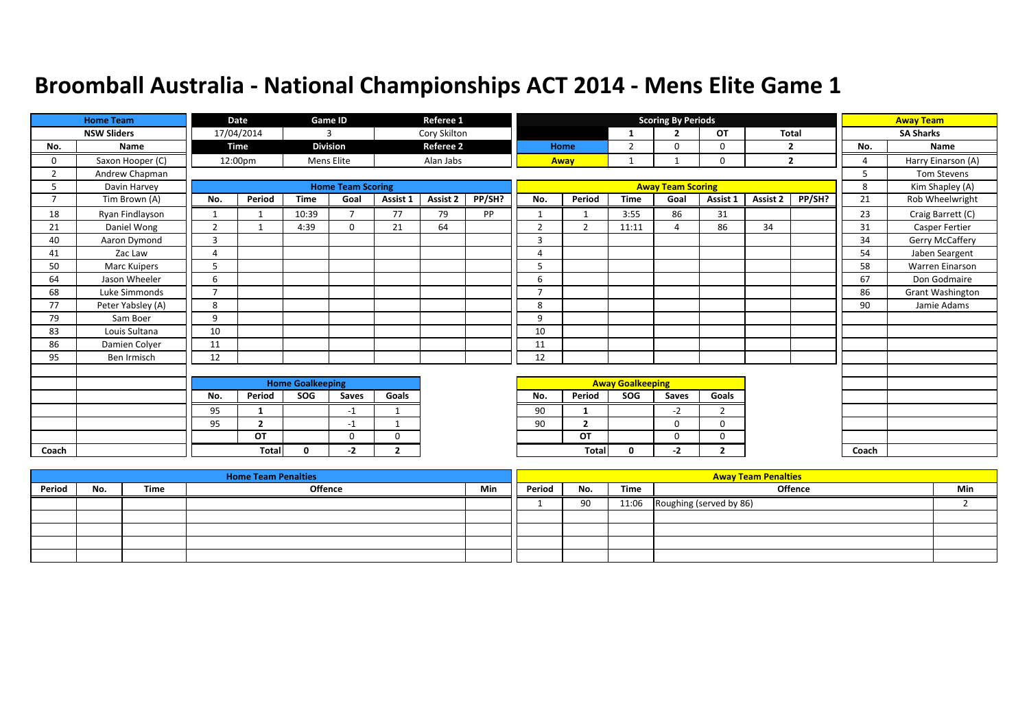# Broomball Australia - National Championships ACT 2014 - Mens Elite Game 1

| Home Team | |
|---|---|
| NSW Sliders | |
| No. | Name |
| 0 | Saxon Hooper (C) |
| 2 | Andrew Chapman |
| 5 | Davin Harvey |
| 7 | Tim Brown (A) |
| 18 | Ryan Findlayson |
| 21 | Daniel Wong |
| 40 | Aaron Dymond |
| 41 | Zac Law |
| 50 | Marc Kuipers |
| 64 | Jason Wheeler |
| 68 | Luke Simmonds |
| 77 | Peter Yabsley (A) |
| 79 | Sam Boer |
| 83 | Louis Sultana |
| 86 | Damien Colyer |
| 95 | Ben Irmisch |
| Coach | |

| Date | Game ID | Referee 1 |
|---|---|---|
| 17/04/2014 | 3 | Cory Skilton |
| **Time** | **Division** | **Referee 2** |
| 12:00pm | Mens Elite | Alan Jabs |

| Scoring By Periods | 1 | 2 | OT | Total |
|---|---|---|---|---|
| Home | 2 | 0 | 0 | 2 |
| Away | 1 | 1 | 0 | 2 |

| Away Team | |
|---|---|
| SA Sharks | |
| No. | Name |
| 4 | Harry Einarson (A) |
| 5 | Tom Stevens |
| 8 | Kim Shapley (A) |
| 21 | Rob Wheelwright |
| 23 | Craig Barrett (C) |
| 31 | Casper Fertier |
| 34 | Gerry McCaffery |
| 54 | Jaben Seargent |
| 58 | Warren Einarson |
| 67 | Don Godmaire |
| 86 | Grant Washington |
| 90 | Jamie Adams |
| Coach | |

## Home Team Scoring

| No. | Period | Time | Goal | Assist 1 | Assist 2 | PP/SH? |
|---|---|---|---|---|---|---|
| 1 | 1 | 10:39 | 7 | 77 | 79 | PP |
| 2 | 1 | 4:39 | 0 | 21 | 64 | |
| 3 | | | | | | |
| 4 | | | | | | |
| 5 | | | | | | |
| 6 | | | | | | |
| 7 | | | | | | |
| 8 | | | | | | |
| 9 | | | | | | |
| 10 | | | | | | |
| 11 | | | | | | |
| 12 | | | | | | |

## Away Team Scoring

| No. | Period | Time | Goal | Assist 1 | Assist 2 | PP/SH? |
|---|---|---|---|---|---|---|
| 1 | 1 | 3:55 | 86 | 31 | | |
| 2 | 2 | 11:11 | 4 | 86 | 34 | |
| 3 | | | | | | |
| 4 | | | | | | |
| 5 | | | | | | |
| 6 | | | | | | |
| 7 | | | | | | |
| 8 | | | | | | |
| 9 | | | | | | |
| 10 | | | | | | |
| 11 | | | | | | |
| 12 | | | | | | |

## Home Goalkeeping

| No. | Period | SOG | Saves | Goals |
|---|---|---|---|---|
| 95 | 1 | | -1 | 1 |
| 95 | 2 | | -1 | 1 |
| | OT | | 0 | 0 |
| | Total | 0 | -2 | 2 |

## Away Goalkeeping

| No. | Period | SOG | Saves | Goals |
|---|---|---|---|---|
| 90 | 1 | | -2 | 2 |
| 90 | 2 | | 0 | 0 |
| | OT | | 0 | 0 |
| | Total | 0 | -2 | 2 |

## Home Team Penalties

| Period | No. | Time | Offence | Min |
|---|---|---|---|---|
| | | | | |
| | | | | |
| | | | | |
| | | | | |
| | | | | |

## Away Team Penalties

| Period | No. | Time | Offence | Min |
|---|---|---|---|---|
| 1 | 90 | 11:06 | Roughing (served by 86) | 2 |
| | | | | |
| | | | | |
| | | | | |
| | | | | |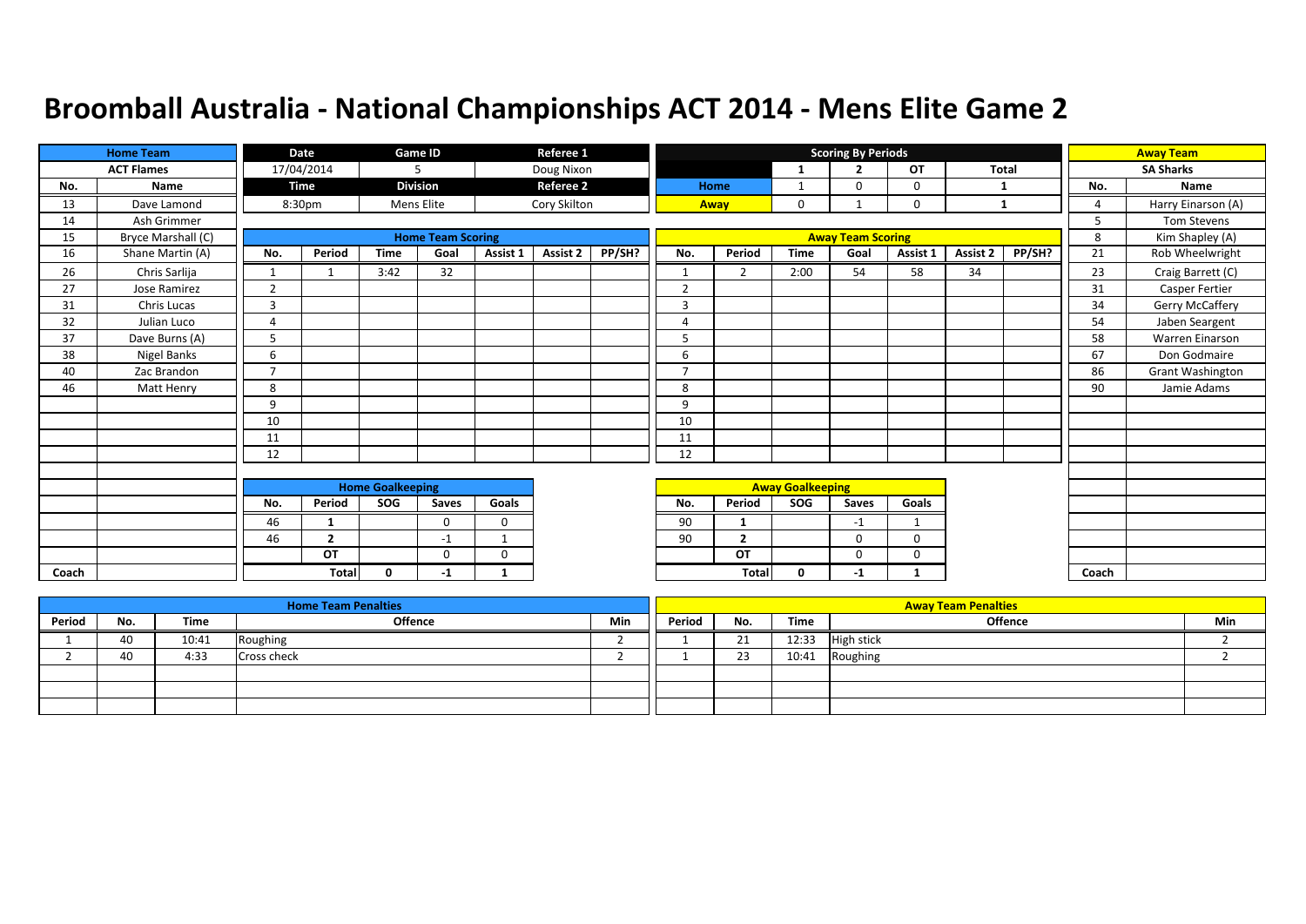# Broomball Australia - National Championships ACT 2014 - Mens Elite Game 2

| Home Team | |
|---|---|
| ACT Flames | |
| No. | Name |
| 13 | Dave Lamond |
| 14 | Ash Grimmer |
| 15 | Bryce Marshall (C) |
| 16 | Shane Martin (A) |
| 26 | Chris Sarlija |
| 27 | Jose Ramirez |
| 31 | Chris Lucas |
| 32 | Julian Luco |
| 37 | Dave Burns (A) |
| 38 | Nigel Banks |
| 40 | Zac Brandon |
| 46 | Matt Henry |
| Coach | |

| Date | Game ID | Referee 1 |
|---|---|---|
| 17/04/2014 | 5 | Doug Nixon |
| Time | Division | Referee 2 |
| 8:30pm | Mens Elite | Cory Skilton |

| Scoring By Periods | 1 | 2 | OT | Total |
|---|---|---|---|---|
| Home | 1 | 0 | 0 | 1 |
| Away | 0 | 1 | 0 | 1 |

| Away Team | |
|---|---|
| SA Sharks | |
| No. | Name |
| 4 | Harry Einarson (A) |
| 5 | Tom Stevens |
| 8 | Kim Shapley (A) |
| 21 | Rob Wheelwright |
| 23 | Craig Barrett (C) |
| 31 | Casper Fertier |
| 34 | Gerry McCaffery |
| 54 | Jaben Seargent |
| 58 | Warren Einarson |
| 67 | Don Godmaire |
| 86 | Grant Washington |
| 90 | Jamie Adams |
| Coach | |

## Home Team Scoring

| No. | Period | Time | Goal | Assist 1 | Assist 2 | PP/SH? |
|---|---|---|---|---|---|---|
| 1 | 1 | 3:42 | 32 | | | |
| 2 | | | | | | |
| 3 | | | | | | |
| 4 | | | | | | |
| 5 | | | | | | |
| 6 | | | | | | |
| 7 | | | | | | |
| 8 | | | | | | |
| 9 | | | | | | |
| 10 | | | | | | |
| 11 | | | | | | |
| 12 | | | | | | |

## Away Team Scoring

| No. | Period | Time | Goal | Assist 1 | Assist 2 | PP/SH? |
|---|---|---|---|---|---|---|
| 1 | 2 | 2:00 | 54 | 58 | 34 | |
| 2 | | | | | | |
| 3 | | | | | | |
| 4 | | | | | | |
| 5 | | | | | | |
| 6 | | | | | | |
| 7 | | | | | | |
| 8 | | | | | | |
| 9 | | | | | | |
| 10 | | | | | | |
| 11 | | | | | | |
| 12 | | | | | | |

## Home Goalkeeping

| No. | Period | SOG | Saves | Goals |
|---|---|---|---|---|
| 46 | 1 | | 0 | 0 |
| 46 | 2 | | -1 | 1 |
| | OT | | 0 | 0 |
| | Total | 0 | -1 | 1 |

## Away Goalkeeping

| No. | Period | SOG | Saves | Goals |
|---|---|---|---|---|
| 90 | 1 | | -1 | 1 |
| 90 | 2 | | 0 | 0 |
| | OT | | 0 | 0 |
| | Total | 0 | -1 | 1 |

## Home Team Penalties

| Period | No. | Time | Offence | Min |
|---|---|---|---|---|
| 1 | 40 | 10:41 | Roughing | 2 |
| 2 | 40 | 4:33 | Cross check | 2 |
| | | | | |
| | | | | |
| | | | | |

## Away Team Penalties

| Period | No. | Time | Offence | Min |
|---|---|---|---|---|
| 1 | 21 | 12:33 | High stick | 2 |
| 1 | 23 | 10:41 | Roughing | 2 |
| | | | | |
| | | | | |
| | | | | |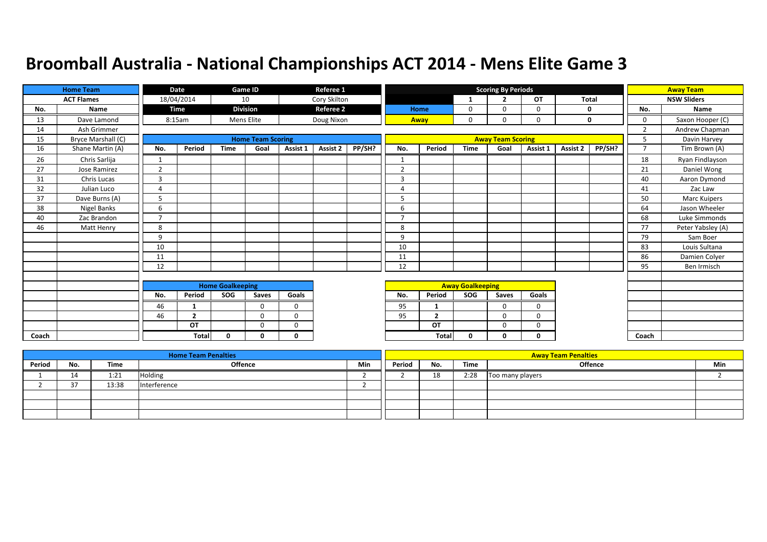# Broomball Australia - National Championships ACT 2014 - Mens Elite Game 3

| Home Team | |
|---|---|
| ACT Flames | |
| No. | Name |
| 13 | Dave Lamond |
| 14 | Ash Grimmer |
| 15 | Bryce Marshall (C) |
| 16 | Shane Martin (A) |
| 26 | Chris Sarlija |
| 27 | Jose Ramirez |
| 31 | Chris Lucas |
| 32 | Julian Luco |
| 37 | Dave Burns (A) |
| 38 | Nigel Banks |
| 40 | Zac Brandon |
| 46 | Matt Henry |
| Coach | |

| Date | Game ID | Referee 1 |
|---|---|---|
| 18/04/2014 | 10 | Cory Skilton |
| **Time** | **Division** | **Referee 2** |
| 8:15am | Mens Elite | Doug Nixon |

| Scoring By Periods | 1 | 2 | OT | Total |
|---|---|---|---|---|
| Home | 0 | 0 | 0 | 0 |
| Away | 0 | 0 | 0 | 0 |

| Away Team | |
|---|---|
| NSW Sliders | |
| No. | Name |
| 0 | Saxon Hooper (C) |
| 2 | Andrew Chapman |
| 5 | Davin Harvey |
| 7 | Tim Brown (A) |
| 18 | Ryan Findlayson |
| 21 | Daniel Wong |
| 40 | Aaron Dymond |
| 41 | Zac Law |
| 50 | Marc Kuipers |
| 64 | Jason Wheeler |
| 68 | Luke Simmonds |
| 77 | Peter Yabsley (A) |
| 79 | Sam Boer |
| 83 | Louis Sultana |
| 86 | Damien Colyer |
| 95 | Ben Irmisch |
| Coach | |

## Home Team Scoring

| No. | Period | Time | Goal | Assist 1 | Assist 2 | PP/SH? |
|---|---|---|---|---|---|---|
| 1 | | | | | | |
| 2 | | | | | | |
| 3 | | | | | | |
| 4 | | | | | | |
| 5 | | | | | | |
| 6 | | | | | | |
| 7 | | | | | | |
| 8 | | | | | | |
| 9 | | | | | | |
| 10 | | | | | | |
| 11 | | | | | | |
| 12 | | | | | | |

## Away Team Scoring

| No. | Period | Time | Goal | Assist 1 | Assist 2 | PP/SH? |
|---|---|---|---|---|---|---|
| 1 | | | | | | |
| 2 | | | | | | |
| 3 | | | | | | |
| 4 | | | | | | |
| 5 | | | | | | |
| 6 | | | | | | |
| 7 | | | | | | |
| 8 | | | | | | |
| 9 | | | | | | |
| 10 | | | | | | |
| 11 | | | | | | |
| 12 | | | | | | |

## Home Goalkeeping

| No. | Period | SOG | Saves | Goals |
|---|---|---|---|---|
| 46 | 1 | | 0 | 0 |
| 46 | 2 | | 0 | 0 |
| | OT | | 0 | 0 |
| | Total | 0 | 0 | 0 |

## Away Goalkeeping

| No. | Period | SOG | Saves | Goals |
|---|---|---|---|---|
| 95 | 1 | | 0 | 0 |
| 95 | 2 | | 0 | 0 |
| | OT | | 0 | 0 |
| | Total | 0 | 0 | 0 |

## Home Team Penalties

| Period | No. | Time | Offence | Min |
|---|---|---|---|---|
| 1 | 14 | 1:21 | Holding | 2 |
| 2 | 37 | 13:38 | Interference | 2 |

## Away Team Penalties

| Period | No. | Time | Offence | Min |
|---|---|---|---|---|
| 2 | 18 | 2:28 | Too many players | 2 |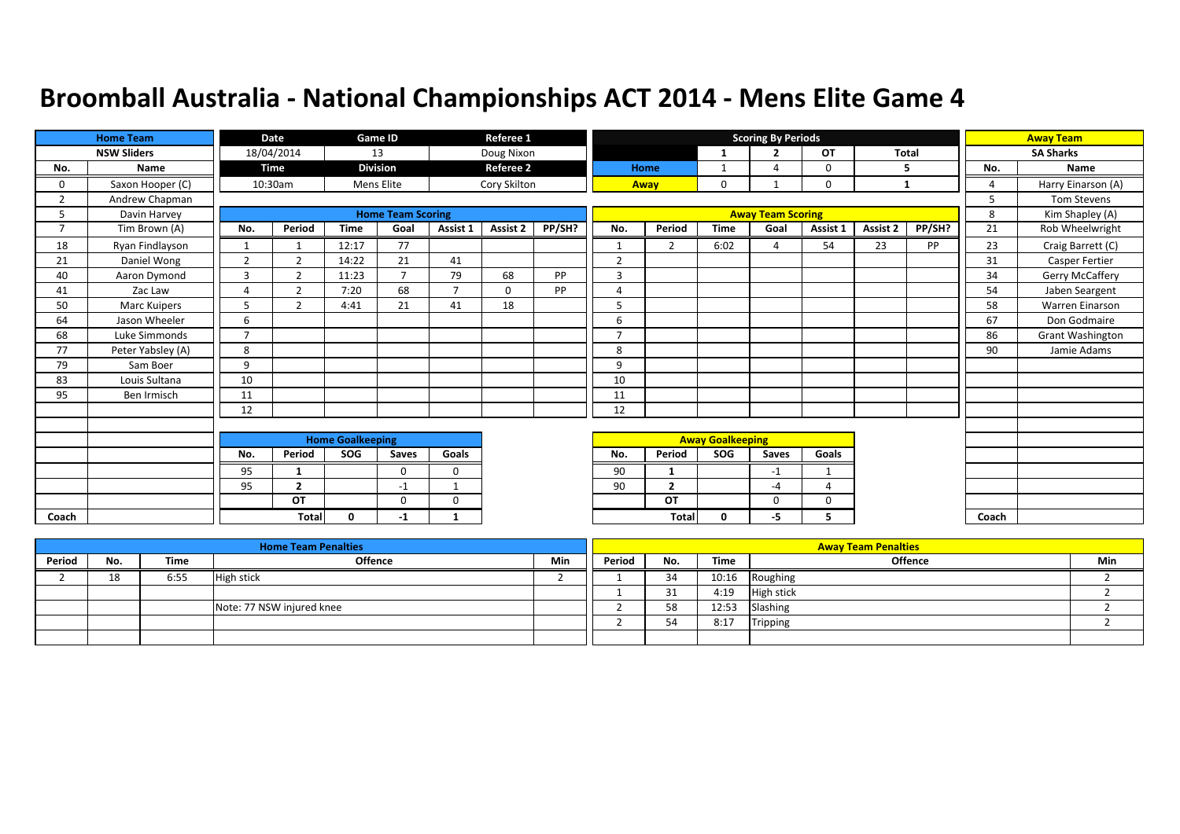# Broomball Australia - National Championships ACT 2014 - Mens Elite Game 4

| Home Team | |
|---|---|
| NSW Sliders | |
| No. | Name |
| 0 | Saxon Hooper (C) |
| 2 | Andrew Chapman |
| 5 | Davin Harvey |
| 7 | Tim Brown (A) |
| 18 | Ryan Findlayson |
| 21 | Daniel Wong |
| 40 | Aaron Dymond |
| 41 | Zac Law |
| 50 | Marc Kuipers |
| 64 | Jason Wheeler |
| 68 | Luke Simmonds |
| 77 | Peter Yabsley (A) |
| 79 | Sam Boer |
| 83 | Louis Sultana |
| 95 | Ben Irmisch |
| Coach | |

| Date | Game ID | Referee 1 |
|---|---|---|
| 18/04/2014 | 13 | Doug Nixon |
| **Time** | **Division** | **Referee 2** |
| 10:30am | Mens Elite | Cory Skilton |

| Scoring By Periods | 1 | 2 | OT | Total |
|---|---|---|---|---|
| Home | 1 | 4 | 0 | 5 |
| Away | 0 | 1 | 0 | 1 |

| Away Team | |
|---|---|
| SA Sharks | |
| No. | Name |
| 4 | Harry Einarson (A) |
| 5 | Tom Stevens |
| 8 | Kim Shapley (A) |
| 21 | Rob Wheelwright |
| 23 | Craig Barrett (C) |
| 31 | Casper Fertier |
| 34 | Gerry McCaffery |
| 54 | Jaben Seargent |
| 58 | Warren Einarson |
| 67 | Don Godmaire |
| 86 | Grant Washington |
| 90 | Jamie Adams |
| Coach | |

**Home Team Scoring**

| No. | Period | Time | Goal | Assist 1 | Assist 2 | PP/SH? |
|---|---|---|---|---|---|---|
| 1 | 1 | 12:17 | 77 | | | |
| 2 | 2 | 14:22 | 21 | 41 | | |
| 3 | 2 | 11:23 | 7 | 79 | 68 | PP |
| 4 | 2 | 7:20 | 68 | 7 | 0 | PP |
| 5 | 2 | 4:41 | 21 | 41 | 18 | |
| 6 | | | | | | |
| 7 | | | | | | |
| 8 | | | | | | |
| 9 | | | | | | |
| 10 | | | | | | |
| 11 | | | | | | |
| 12 | | | | | | |

**Away Team Scoring**

| No. | Period | Time | Goal | Assist 1 | Assist 2 | PP/SH? |
|---|---|---|---|---|---|---|
| 1 | 2 | 6:02 | 4 | 54 | 23 | PP |
| 2 | | | | | | |
| 3 | | | | | | |
| 4 | | | | | | |
| 5 | | | | | | |
| 6 | | | | | | |
| 7 | | | | | | |
| 8 | | | | | | |
| 9 | | | | | | |
| 10 | | | | | | |
| 11 | | | | | | |
| 12 | | | | | | |

**Home Goalkeeping**

| No. | Period | SOG | Saves | Goals |
|---|---|---|---|---|
| 95 | 1 | | 0 | 0 |
| 95 | 2 | | -1 | 1 |
| | OT | | 0 | 0 |
| | Total | 0 | -1 | 1 |

**Away Goalkeeping**

| No. | Period | SOG | Saves | Goals |
|---|---|---|---|---|
| 90 | 1 | | -1 | 1 |
| 90 | 2 | | -4 | 4 |
| | OT | | 0 | 0 |
| | Total | 0 | -5 | 5 |

**Home Team Penalties**

| Period | No. | Time | Offence | Min |
|---|---|---|---|---|
| 2 | 18 | 6:55 | High stick | 2 |
| | | | | |
| | | | Note: 77 NSW injured knee | |
| | | | | |
| | | | | |

**Away Team Penalties**

| Period | No. | Time | Offence | Min |
|---|---|---|---|---|
| 1 | 34 | 10:16 | Roughing | 2 |
| 1 | 31 | 4:19 | High stick | 2 |
| 2 | 58 | 12:53 | Slashing | 2 |
| 2 | 54 | 8:17 | Tripping | 2 |
| | | | | |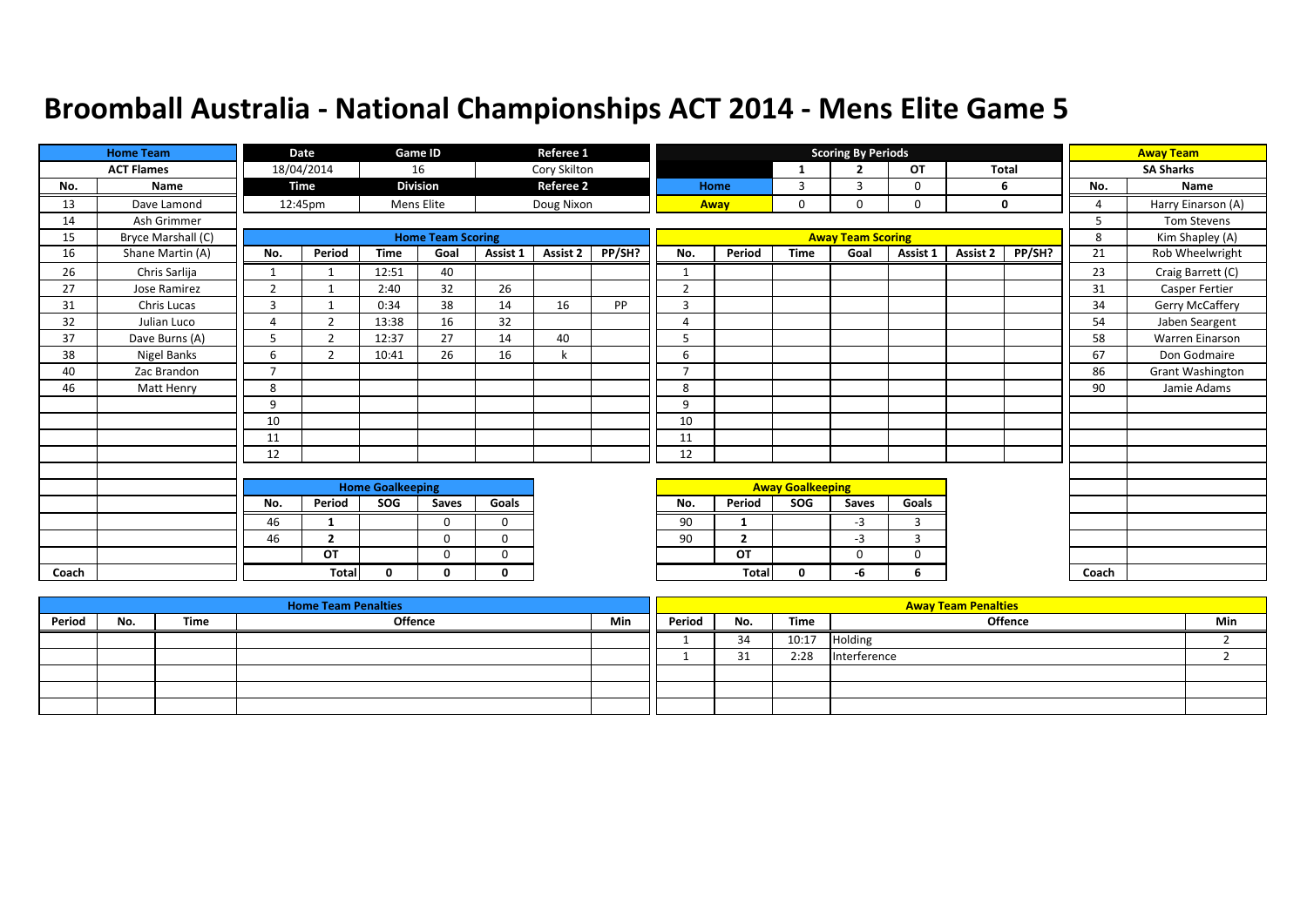# Broomball Australia - National Championships ACT 2014 - Mens Elite Game 5

| Home Team | |
|---|---|
| ACT Flames | |
| No. | Name |
| 13 | Dave Lamond |
| 14 | Ash Grimmer |
| 15 | Bryce Marshall (C) |
| 16 | Shane Martin (A) |
| 26 | Chris Sarlija |
| 27 | Jose Ramirez |
| 31 | Chris Lucas |
| 32 | Julian Luco |
| 37 | Dave Burns (A) |
| 38 | Nigel Banks |
| 40 | Zac Brandon |
| 46 | Matt Henry |
| Coach | |

| Date | Game ID | Referee 1 |
|---|---|---|
| 18/04/2014 | 16 | Cory Skilton |
| **Time** | **Division** | **Referee 2** |
| 12:45pm | Mens Elite | Doug Nixon |

| Scoring By Periods | 1 | 2 | OT | Total |
|---|---|---|---|---|
| Home | 3 | 3 | 0 | 6 |
| Away | 0 | 0 | 0 | 0 |

| Away Team | |
|---|---|
| SA Sharks | |
| No. | Name |
| 4 | Harry Einarson (A) |
| 5 | Tom Stevens |
| 8 | Kim Shapley (A) |
| 21 | Rob Wheelwright |
| 23 | Craig Barrett (C) |
| 31 | Casper Fertier |
| 34 | Gerry McCaffery |
| 54 | Jaben Seargent |
| 58 | Warren Einarson |
| 67 | Don Godmaire |
| 86 | Grant Washington |
| 90 | Jamie Adams |
| Coach | |

## Home Team Scoring

| No. | Period | Time | Goal | Assist 1 | Assist 2 | PP/SH? |
|---|---|---|---|---|---|---|
| 1 | 1 | 12:51 | 40 | | | |
| 2 | 1 | 2:40 | 32 | 26 | | |
| 3 | 1 | 0:34 | 38 | 14 | 16 | PP |
| 4 | 2 | 13:38 | 16 | 32 | | |
| 5 | 2 | 12:37 | 27 | 14 | 40 | |
| 6 | 2 | 10:41 | 26 | 16 | k | |
| 7 | | | | | | |
| 8 | | | | | | |
| 9 | | | | | | |
| 10 | | | | | | |
| 11 | | | | | | |
| 12 | | | | | | |

## Away Team Scoring

| No. | Period | Time | Goal | Assist 1 | Assist 2 | PP/SH? |
|---|---|---|---|---|---|---|
| 1 | | | | | | |
| 2 | | | | | | |
| 3 | | | | | | |
| 4 | | | | | | |
| 5 | | | | | | |
| 6 | | | | | | |
| 7 | | | | | | |
| 8 | | | | | | |
| 9 | | | | | | |
| 10 | | | | | | |
| 11 | | | | | | |
| 12 | | | | | | |

## Home Goalkeeping

| No. | Period | SOG | Saves | Goals |
|---|---|---|---|---|
| 46 | 1 | | 0 | 0 |
| 46 | 2 | | 0 | 0 |
| | OT | | 0 | 0 |
| | Total | 0 | 0 | 0 |

## Away Goalkeeping

| No. | Period | SOG | Saves | Goals |
|---|---|---|---|---|
| 90 | 1 | | -3 | 3 |
| 90 | 2 | | -3 | 3 |
| | OT | | 0 | 0 |
| | Total | 0 | -6 | 6 |

## Home Team Penalties

| Period | No. | Time | Offence | Min |
|---|---|---|---|---|
| | | | | |
| | | | | |
| | | | | |
| | | | | |
| | | | | |

## Away Team Penalties

| Period | No. | Time | Offence | Min |
|---|---|---|---|---|
| 1 | 34 | 10:17 | Holding | 2 |
| 1 | 31 | 2:28 | Interference | 2 |
| | | | | |
| | | | | |
| | | | | |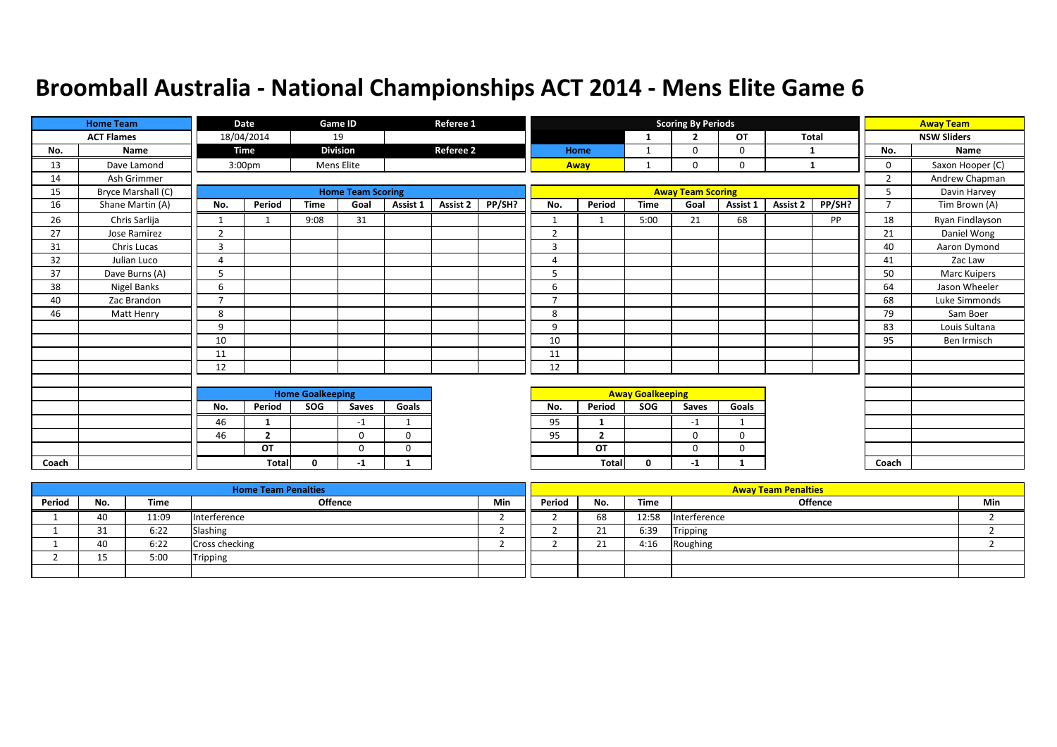# Broomball Australia - National Championships ACT 2014 - Mens Elite Game 6

| Home Team | | Date | Game ID | Referee 1 |
|---|---|---|---|---|
| ACT Flames | | 18/04/2014 | 19 | |
| | | Time | Division | Referee 2 |
| | | 3:00pm | Mens Elite | |

**Scoring By Periods**

| | 1 | 2 | OT | Total |
|---|---|---|---|---|
| Home | 1 | 0 | 0 | 1 |
| Away | 1 | 0 | 0 | 1 |

**Home Team: ACT Flames**

| No. | Name |
|---|---|
| 13 | Dave Lamond |
| 14 | Ash Grimmer |
| 15 | Bryce Marshall (C) |
| 16 | Shane Martin (A) |
| 26 | Chris Sarlija |
| 27 | Jose Ramirez |
| 31 | Chris Lucas |
| 32 | Julian Luco |
| 37 | Dave Burns (A) |
| 38 | Nigel Banks |
| 40 | Zac Brandon |
| 46 | Matt Henry |
| Coach | |

**Away Team: NSW Sliders**

| No. | Name |
|---|---|
| 0 | Saxon Hooper (C) |
| 2 | Andrew Chapman |
| 5 | Davin Harvey |
| 7 | Tim Brown (A) |
| 18 | Ryan Findlayson |
| 21 | Daniel Wong |
| 40 | Aaron Dymond |
| 41 | Zac Law |
| 50 | Marc Kuipers |
| 64 | Jason Wheeler |
| 68 | Luke Simmonds |
| 79 | Sam Boer |
| 83 | Louis Sultana |
| 95 | Ben Irmisch |
| Coach | |

**Home Team Scoring**

| No. | Period | Time | Goal | Assist 1 | Assist 2 | PP/SH? |
|---|---|---|---|---|---|---|
| 1 | 1 | 9:08 | 31 | | | |
| 2 | | | | | | |
| 3 | | | | | | |
| 4 | | | | | | |
| 5 | | | | | | |
| 6 | | | | | | |
| 7 | | | | | | |
| 8 | | | | | | |
| 9 | | | | | | |
| 10 | | | | | | |
| 11 | | | | | | |
| 12 | | | | | | |

**Away Team Scoring**

| No. | Period | Time | Goal | Assist 1 | Assist 2 | PP/SH? |
|---|---|---|---|---|---|---|
| 1 | 1 | 5:00 | 21 | 68 | | PP |
| 2 | | | | | | |
| 3 | | | | | | |
| 4 | | | | | | |
| 5 | | | | | | |
| 6 | | | | | | |
| 7 | | | | | | |
| 8 | | | | | | |
| 9 | | | | | | |
| 10 | | | | | | |
| 11 | | | | | | |
| 12 | | | | | | |

**Home Goalkeeping**

| No. | Period | SOG | Saves | Goals |
|---|---|---|---|---|
| 46 | 1 | | -1 | 1 |
| 46 | 2 | | 0 | 0 |
| | OT | | 0 | 0 |
| | Total | 0 | -1 | 1 |

**Away Goalkeeping**

| No. | Period | SOG | Saves | Goals |
|---|---|---|---|---|
| 95 | 1 | | -1 | 1 |
| 95 | 2 | | 0 | 0 |
| | OT | | 0 | 0 |
| | Total | 0 | -1 | 1 |

**Home Team Penalties**

| Period | No. | Time | Offence | Min |
|---|---|---|---|---|
| 1 | 40 | 11:09 | Interference | 2 |
| 1 | 31 | 6:22 | Slashing | 2 |
| 1 | 40 | 6:22 | Cross checking | 2 |
| 2 | 15 | 5:00 | Tripping | 2 |
| | | | | |

**Away Team Penalties**

| Period | No. | Time | Offence | Min |
|---|---|---|---|---|
| 2 | 68 | 12:58 | Interference | 2 |
| 2 | 21 | 6:39 | Tripping | 2 |
| 2 | 21 | 4:16 | Roughing | 2 |
| | | | | |
| | | | | |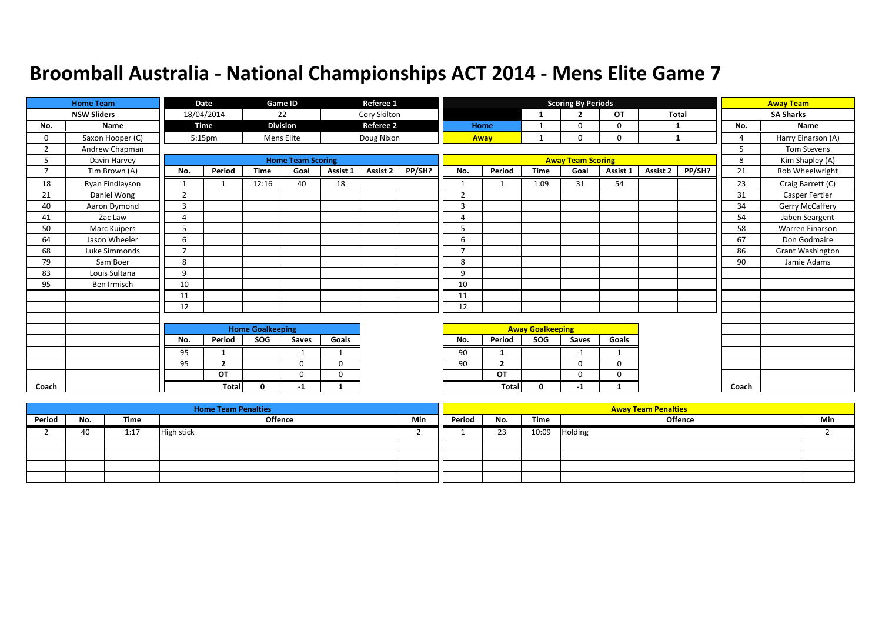# Broomball Australia - National Championships ACT 2014 - Mens Elite Game 7

| Home Team | |
|---|---|
| NSW Sliders | |
| No. | Name |
| 0 | Saxon Hooper (C) |
| 2 | Andrew Chapman |
| 5 | Davin Harvey |
| 7 | Tim Brown (A) |
| 18 | Ryan Findlayson |
| 21 | Daniel Wong |
| 40 | Aaron Dymond |
| 41 | Zac Law |
| 50 | Marc Kuipers |
| 64 | Jason Wheeler |
| 68 | Luke Simmonds |
| 79 | Sam Boer |
| 83 | Louis Sultana |
| 95 | Ben Irmisch |
| Coach | |

| Date | Game ID | Referee 1 |
|---|---|---|
| 18/04/2014 | 22 | Cory Skilton |
| **Time** | **Division** | **Referee 2** |
| 5:15pm | Mens Elite | Doug Nixon |

| Scoring By Periods | 1 | 2 | OT | Total |
|---|---|---|---|---|
| Home | 1 | 0 | 0 | 1 |
| Away | 1 | 0 | 0 | 1 |

| Away Team | |
|---|---|
| SA Sharks | |
| No. | Name |
| 4 | Harry Einarson (A) |
| 5 | Tom Stevens |
| 8 | Kim Shapley (A) |
| 21 | Rob Wheelwright |
| 23 | Craig Barrett (C) |
| 31 | Casper Fertier |
| 34 | Gerry McCaffery |
| 54 | Jaben Seargent |
| 58 | Warren Einarson |
| 67 | Don Godmaire |
| 86 | Grant Washington |
| 90 | Jamie Adams |
| Coach | |

**Home Team Scoring**

| No. | Period | Time | Goal | Assist 1 | Assist 2 | PP/SH? |
|---|---|---|---|---|---|---|
| 1 | 1 | 12:16 | 40 | 18 | | |
| 2 | | | | | | |
| 3 | | | | | | |
| 4 | | | | | | |
| 5 | | | | | | |
| 6 | | | | | | |
| 7 | | | | | | |
| 8 | | | | | | |
| 9 | | | | | | |
| 10 | | | | | | |
| 11 | | | | | | |
| 12 | | | | | | |

**Away Team Scoring**

| No. | Period | Time | Goal | Assist 1 | Assist 2 | PP/SH? |
|---|---|---|---|---|---|---|
| 1 | 1 | 1:09 | 31 | 54 | | |
| 2 | | | | | | |
| 3 | | | | | | |
| 4 | | | | | | |
| 5 | | | | | | |
| 6 | | | | | | |
| 7 | | | | | | |
| 8 | | | | | | |
| 9 | | | | | | |
| 10 | | | | | | |
| 11 | | | | | | |
| 12 | | | | | | |

**Home Goalkeeping**

| No. | Period | SOG | Saves | Goals |
|---|---|---|---|---|
| 95 | 1 | | -1 | 1 |
| 95 | 2 | | 0 | 0 |
| | OT | | 0 | 0 |
| | Total | 0 | -1 | 1 |

**Away Goalkeeping**

| No. | Period | SOG | Saves | Goals |
|---|---|---|---|---|
| 90 | 1 | | -1 | 1 |
| 90 | 2 | | 0 | 0 |
| | OT | | 0 | 0 |
| | Total | 0 | -1 | 1 |

**Home Team Penalties**

| Period | No. | Time | Offence | Min |
|---|---|---|---|---|
| 2 | 40 | 1:17 | High stick | 2 |
| | | | | |
| | | | | |
| | | | | |
| | | | | |

**Away Team Penalties**

| Period | No. | Time | Offence | Min |
|---|---|---|---|---|
| 1 | 23 | 10:09 | Holding | 2 |
| | | | | |
| | | | | |
| | | | | |
| | | | | |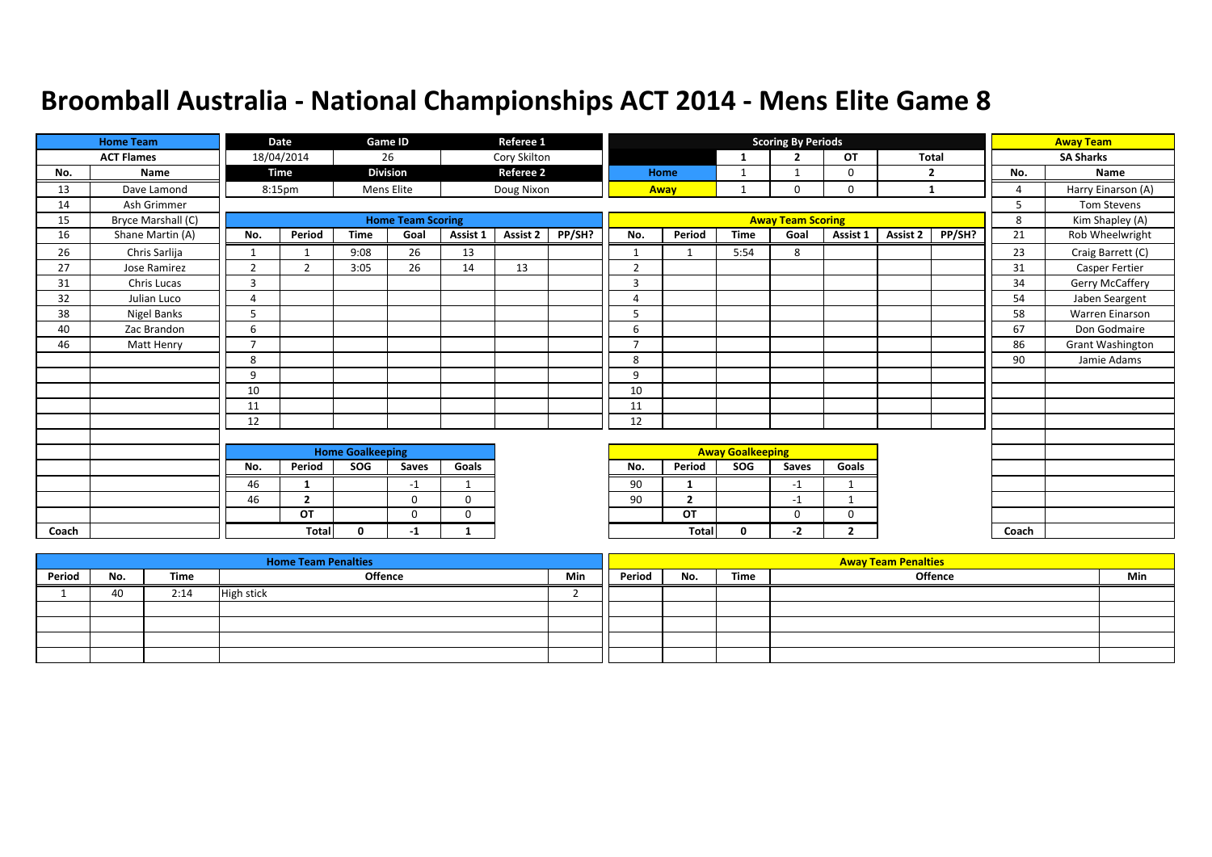# Broomball Australia - National Championships ACT 2014 - Mens Elite Game 8

| Home Team | |
|---|---|
| ACT Flames | |
| No. | Name |
| 13 | Dave Lamond |
| 14 | Ash Grimmer |
| 15 | Bryce Marshall (C) |
| 16 | Shane Martin (A) |
| 26 | Chris Sarlija |
| 27 | Jose Ramirez |
| 31 | Chris Lucas |
| 32 | Julian Luco |
| 38 | Nigel Banks |
| 40 | Zac Brandon |
| 46 | Matt Henry |
| Coach | |

| Date | Game ID | Referee 1 |
|---|---|---|
| 18/04/2014 | 26 | Cory Skilton |
| **Time** | **Division** | **Referee 2** |
| 8:15pm | Mens Elite | Doug Nixon |

| Scoring By Periods | 1 | 2 | OT | Total |
|---|---|---|---|---|
| Home | 1 | 1 | 0 | 2 |
| Away | 1 | 0 | 0 | 1 |

| Away Team | |
|---|---|
| SA Sharks | |
| No. | Name |
| 4 | Harry Einarson (A) |
| 5 | Tom Stevens |
| 8 | Kim Shapley (A) |
| 21 | Rob Wheelwright |
| 23 | Craig Barrett (C) |
| 31 | Casper Fertier |
| 34 | Gerry McCaffery |
| 54 | Jaben Seargent |
| 58 | Warren Einarson |
| 67 | Don Godmaire |
| 86 | Grant Washington |
| 90 | Jamie Adams |
| Coach | |

## Home Team Scoring

| No. | Period | Time | Goal | Assist 1 | Assist 2 | PP/SH? |
|---|---|---|---|---|---|---|
| 1 | 1 | 9:08 | 26 | 13 | | |
| 2 | 2 | 3:05 | 26 | 14 | 13 | |
| 3 | | | | | | |
| 4 | | | | | | |
| 5 | | | | | | |
| 6 | | | | | | |
| 7 | | | | | | |
| 8 | | | | | | |
| 9 | | | | | | |
| 10 | | | | | | |
| 11 | | | | | | |
| 12 | | | | | | |

## Away Team Scoring

| No. | Period | Time | Goal | Assist 1 | Assist 2 | PP/SH? |
|---|---|---|---|---|---|---|
| 1 | 1 | 5:54 | 8 | | | |
| 2 | | | | | | |
| 3 | | | | | | |
| 4 | | | | | | |
| 5 | | | | | | |
| 6 | | | | | | |
| 7 | | | | | | |
| 8 | | | | | | |
| 9 | | | | | | |
| 10 | | | | | | |
| 11 | | | | | | |
| 12 | | | | | | |

## Home Goalkeeping

| No. | Period | SOG | Saves | Goals |
|---|---|---|---|---|
| 46 | 1 | | -1 | 1 |
| 46 | 2 | | 0 | 0 |
| | OT | | 0 | 0 |
| | Total | 0 | -1 | 1 |

## Away Goalkeeping

| No. | Period | SOG | Saves | Goals |
|---|---|---|---|---|
| 90 | 1 | | -1 | 1 |
| 90 | 2 | | -1 | 1 |
| | OT | | 0 | 0 |
| | Total | 0 | -2 | 2 |

## Home Team Penalties

| Period | No. | Time | Offence | Min |
|---|---|---|---|---|
| 1 | 40 | 2:14 | High stick | 2 |
| | | | | |
| | | | | |
| | | | | |
| | | | | |

## Away Team Penalties

| Period | No. | Time | Offence | Min |
|---|---|---|---|---|
| | | | | |
| | | | | |
| | | | | |
| | | | | |
| | | | | |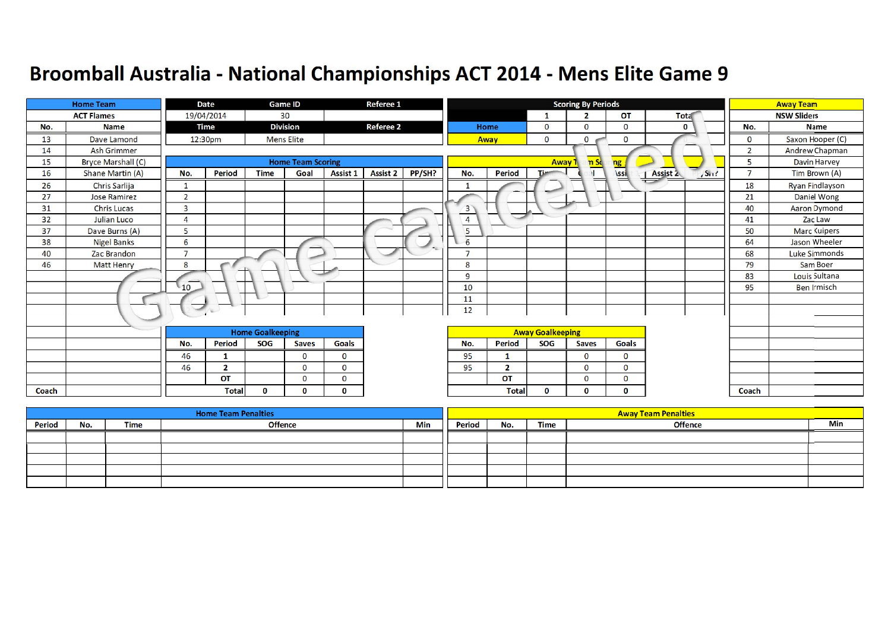# Broomball Australia - National Championships ACT 2014 - Mens Elite Game 9

Game cancelled

| Date | Game ID | Referee 1 |
|---|---|---|
| 19/04/2014 | 30 | |
| **Time** | **Division** | **Referee 2** |
| 12:30pm | Mens Elite | |

**Scoring By Periods**

| | 1 | 2 | OT | Total |
|---|---|---|---|---|
| Home | 0 | 0 | 0 | 0 |
| Away | 0 | 0 | 0 | |

**Home Team**

**ACT Flames**

| No. | Name |
|---|---|
| 13 | Dave Lamond |
| 14 | Ash Grimmer |
| 15 | Bryce Marshall (C) |
| 16 | Shane Martin (A) |
| 26 | Chris Sarlija |
| 27 | Jose Ramirez |
| 31 | Chris Lucas |
| 32 | Julian Luco |
| 37 | Dave Burns (A) |
| 38 | Nigel Banks |
| 40 | Zac Brandon |
| 46 | Matt Henry |
| Coach | |

**Away Team**

**NSW Sliders**

| No. | Name |
|---|---|
| 0 | Saxon Hooper (C) |
| 2 | Andrew Chapman |
| 5 | Davin Harvey |
| 7 | Tim Brown (A) |
| 18 | Ryan Findlayson |
| 21 | Daniel Wong |
| 40 | Aaron Dymond |
| 41 | Zac Law |
| 50 | Marc Kuipers |
| 64 | Jason Wheeler |
| 68 | Luke Simmonds |
| 79 | Sam Boer |
| 83 | Louis Sultana |
| 95 | Ben Irmisch |
| Coach | |

**Home Team Scoring**

| No. | Period | Time | Goal | Assist 1 | Assist 2 | PP/SH? |
|---|---|---|---|---|---|---|
| 1 | | | | | | |
| 2 | | | | | | |
| 3 | | | | | | |
| 4 | | | | | | |
| 5 | | | | | | |
| 6 | | | | | | |
| 7 | | | | | | |
| 8 | | | | | | |
| | | | | | | |
| 10 | | | | | | |

**Away Team Scoring**

| No. | Period | Time | Goal | Assist 1 | Assist 2 | PP/SH? |
|---|---|---|---|---|---|---|
| 1 | | | | | | |
| | | | | | | |
| 3 | | | | | | |
| 4 | | | | | | |
| 5 | | | | | | |
| 6 | | | | | | |
| 7 | | | | | | |
| 8 | | | | | | |
| 9 | | | | | | |
| 10 | | | | | | |
| 11 | | | | | | |
| 12 | | | | | | |

**Home Goalkeeping**

| No. | Period | SOG | Saves | Goals |
|---|---|---|---|---|
| 46 | 1 | | 0 | 0 |
| 46 | 2 | | 0 | 0 |
| | OT | | 0 | 0 |
| | Total | 0 | 0 | 0 |

**Away Goalkeeping**

| No. | Period | SOG | Saves | Goals |
|---|---|---|---|---|
| 95 | 1 | | 0 | 0 |
| 95 | 2 | | 0 | 0 |
| | OT | | 0 | 0 |
| | Total | 0 | 0 | 0 |

**Home Team Penalties**

| Period | No. | Time | Offence | Min |
|---|---|---|---|---|
| | | | | |

**Away Team Penalties**

| Period | No. | Time | Offence | Min |
|---|---|---|---|---|
| | | | | |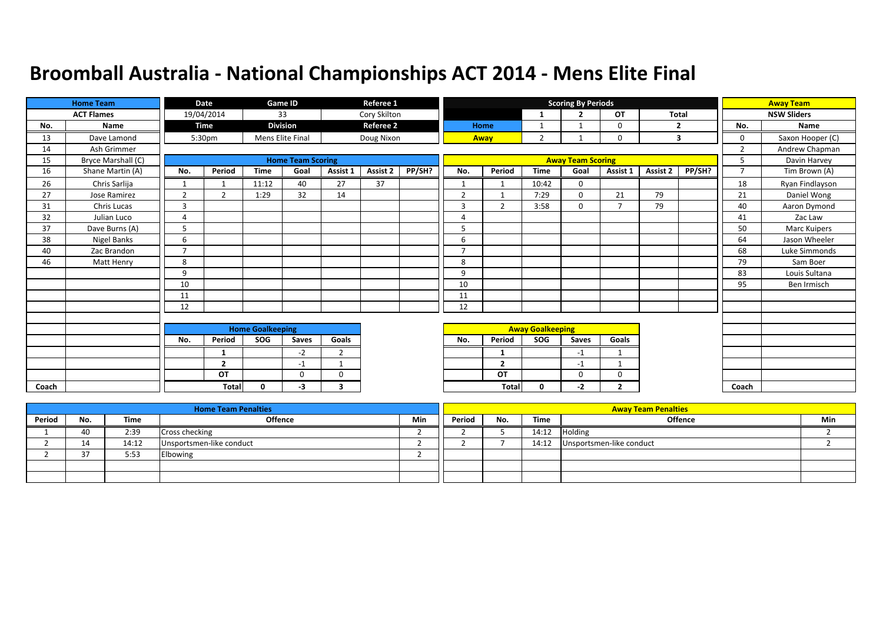# Broomball Australia - National Championships ACT 2014 - Mens Elite Final

| Home Team | |
|---|---|
| ACT Flames | |
| No. | Name |
| 13 | Dave Lamond |
| 14 | Ash Grimmer |
| 15 | Bryce Marshall (C) |
| 16 | Shane Martin (A) |
| 26 | Chris Sarlija |
| 27 | Jose Ramirez |
| 31 | Chris Lucas |
| 32 | Julian Luco |
| 37 | Dave Burns (A) |
| 38 | Nigel Banks |
| 40 | Zac Brandon |
| 46 | Matt Henry |
| Coach | |

| Date | Game ID | Referee 1 |
|---|---|---|
| 19/04/2014 | 33 | Cory Skilton |
| **Time** | **Division** | **Referee 2** |
| 5:30pm | Mens Elite Final | Doug Nixon |

| Scoring By Periods | 1 | 2 | OT | Total |
|---|---|---|---|---|
| Home | 1 | 1 | 0 | 2 |
| Away | 2 | 1 | 0 | 3 |

| Away Team | |
|---|---|
| NSW Sliders | |
| No. | Name |
| 0 | Saxon Hooper (C) |
| 2 | Andrew Chapman |
| 5 | Davin Harvey |
| 7 | Tim Brown (A) |
| 18 | Ryan Findlayson |
| 21 | Daniel Wong |
| 40 | Aaron Dymond |
| 41 | Zac Law |
| 50 | Marc Kuipers |
| 64 | Jason Wheeler |
| 68 | Luke Simmonds |
| 79 | Sam Boer |
| 83 | Louis Sultana |
| 95 | Ben Irmisch |
| Coach | |

## Home Team Scoring

| No. | Period | Time | Goal | Assist 1 | Assist 2 | PP/SH? |
|---|---|---|---|---|---|---|
| 1 | 1 | 11:12 | 40 | 27 | 37 | |
| 2 | 2 | 1:29 | 32 | 14 | | |
| 3 | | | | | | |
| 4 | | | | | | |
| 5 | | | | | | |
| 6 | | | | | | |
| 7 | | | | | | |
| 8 | | | | | | |
| 9 | | | | | | |
| 10 | | | | | | |
| 11 | | | | | | |
| 12 | | | | | | |

## Away Team Scoring

| No. | Period | Time | Goal | Assist 1 | Assist 2 | PP/SH? |
|---|---|---|---|---|---|---|
| 1 | 1 | 10:42 | 0 | | | |
| 2 | 1 | 7:29 | 0 | 21 | 79 | |
| 3 | 2 | 3:58 | 0 | 7 | 79 | |
| 4 | | | | | | |
| 5 | | | | | | |
| 6 | | | | | | |
| 7 | | | | | | |
| 8 | | | | | | |
| 9 | | | | | | |
| 10 | | | | | | |
| 11 | | | | | | |
| 12 | | | | | | |

## Home Goalkeeping

| No. | Period | SOG | Saves | Goals |
|---|---|---|---|---|
| | 1 | | -2 | 2 |
| | 2 | | -1 | 1 |
| | OT | | 0 | 0 |
| | Total | 0 | -3 | 3 |

## Away Goalkeeping

| No. | Period | SOG | Saves | Goals |
|---|---|---|---|---|
| | 1 | | -1 | 1 |
| | 2 | | -1 | 1 |
| | OT | | 0 | 0 |
| | Total | 0 | -2 | 2 |

## Home Team Penalties

| Period | No. | Time | Offence | Min |
|---|---|---|---|---|
| 1 | 40 | 2:39 | Cross checking | 2 |
| 2 | 14 | 14:12 | Unsportsmen-like conduct | 2 |
| 2 | 37 | 5:53 | Elbowing | 2 |
| | | | | |
| | | | | |

## Away Team Penalties

| Period | No. | Time | Offence | Min |
|---|---|---|---|---|
| 2 | 5 | 14:12 | Holding | 2 |
| 2 | 7 | 14:12 | Unsportsmen-like conduct | 2 |
| | | | | |
| | | | | |
| | | | | |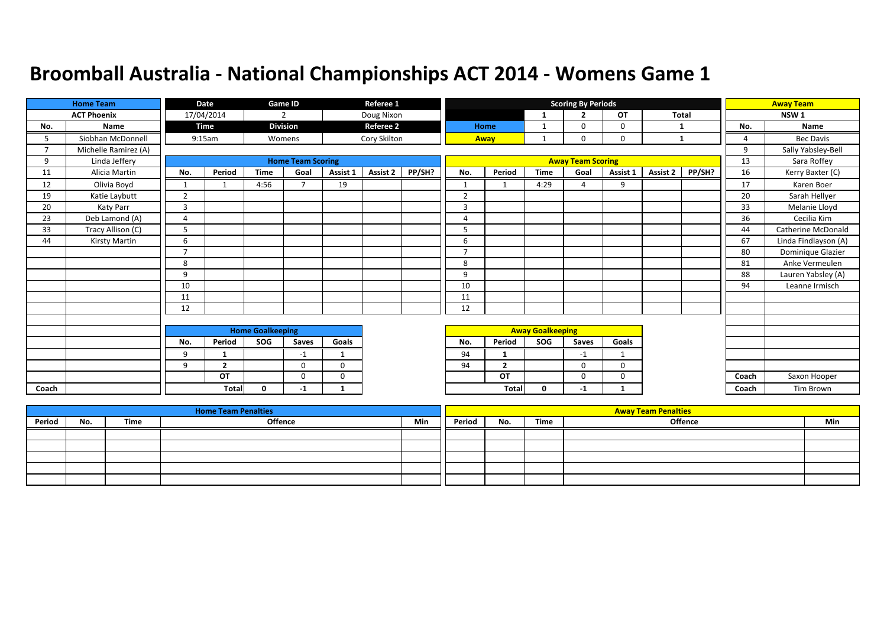# Broomball Australia - National Championships ACT 2014 - Womens Game 1

| Home Team | |
|---|---|
| ACT Phoenix | |
| No. | Name |
| 5 | Siobhan McDonnell |
| 7 | Michelle Ramirez (A) |
| 9 | Linda Jeffery |
| 11 | Alicia Martin |
| 12 | Olivia Boyd |
| 19 | Katie Laybutt |
| 20 | Katy Parr |
| 23 | Deb Lamond (A) |
| 33 | Tracy Allison (C) |
| 44 | Kirsty Martin |
| Coach | |

| Date | Game ID | Referee 1 |
|---|---|---|
| 17/04/2014 | 2 | Doug Nixon |
| **Time** | **Division** | **Referee 2** |
| 9:15am | Womens | Cory Skilton |

| Scoring By Periods | 1 | 2 | OT | Total |
|---|---|---|---|---|
| Home | 1 | 0 | 0 | 1 |
| Away | 1 | 0 | 0 | 1 |

| Away Team | |
|---|---|
| NSW 1 | |
| No. | Name |
| 4 | Bec Davis |
| 9 | Sally Yabsley-Bell |
| 13 | Sara Roffey |
| 16 | Kerry Baxter (C) |
| 17 | Karen Boer |
| 20 | Sarah Hellyer |
| 33 | Melanie Lloyd |
| 36 | Cecilia Kim |
| 44 | Catherine McDonald |
| 67 | Linda Findlayson (A) |
| 80 | Dominique Glazier |
| 81 | Anke Vermeulen |
| 88 | Lauren Yabsley (A) |
| 94 | Leanne Irmisch |
| Coach | Saxon Hooper |
| Coach | Tim Brown |

**Home Team Scoring**

| No. | Period | Time | Goal | Assist 1 | Assist 2 | PP/SH? |
|---|---|---|---|---|---|---|
| 1 | 1 | 4:56 | 7 | 19 | | |
| 2 | | | | | | |
| 3 | | | | | | |
| 4 | | | | | | |
| 5 | | | | | | |
| 6 | | | | | | |
| 7 | | | | | | |
| 8 | | | | | | |
| 9 | | | | | | |
| 10 | | | | | | |
| 11 | | | | | | |
| 12 | | | | | | |

**Away Team Scoring**

| No. | Period | Time | Goal | Assist 1 | Assist 2 | PP/SH? |
|---|---|---|---|---|---|---|
| 1 | 1 | 4:29 | 4 | 9 | | |
| 2 | | | | | | |
| 3 | | | | | | |
| 4 | | | | | | |
| 5 | | | | | | |
| 6 | | | | | | |
| 7 | | | | | | |
| 8 | | | | | | |
| 9 | | | | | | |
| 10 | | | | | | |
| 11 | | | | | | |
| 12 | | | | | | |

**Home Goalkeeping**

| No. | Period | SOG | Saves | Goals |
|---|---|---|---|---|
| 9 | 1 | | -1 | 1 |
| 9 | 2 | | 0 | 0 |
| | OT | | 0 | 0 |
| | Total | 0 | -1 | 1 |

**Away Goalkeeping**

| No. | Period | SOG | Saves | Goals |
|---|---|---|---|---|
| 94 | 1 | | -1 | 1 |
| 94 | 2 | | 0 | 0 |
| | OT | | 0 | 0 |
| | Total | 0 | -1 | 1 |

**Home Team Penalties**

| Period | No. | Time | Offence | Min |
|---|---|---|---|---|
| | | | | |

**Away Team Penalties**

| Period | No. | Time | Offence | Min |
|---|---|---|---|---|
| | | | | |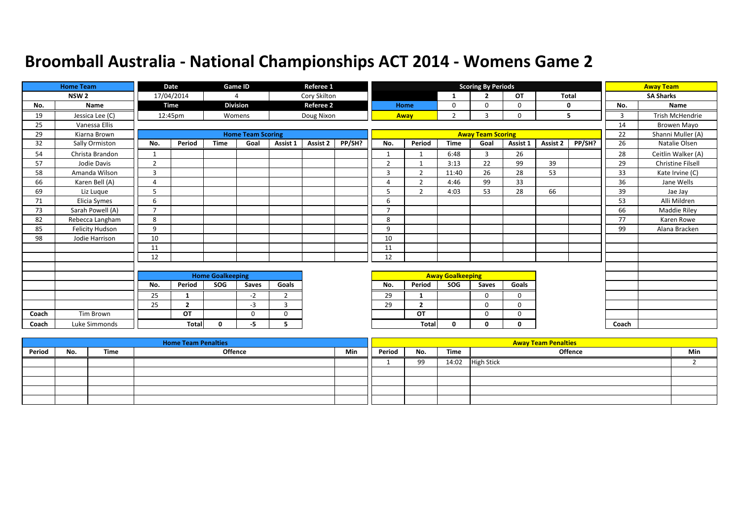# Broomball Australia - National Championships ACT 2014 - Womens Game 2

| Home Team | | Date | Game ID | Referee 1 |
|---|---|---|---|---|
| NSW 2 | | 17/04/2014 | 4 | Cory Skilton |
| No. | Name | Time | Division | Referee 2 |
| 19 | Jessica Lee (C) | 12:45pm | Womens | Doug Nixon |
| 25 | Vanessa Ellis | | | |
| 29 | Kiarna Brown | | | |
| 32 | Sally Ormiston | | | |
| 54 | Christa Brandon | | | |
| 57 | Jodie Davis | | | |
| 58 | Amanda Wilson | | | |
| 66 | Karen Bell (A) | | | |
| 69 | Liz Luque | | | |
| 71 | Elicia Symes | | | |
| 73 | Sarah Powell (A) | | | |
| 82 | Rebecca Langham | | | |
| 85 | Felicity Hudson | | | |
| 98 | Jodie Harrison | | | |
| Coach | Tim Brown | | | |
| Coach | Luke Simmonds | | | |

**Scoring By Periods**

| | 1 | 2 | OT | Total |
|---|---|---|---|---|
| Home | 0 | 0 | 0 | 0 |
| Away | 2 | 3 | 0 | 5 |

| Away Team | |
|---|---|
| SA Sharks | |
| No. | Name |
| 3 | Trish McHendrie |
| 14 | Browen Mayo |
| 22 | Shanni Muller (A) |
| 26 | Natalie Olsen |
| 28 | Ceitlin Walker (A) |
| 29 | Christine Filsell |
| 33 | Kate Irvine (C) |
| 36 | Jane Wells |
| 39 | Jae Jay |
| 53 | Alli Mildren |
| 66 | Maddie Riley |
| 77 | Karen Rowe |
| 99 | Alana Bracken |
| Coach | |

**Home Team Scoring**

| No. | Period | Time | Goal | Assist 1 | Assist 2 | PP/SH? |
|---|---|---|---|---|---|---|
| 1 | | | | | | |
| 2 | | | | | | |
| 3 | | | | | | |
| 4 | | | | | | |
| 5 | | | | | | |
| 6 | | | | | | |
| 7 | | | | | | |
| 8 | | | | | | |
| 9 | | | | | | |
| 10 | | | | | | |
| 11 | | | | | | |
| 12 | | | | | | |

**Away Team Scoring**

| No. | Period | Time | Goal | Assist 1 | Assist 2 | PP/SH? |
|---|---|---|---|---|---|---|
| 1 | 1 | 6:48 | 3 | 26 | | |
| 2 | 1 | 3:13 | 22 | 99 | 39 | |
| 3 | 2 | 11:40 | 26 | 28 | 53 | |
| 4 | 2 | 4:46 | 99 | 33 | | |
| 5 | 2 | 4:03 | 53 | 28 | 66 | |
| 6 | | | | | | |
| 7 | | | | | | |
| 8 | | | | | | |
| 9 | | | | | | |
| 10 | | | | | | |
| 11 | | | | | | |
| 12 | | | | | | |

**Home Goalkeeping**

| No. | Period | SOG | Saves | Goals |
|---|---|---|---|---|
| 25 | 1 | | -2 | 2 |
| 25 | 2 | | -3 | 3 |
| | OT | | 0 | 0 |
| | Total | 0 | -5 | 5 |

**Away Goalkeeping**

| No. | Period | SOG | Saves | Goals |
|---|---|---|---|---|
| 29 | 1 | | 0 | 0 |
| 29 | 2 | | 0 | 0 |
| | OT | | 0 | 0 |
| | Total | 0 | 0 | 0 |

**Home Team Penalties**

| Period | No. | Time | Offence | Min |
|---|---|---|---|---|
| | | | | |
| | | | | |
| | | | | |
| | | | | |
| | | | | |

**Away Team Penalties**

| Period | No. | Time | Offence | Min |
|---|---|---|---|---|
| 1 | 99 | 14:02 | High Stick | 2 |
| | | | | |
| | | | | |
| | | | | |
| | | | | |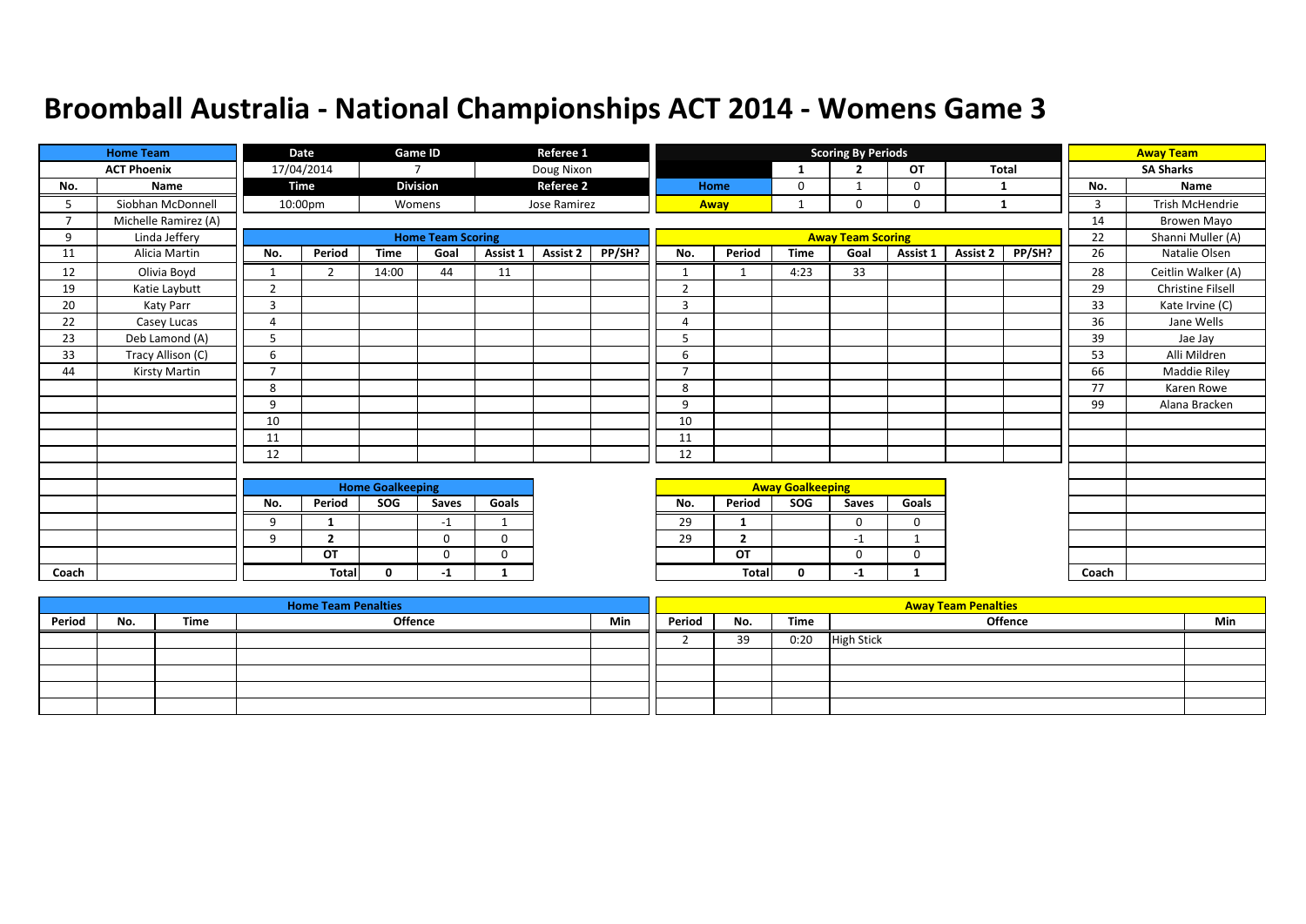# Broomball Australia - National Championships ACT 2014 - Womens Game 3

| Home Team | | Date | Game ID | Referee 1 |
|---|---|---|---|---|
| ACT Phoenix | | 17/04/2014 | 7 | Doug Nixon |
| No. | Name | Time | Division | Referee 2 |
| 5 | Siobhan McDonnell | 10:00pm | Womens | Jose Ramirez |
| 7 | Michelle Ramirez (A) | | | |
| 9 | Linda Jeffery | | | |
| 11 | Alicia Martin | | | |
| 12 | Olivia Boyd | | | |
| 19 | Katie Laybutt | | | |
| 20 | Katy Parr | | | |
| 22 | Casey Lucas | | | |
| 23 | Deb Lamond (A) | | | |
| 33 | Tracy Allison (C) | | | |
| 44 | Kirsty Martin | | | |
| Coach | | | | |

**Scoring By Periods**

| | 1 | 2 | OT | Total |
|---|---|---|---|---|
| Home | 0 | 1 | 0 | 1 |
| Away | 1 | 0 | 0 | 1 |

| Away Team | |
|---|---|
| SA Sharks | |
| No. | Name |
| 3 | Trish McHendrie |
| 14 | Browen Mayo |
| 22 | Shanni Muller (A) |
| 26 | Natalie Olsen |
| 28 | Ceitlin Walker (A) |
| 29 | Christine Filsell |
| 33 | Kate Irvine (C) |
| 36 | Jane Wells |
| 39 | Jae Jay |
| 53 | Alli Mildren |
| 66 | Maddie Riley |
| 77 | Karen Rowe |
| 99 | Alana Bracken |
| Coach | |

**Home Team Scoring**

| No. | Period | Time | Goal | Assist 1 | Assist 2 | PP/SH? |
|---|---|---|---|---|---|---|
| 1 | 2 | 14:00 | 44 | 11 | | |
| 2 | | | | | | |
| 3 | | | | | | |
| 4 | | | | | | |
| 5 | | | | | | |
| 6 | | | | | | |
| 7 | | | | | | |
| 8 | | | | | | |
| 9 | | | | | | |
| 10 | | | | | | |
| 11 | | | | | | |
| 12 | | | | | | |

**Away Team Scoring**

| No. | Period | Time | Goal | Assist 1 | Assist 2 | PP/SH? |
|---|---|---|---|---|---|---|
| 1 | 1 | 4:23 | 33 | | | |
| 2 | | | | | | |
| 3 | | | | | | |
| 4 | | | | | | |
| 5 | | | | | | |
| 6 | | | | | | |
| 7 | | | | | | |
| 8 | | | | | | |
| 9 | | | | | | |
| 10 | | | | | | |
| 11 | | | | | | |
| 12 | | | | | | |

**Home Goalkeeping**

| No. | Period | SOG | Saves | Goals |
|---|---|---|---|---|
| 9 | 1 | | -1 | 1 |
| 9 | 2 | | 0 | 0 |
| | OT | | 0 | 0 |
| | Total | 0 | -1 | 1 |

**Away Goalkeeping**

| No. | Period | SOG | Saves | Goals |
|---|---|---|---|---|
| 29 | 1 | | 0 | 0 |
| 29 | 2 | | -1 | 1 |
| | OT | | 0 | 0 |
| | Total | 0 | -1 | 1 |

**Home Team Penalties**

| Period | No. | Time | Offence | Min |
|---|---|---|---|---|
| | | | | |

**Away Team Penalties**

| Period | No. | Time | Offence | Min |
|---|---|---|---|---|
| 2 | 39 | 0:20 | High Stick | |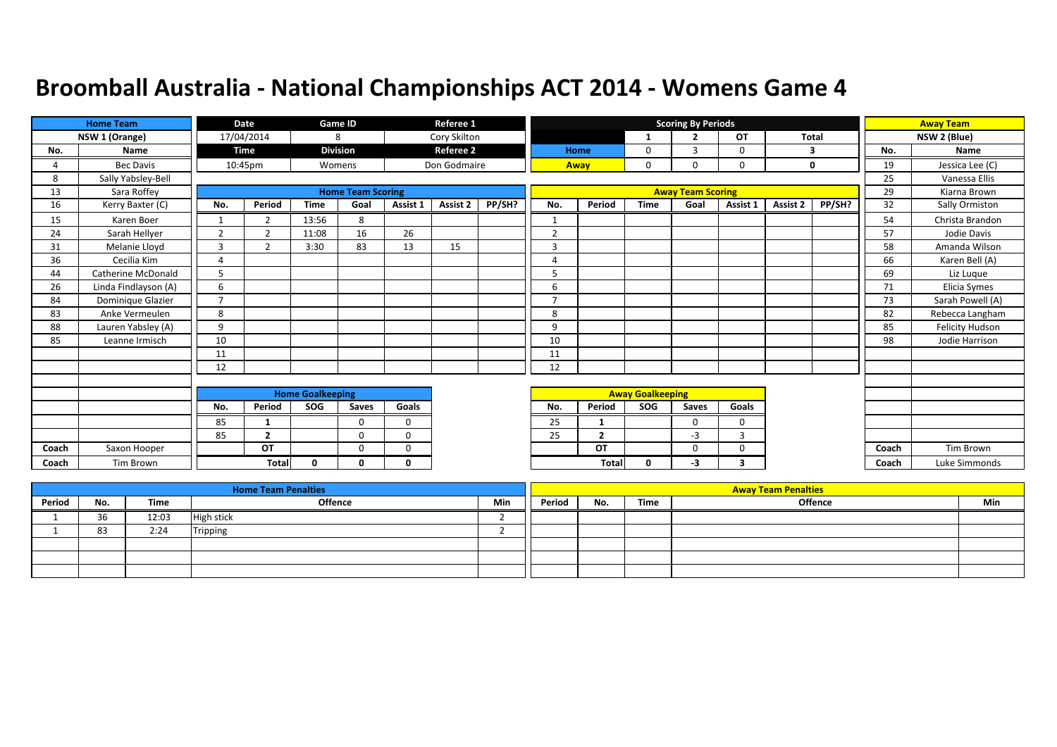# Broomball Australia - National Championships ACT 2014 - Womens Game 4

| Home Team | Date | Game ID | Referee 1 |
|---|---|---|---|
| NSW 1 (Orange) | 17/04/2014 | 8 | Cory Skilton |
| | **Time** | **Division** | **Referee 2** |
| | 10:45pm | Womens | Don Godmaire |

| Scoring By Periods | 1 | 2 | OT | Total |
|---|---|---|---|---|
| Home | 0 | 3 | 0 | 3 |
| Away | 0 | 0 | 0 | 0 |

| Away Team |
|---|
| NSW 2 (Blue) |

## Home Team Roster

| No. | Name |
|---|---|
| 4 | Bec Davis |
| 8 | Sally Yabsley-Bell |
| 13 | Sara Roffey |
| 16 | Kerry Baxter (C) |
| 15 | Karen Boer |
| 24 | Sarah Hellyer |
| 31 | Melanie Lloyd |
| 36 | Cecilia Kim |
| 44 | Catherine McDonald |
| 26 | Linda Findlayson (A) |
| 84 | Dominique Glazier |
| 83 | Anke Vermeulen |
| 88 | Lauren Yabsley (A) |
| 85 | Leanne Irmisch |
| Coach | Saxon Hooper |
| Coach | Tim Brown |

## Away Team Roster

| No. | Name |
|---|---|
| 19 | Jessica Lee (C) |
| 25 | Vanessa Ellis |
| 29 | Kiarna Brown |
| 32 | Sally Ormiston |
| 54 | Christa Brandon |
| 57 | Jodie Davis |
| 58 | Amanda Wilson |
| 66 | Karen Bell (A) |
| 69 | Liz Luque |
| 71 | Elicia Symes |
| 73 | Sarah Powell (A) |
| 82 | Rebecca Langham |
| 85 | Felicity Hudson |
| 98 | Jodie Harrison |
| Coach | Tim Brown |
| Coach | Luke Simmonds |

## Home Team Scoring

| No. | Period | Time | Goal | Assist 1 | Assist 2 | PP/SH? |
|---|---|---|---|---|---|---|
| 1 | 2 | 13:56 | 8 | | | |
| 2 | 2 | 11:08 | 16 | 26 | | |
| 3 | 2 | 3:30 | 83 | 13 | 15 | |
| 4 | | | | | | |
| 5 | | | | | | |
| 6 | | | | | | |
| 7 | | | | | | |
| 8 | | | | | | |
| 9 | | | | | | |
| 10 | | | | | | |
| 11 | | | | | | |
| 12 | | | | | | |

## Away Team Scoring

| No. | Period | Time | Goal | Assist 1 | Assist 2 | PP/SH? |
|---|---|---|---|---|---|---|
| 1 | | | | | | |
| 2 | | | | | | |
| 3 | | | | | | |
| 4 | | | | | | |
| 5 | | | | | | |
| 6 | | | | | | |
| 7 | | | | | | |
| 8 | | | | | | |
| 9 | | | | | | |
| 10 | | | | | | |
| 11 | | | | | | |
| 12 | | | | | | |

## Home Goalkeeping

| No. | Period | SOG | Saves | Goals |
|---|---|---|---|---|
| 85 | 1 | | 0 | 0 |
| 85 | 2 | | 0 | 0 |
| | OT | | 0 | 0 |
| | Total | 0 | 0 | 0 |

## Away Goalkeeping

| No. | Period | SOG | Saves | Goals |
|---|---|---|---|---|
| 25 | 1 | | 0 | 0 |
| 25 | 2 | | -3 | 3 |
| | OT | | 0 | 0 |
| | Total | 0 | -3 | 3 |

## Home Team Penalties

| Period | No. | Time | Offence | Min |
|---|---|---|---|---|
| 1 | 36 | 12:03 | High stick | 2 |
| 1 | 83 | 2:24 | Tripping | 2 |
| | | | | |
| | | | | |
| | | | | |

## Away Team Penalties

| Period | No. | Time | Offence | Min |
|---|---|---|---|---|
| | | | | |
| | | | | |
| | | | | |
| | | | | |
| | | | | |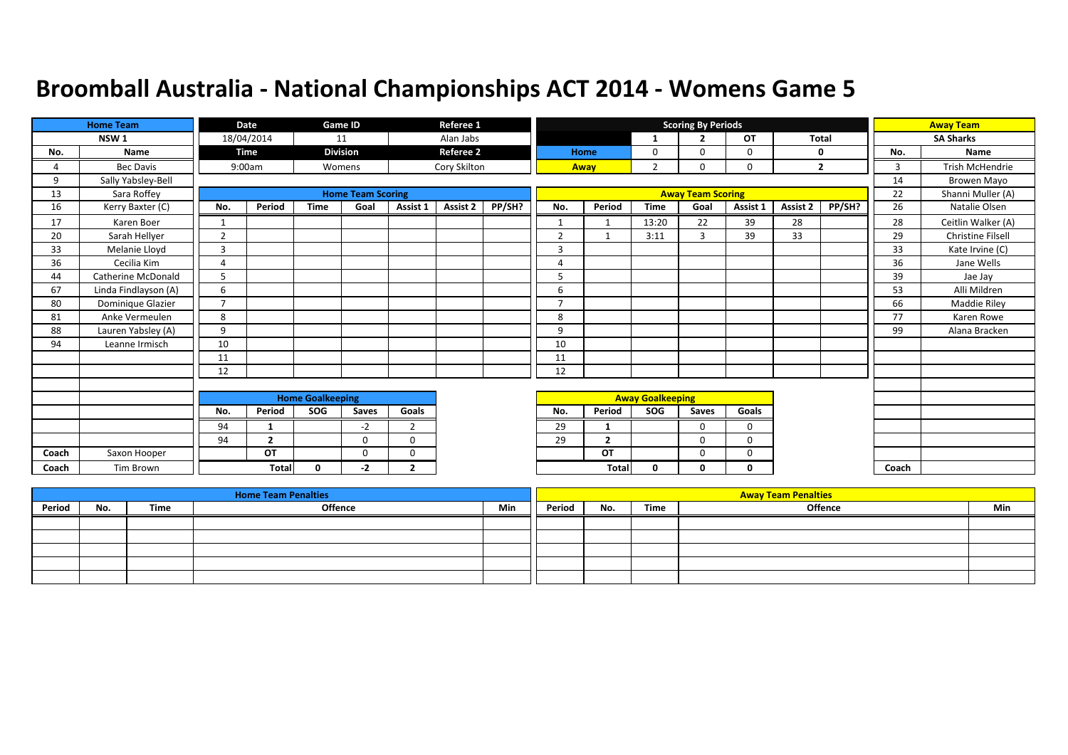# Broomball Australia - National Championships ACT 2014 - Womens Game 5

| Home Team | | Date | Game ID | Referee 1 |
|---|---|---|---|---|
| NSW 1 | | 18/04/2014 | 11 | Alan Jabs |
| | | **Time** | **Division** | **Referee 2** |
| | | 9:00am | Womens | Cory Skilton |

**Scoring By Periods**

| | 1 | 2 | OT | Total |
|---|---|---|---|---|
| Home | 0 | 0 | 0 | 0 |
| Away | 2 | 0 | 0 | 2 |

**Home Team: NSW 1**

| No. | Name |
|---|---|
| 4 | Bec Davis |
| 9 | Sally Yabsley-Bell |
| 13 | Sara Roffey |
| 16 | Kerry Baxter (C) |
| 17 | Karen Boer |
| 20 | Sarah Hellyer |
| 33 | Melanie Lloyd |
| 36 | Cecilia Kim |
| 44 | Catherine McDonald |
| 67 | Linda Findlayson (A) |
| 80 | Dominique Glazier |
| 81 | Anke Vermeulen |
| 88 | Lauren Yabsley (A) |
| 94 | Leanne Irmisch |
| Coach | Saxon Hooper |
| Coach | Tim Brown |

**Away Team: SA Sharks**

| No. | Name |
|---|---|
| 3 | Trish McHendrie |
| 14 | Browen Mayo |
| 22 | Shanni Muller (A) |
| 26 | Natalie Olsen |
| 28 | Ceitlin Walker (A) |
| 29 | Christine Filsell |
| 33 | Kate Irvine (C) |
| 36 | Jane Wells |
| 39 | Jae Jay |
| 53 | Alli Mildren |
| 66 | Maddie Riley |
| 77 | Karen Rowe |
| 99 | Alana Bracken |
| Coach | |

**Home Team Scoring**

| No. | Period | Time | Goal | Assist 1 | Assist 2 | PP/SH? |
|---|---|---|---|---|---|---|
| 1 | | | | | | |
| 2 | | | | | | |
| 3 | | | | | | |
| 4 | | | | | | |
| 5 | | | | | | |
| 6 | | | | | | |
| 7 | | | | | | |
| 8 | | | | | | |
| 9 | | | | | | |
| 10 | | | | | | |
| 11 | | | | | | |
| 12 | | | | | | |

**Away Team Scoring**

| No. | Period | Time | Goal | Assist 1 | Assist 2 | PP/SH? |
|---|---|---|---|---|---|---|
| 1 | 1 | 13:20 | 22 | 39 | 28 | |
| 2 | 1 | 3:11 | 3 | 39 | 33 | |
| 3 | | | | | | |
| 4 | | | | | | |
| 5 | | | | | | |
| 6 | | | | | | |
| 7 | | | | | | |
| 8 | | | | | | |
| 9 | | | | | | |
| 10 | | | | | | |
| 11 | | | | | | |
| 12 | | | | | | |

**Home Goalkeeping**

| No. | Period | SOG | Saves | Goals |
|---|---|---|---|---|
| 94 | 1 | | -2 | 2 |
| 94 | 2 | | 0 | 0 |
| | OT | | 0 | 0 |
| | Total | 0 | -2 | 2 |

**Away Goalkeeping**

| No. | Period | SOG | Saves | Goals |
|---|---|---|---|---|
| 29 | 1 | | 0 | 0 |
| 29 | 2 | | 0 | 0 |
| | OT | | 0 | 0 |
| | Total | 0 | 0 | 0 |

**Home Team Penalties**

| Period | No. | Time | Offence | Min |
|---|---|---|---|---|
| | | | | |

**Away Team Penalties**

| Period | No. | Time | Offence | Min |
|---|---|---|---|---|
| | | | | |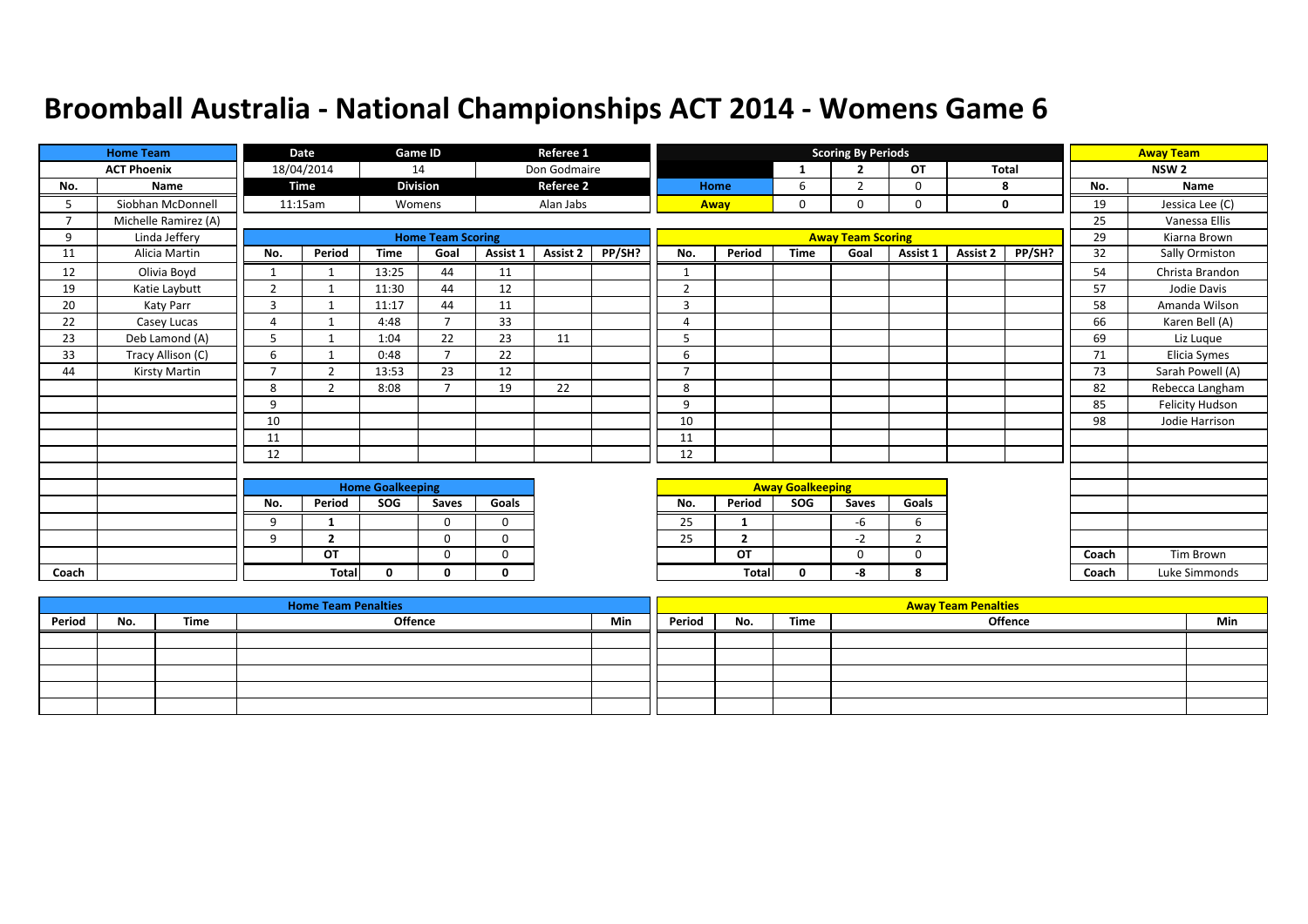# Broomball Australia - National Championships ACT 2014 - Womens Game 6

| Date | Game ID | Referee 1 |
|---|---|---|
| 18/04/2014 | 14 | Don Godmaire |
| **Time** | **Division** | **Referee 2** |
| 11:15am | Womens | Alan Jabs |

**Scoring By Periods**

| | 1 | 2 | OT | Total |
|---|---|---|---|---|
| Home | 6 | 2 | 0 | 8 |
| Away | 0 | 0 | 0 | 0 |

**Home Team: ACT Phoenix**

| No. | Name |
|---|---|
| 5 | Siobhan McDonnell |
| 7 | Michelle Ramirez (A) |
| 9 | Linda Jeffery |
| 11 | Alicia Martin |
| 12 | Olivia Boyd |
| 19 | Katie Laybutt |
| 20 | Katy Parr |
| 22 | Casey Lucas |
| 23 | Deb Lamond (A) |
| 33 | Tracy Allison (C) |
| 44 | Kirsty Martin |
| Coach | |

**Away Team: NSW 2**

| No. | Name |
|---|---|
| 19 | Jessica Lee (C) |
| 25 | Vanessa Ellis |
| 29 | Kiarna Brown |
| 32 | Sally Ormiston |
| 54 | Christa Brandon |
| 57 | Jodie Davis |
| 58 | Amanda Wilson |
| 66 | Karen Bell (A) |
| 69 | Liz Luque |
| 71 | Elicia Symes |
| 73 | Sarah Powell (A) |
| 82 | Rebecca Langham |
| 85 | Felicity Hudson |
| 98 | Jodie Harrison |
| Coach | Tim Brown |
| Coach | Luke Simmonds |

**Home Team Scoring**

| No. | Period | Time | Goal | Assist 1 | Assist 2 | PP/SH? |
|---|---|---|---|---|---|---|
| 1 | 1 | 13:25 | 44 | 11 | | |
| 2 | 1 | 11:30 | 44 | 12 | | |
| 3 | 1 | 11:17 | 44 | 11 | | |
| 4 | 1 | 4:48 | 7 | 33 | | |
| 5 | 1 | 1:04 | 22 | 23 | 11 | |
| 6 | 1 | 0:48 | 7 | 22 | | |
| 7 | 2 | 13:53 | 23 | 12 | | |
| 8 | 2 | 8:08 | 7 | 19 | 22 | |
| 9 | | | | | | |
| 10 | | | | | | |
| 11 | | | | | | |
| 12 | | | | | | |

**Away Team Scoring**

| No. | Period | Time | Goal | Assist 1 | Assist 2 | PP/SH? |
|---|---|---|---|---|---|---|
| 1 | | | | | | |
| 2 | | | | | | |
| 3 | | | | | | |
| 4 | | | | | | |
| 5 | | | | | | |
| 6 | | | | | | |
| 7 | | | | | | |
| 8 | | | | | | |
| 9 | | | | | | |
| 10 | | | | | | |
| 11 | | | | | | |
| 12 | | | | | | |

**Home Goalkeeping**

| No. | Period | SOG | Saves | Goals |
|---|---|---|---|---|
| 9 | 1 | | 0 | 0 |
| 9 | 2 | | 0 | 0 |
| | OT | | 0 | 0 |
| | Total | 0 | 0 | 0 |

**Away Goalkeeping**

| No. | Period | SOG | Saves | Goals |
|---|---|---|---|---|
| 25 | 1 | | -6 | 6 |
| 25 | 2 | | -2 | 2 |
| | OT | | 0 | 0 |
| | Total | 0 | -8 | 8 |

**Home Team Penalties**

| Period | No. | Time | Offence | Min |
|---|---|---|---|---|
| | | | | |

**Away Team Penalties**

| Period | No. | Time | Offence | Min |
|---|---|---|---|---|
| | | | | |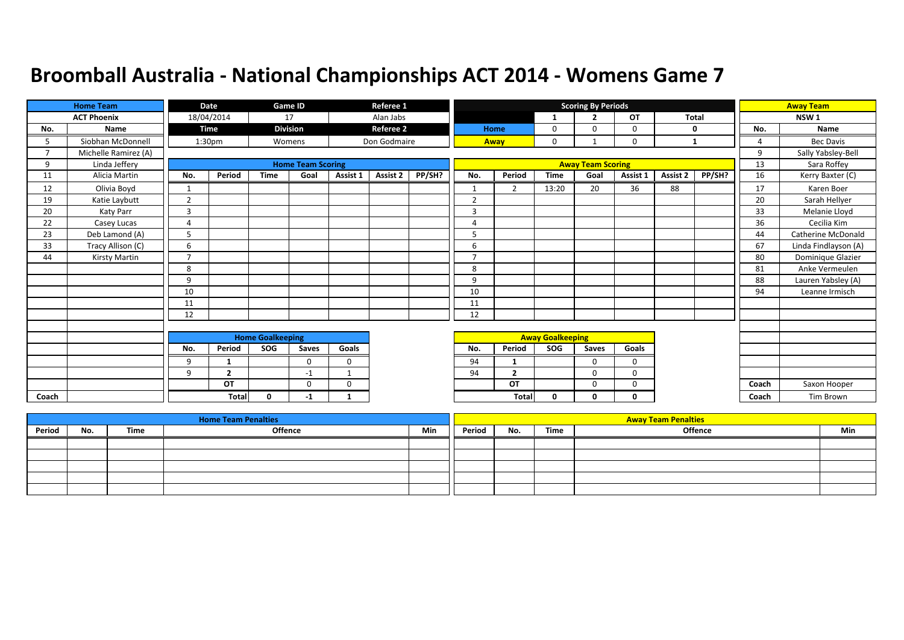# Broomball Australia - National Championships ACT 2014 - Womens Game 7

| Home Team | | Date | Game ID | Referee 1 |
|---|---|---|---|---|
| ACT Phoenix | | 18/04/2014 | 17 | Alan Jabs |
| | | Time | Division | Referee 2 |
| | | 1:30pm | Womens | Don Godmaire |

**Scoring By Periods**

| | 1 | 2 | OT | Total |
|---|---|---|---|---|
| Home | 0 | 0 | 0 | 0 |
| Away | 0 | 1 | 0 | 1 |

**Home Team: ACT Phoenix**

| No. | Name |
|---|---|
| 5 | Siobhan McDonnell |
| 7 | Michelle Ramirez (A) |
| 9 | Linda Jeffery |
| 11 | Alicia Martin |
| 12 | Olivia Boyd |
| 19 | Katie Laybutt |
| 20 | Katy Parr |
| 22 | Casey Lucas |
| 23 | Deb Lamond (A) |
| 33 | Tracy Allison (C) |
| 44 | Kirsty Martin |
| Coach | |

**Away Team: NSW 1**

| No. | Name |
|---|---|
| 4 | Bec Davis |
| 9 | Sally Yabsley-Bell |
| 13 | Sara Roffey |
| 16 | Kerry Baxter (C) |
| 17 | Karen Boer |
| 20 | Sarah Hellyer |
| 33 | Melanie Lloyd |
| 36 | Cecilia Kim |
| 44 | Catherine McDonald |
| 67 | Linda Findlayson (A) |
| 80 | Dominique Glazier |
| 81 | Anke Vermeulen |
| 88 | Lauren Yabsley (A) |
| 94 | Leanne Irmisch |
| Coach | Saxon Hooper |
| Coach | Tim Brown |

**Home Team Scoring**

| No. | Period | Time | Goal | Assist 1 | Assist 2 | PP/SH? |
|---|---|---|---|---|---|---|
| 1 | | | | | | |
| 2 | | | | | | |
| 3 | | | | | | |
| 4 | | | | | | |
| 5 | | | | | | |
| 6 | | | | | | |
| 7 | | | | | | |
| 8 | | | | | | |
| 9 | | | | | | |
| 10 | | | | | | |
| 11 | | | | | | |
| 12 | | | | | | |

**Away Team Scoring**

| No. | Period | Time | Goal | Assist 1 | Assist 2 | PP/SH? |
|---|---|---|---|---|---|---|
| 1 | 2 | 13:20 | 20 | 36 | 88 | |
| 2 | | | | | | |
| 3 | | | | | | |
| 4 | | | | | | |
| 5 | | | | | | |
| 6 | | | | | | |
| 7 | | | | | | |
| 8 | | | | | | |
| 9 | | | | | | |
| 10 | | | | | | |
| 11 | | | | | | |
| 12 | | | | | | |

**Home Goalkeeping**

| No. | Period | SOG | Saves | Goals |
|---|---|---|---|---|
| 9 | 1 | | 0 | 0 |
| 9 | 2 | | -1 | 1 |
| | OT | | 0 | 0 |
| | Total | 0 | -1 | 1 |

**Away Goalkeeping**

| No. | Period | SOG | Saves | Goals |
|---|---|---|---|---|
| 94 | 1 | | 0 | 0 |
| 94 | 2 | | 0 | 0 |
| | OT | | 0 | 0 |
| | Total | 0 | 0 | 0 |

**Home Team Penalties**

| Period | No. | Time | Offence | Min |
|---|---|---|---|---|
| | | | | |

**Away Team Penalties**

| Period | No. | Time | Offence | Min |
|---|---|---|---|---|
| | | | | |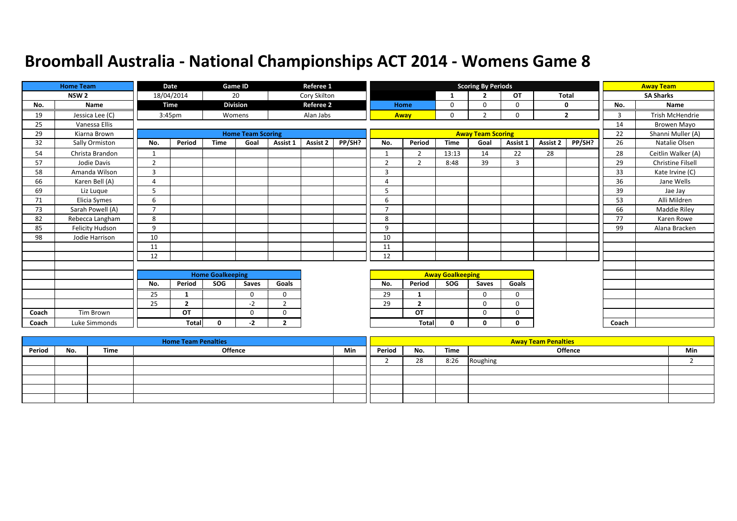# Broomball Australia - National Championships ACT 2014 - Womens Game 8

| Home Team | | Date | Game ID | Referee 1 |
|---|---|---|---|---|
| NSW 2 | | 18/04/2014 | 20 | Cory Skilton |
| | | **Time** | **Division** | **Referee 2** |
| | | 3:45pm | Womens | Alan Jabs |

**Scoring By Periods**

| | 1 | 2 | OT | Total |
|---|---|---|---|---|
| Home | 0 | 0 | 0 | 0 |
| Away | 0 | 2 | 0 | 2 |

**Home Team: NSW 2**

| No. | Name |
|---|---|
| 19 | Jessica Lee (C) |
| 25 | Vanessa Ellis |
| 29 | Kiarna Brown |
| 32 | Sally Ormiston |
| 54 | Christa Brandon |
| 57 | Jodie Davis |
| 58 | Amanda Wilson |
| 66 | Karen Bell (A) |
| 69 | Liz Luque |
| 71 | Elicia Symes |
| 73 | Sarah Powell (A) |
| 82 | Rebecca Langham |
| 85 | Felicity Hudson |
| 98 | Jodie Harrison |
| Coach | Tim Brown |
| Coach | Luke Simmonds |

**Away Team: SA Sharks**

| No. | Name |
|---|---|
| 3 | Trish McHendrie |
| 14 | Browen Mayo |
| 22 | Shanni Muller (A) |
| 26 | Natalie Olsen |
| 28 | Ceitlin Walker (A) |
| 29 | Christine Filsell |
| 33 | Kate Irvine (C) |
| 36 | Jane Wells |
| 39 | Jae Jay |
| 53 | Alli Mildren |
| 66 | Maddie Riley |
| 77 | Karen Rowe |
| 99 | Alana Bracken |
| Coach | |

**Home Team Scoring**

| No. | Period | Time | Goal | Assist 1 | Assist 2 | PP/SH? |
|---|---|---|---|---|---|---|
| 1 | | | | | | |
| 2 | | | | | | |
| 3 | | | | | | |
| 4 | | | | | | |
| 5 | | | | | | |
| 6 | | | | | | |
| 7 | | | | | | |
| 8 | | | | | | |
| 9 | | | | | | |
| 10 | | | | | | |
| 11 | | | | | | |
| 12 | | | | | | |

**Away Team Scoring**

| No. | Period | Time | Goal | Assist 1 | Assist 2 | PP/SH? |
|---|---|---|---|---|---|---|
| 1 | 2 | 13:13 | 14 | 22 | 28 | |
| 2 | 2 | 8:48 | 39 | 3 | | |
| 3 | | | | | | |
| 4 | | | | | | |
| 5 | | | | | | |
| 6 | | | | | | |
| 7 | | | | | | |
| 8 | | | | | | |
| 9 | | | | | | |
| 10 | | | | | | |
| 11 | | | | | | |
| 12 | | | | | | |

**Home Goalkeeping**

| No. | Period | SOG | Saves | Goals |
|---|---|---|---|---|
| 25 | 1 | | 0 | 0 |
| 25 | 2 | | -2 | 2 |
| | OT | | 0 | 0 |
| | Total | 0 | -2 | 2 |

**Away Goalkeeping**

| No. | Period | SOG | Saves | Goals |
|---|---|---|---|---|
| 29 | 1 | | 0 | 0 |
| 29 | 2 | | 0 | 0 |
| | OT | | 0 | 0 |
| | Total | 0 | 0 | 0 |

**Home Team Penalties**

| Period | No. | Time | Offence | Min |
|---|---|---|---|---|
| | | | | |

**Away Team Penalties**

| Period | No. | Time | Offence | Min |
|---|---|---|---|---|
| 2 | 28 | 8:26 | Roughing | 2 |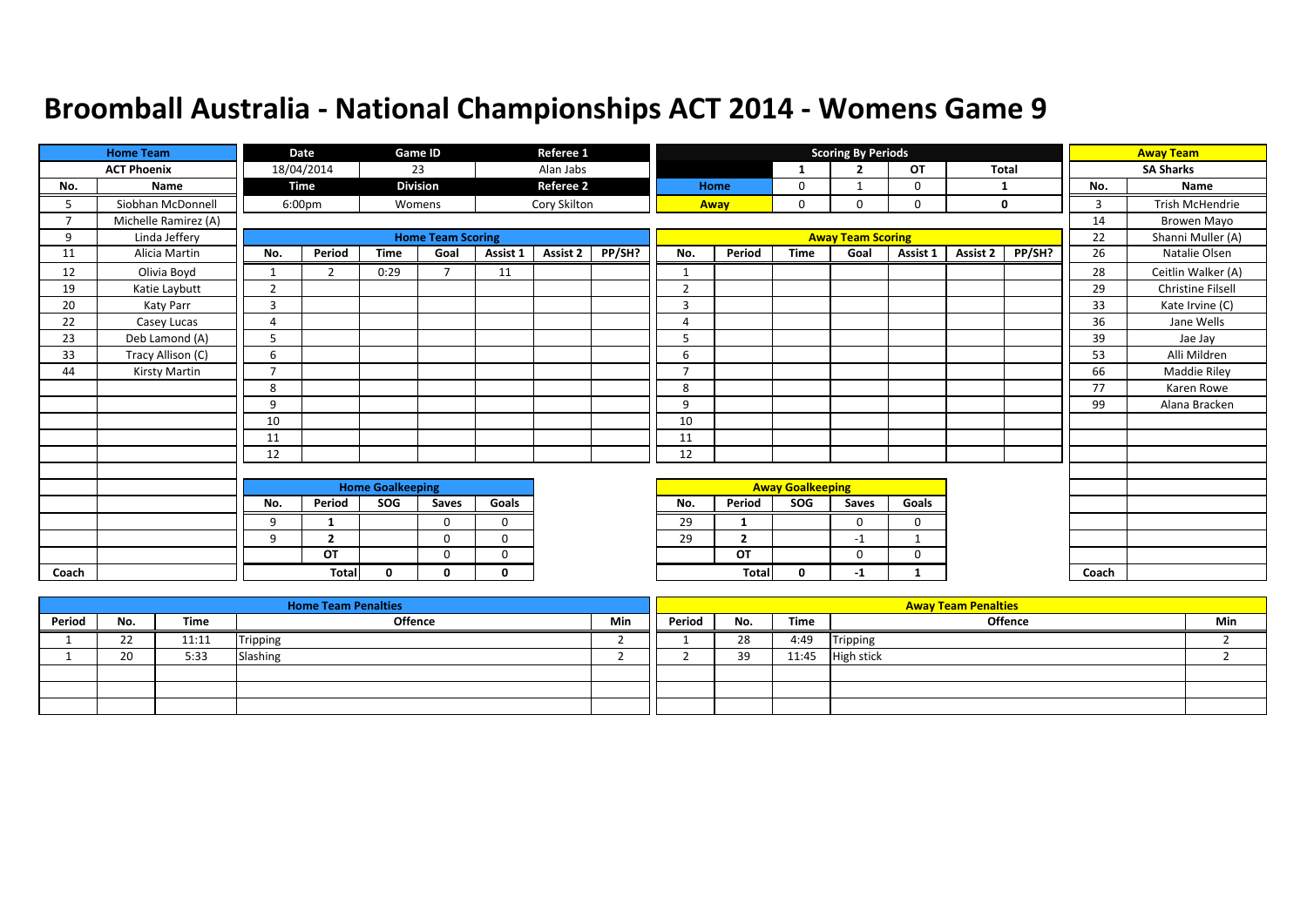# Broomball Australia - National Championships ACT 2014 - Womens Game 9

| Home Team | | Date | Game ID | Referee 1 |
|---|---|---|---|---|
| ACT Phoenix | | 18/04/2014 | 23 | Alan Jabs |
| No. | Name | Time | Division | Referee 2 |
| 5 | Siobhan McDonnell | 6:00pm | Womens | Cory Skilton |
| 7 | Michelle Ramirez (A) | | | |
| 9 | Linda Jeffery | | | |
| 11 | Alicia Martin | | | |
| 12 | Olivia Boyd | | | |
| 19 | Katie Laybutt | | | |
| 20 | Katy Parr | | | |
| 22 | Casey Lucas | | | |
| 23 | Deb Lamond (A) | | | |
| 33 | Tracy Allison (C) | | | |
| 44 | Kirsty Martin | | | |
| Coach | | | | |

## Scoring By Periods

| | 1 | 2 | OT | Total |
|---|---|---|---|---|
| Home | 0 | 1 | 0 | 1 |
| Away | 0 | 0 | 0 | 0 |

| Away Team | |
|---|---|
| SA Sharks | |
| No. | Name |
| 3 | Trish McHendrie |
| 14 | Browen Mayo |
| 22 | Shanni Muller (A) |
| 26 | Natalie Olsen |
| 28 | Ceitlin Walker (A) |
| 29 | Christine Filsell |
| 33 | Kate Irvine (C) |
| 36 | Jane Wells |
| 39 | Jae Jay |
| 53 | Alli Mildren |
| 66 | Maddie Riley |
| 77 | Karen Rowe |
| 99 | Alana Bracken |
| Coach | |

## Home Team Scoring

| No. | Period | Time | Goal | Assist 1 | Assist 2 | PP/SH? |
|---|---|---|---|---|---|---|
| 1 | 2 | 0:29 | 7 | 11 | | |
| 2 | | | | | | |
| 3 | | | | | | |
| 4 | | | | | | |
| 5 | | | | | | |
| 6 | | | | | | |
| 7 | | | | | | |
| 8 | | | | | | |
| 9 | | | | | | |
| 10 | | | | | | |
| 11 | | | | | | |
| 12 | | | | | | |

## Away Team Scoring

| No. | Period | Time | Goal | Assist 1 | Assist 2 | PP/SH? |
|---|---|---|---|---|---|---|
| 1 | | | | | | |
| 2 | | | | | | |
| 3 | | | | | | |
| 4 | | | | | | |
| 5 | | | | | | |
| 6 | | | | | | |
| 7 | | | | | | |
| 8 | | | | | | |
| 9 | | | | | | |
| 10 | | | | | | |
| 11 | | | | | | |
| 12 | | | | | | |

## Home Goalkeeping

| No. | Period | SOG | Saves | Goals |
|---|---|---|---|---|
| 9 | 1 | | 0 | 0 |
| 9 | 2 | | 0 | 0 |
| | OT | | 0 | 0 |
| | Total | 0 | 0 | 0 |

## Away Goalkeeping

| No. | Period | SOG | Saves | Goals |
|---|---|---|---|---|
| 29 | 1 | | 0 | 0 |
| 29 | 2 | | -1 | 1 |
| | OT | | 0 | 0 |
| | Total | 0 | -1 | 1 |

## Home Team Penalties

| Period | No. | Time | Offence | Min |
|---|---|---|---|---|
| 1 | 22 | 11:11 | Tripping | 2 |
| 1 | 20 | 5:33 | Slashing | 2 |

## Away Team Penalties

| Period | No. | Time | Offence | Min |
|---|---|---|---|---|
| 1 | 28 | 4:49 | Tripping | 2 |
| 2 | 39 | 11:45 | High stick | 2 |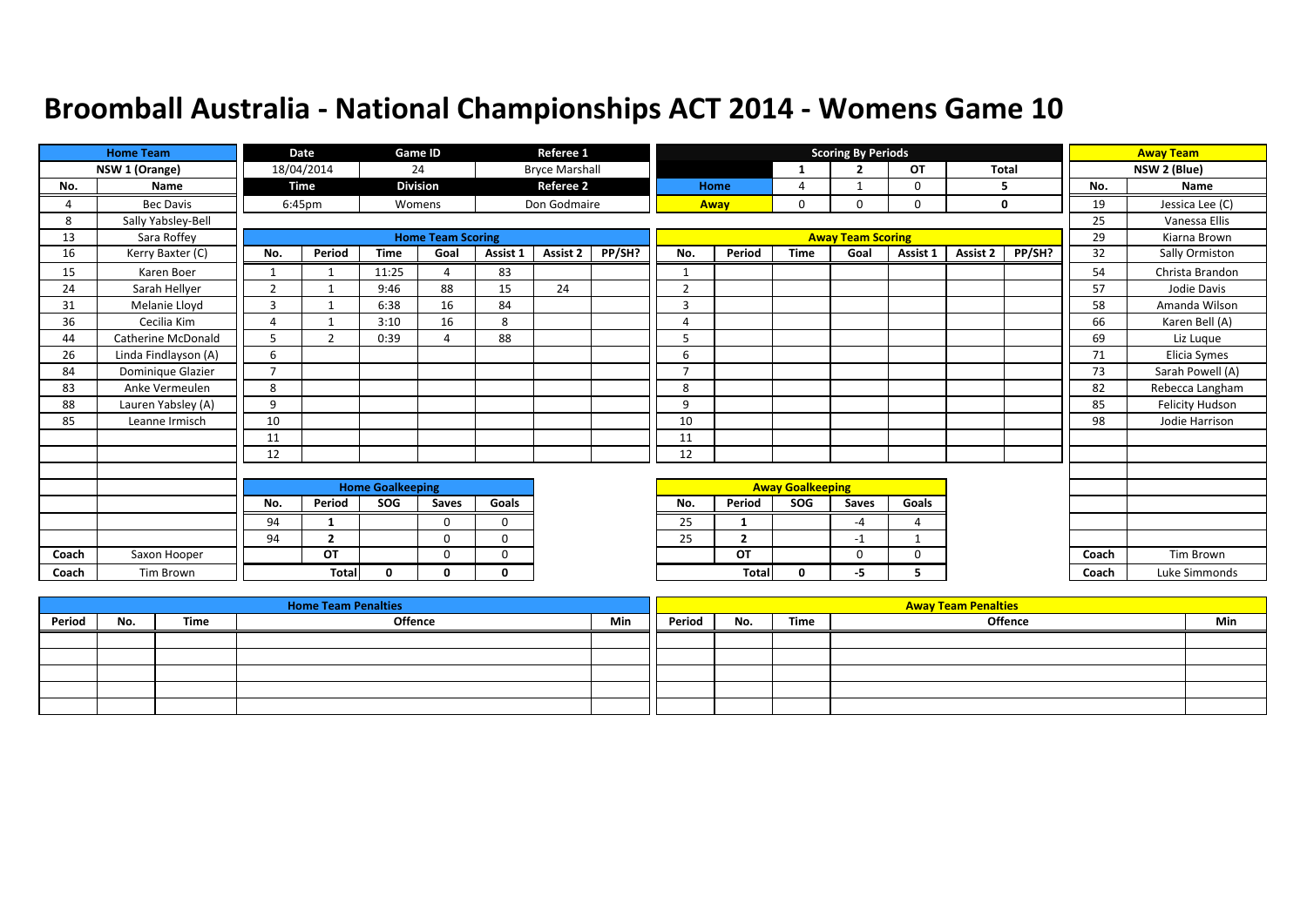# Broomball Australia - National Championships ACT 2014 - Womens Game 10

| Home Team | | Date | Game ID | Referee 1 |
|---|---|---|---|---|
| NSW 1 (Orange) | | 18/04/2014 | 24 | Bryce Marshall |
| | | Time | Division | Referee 2 |
| | | 6:45pm | Womens | Don Godmaire |

**Scoring By Periods**

| | 1 | 2 | OT | Total |
|---|---|---|---|---|
| Home | 4 | 1 | 0 | 5 |
| Away | 0 | 0 | 0 | 0 |

| Away Team |
|---|
| NSW 2 (Blue) |

## Home Team Roster

| No. | Name |
|---|---|
| 4 | Bec Davis |
| 8 | Sally Yabsley-Bell |
| 13 | Sara Roffey |
| 16 | Kerry Baxter (C) |
| 15 | Karen Boer |
| 24 | Sarah Hellyer |
| 31 | Melanie Lloyd |
| 36 | Cecilia Kim |
| 44 | Catherine McDonald |
| 26 | Linda Findlayson (A) |
| 84 | Dominique Glazier |
| 83 | Anke Vermeulen |
| 88 | Lauren Yabsley (A) |
| 85 | Leanne Irmisch |
| Coach | Saxon Hooper |
| Coach | Tim Brown |

## Away Team Roster

| No. | Name |
|---|---|
| 19 | Jessica Lee (C) |
| 25 | Vanessa Ellis |
| 29 | Kiarna Brown |
| 32 | Sally Ormiston |
| 54 | Christa Brandon |
| 57 | Jodie Davis |
| 58 | Amanda Wilson |
| 66 | Karen Bell (A) |
| 69 | Liz Luque |
| 71 | Elicia Symes |
| 73 | Sarah Powell (A) |
| 82 | Rebecca Langham |
| 85 | Felicity Hudson |
| 98 | Jodie Harrison |
| Coach | Tim Brown |
| Coach | Luke Simmonds |

## Home Team Scoring

| No. | Period | Time | Goal | Assist 1 | Assist 2 | PP/SH? |
|---|---|---|---|---|---|---|
| 1 | 1 | 11:25 | 4 | 83 | | |
| 2 | 1 | 9:46 | 88 | 15 | 24 | |
| 3 | 1 | 6:38 | 16 | 84 | | |
| 4 | 1 | 3:10 | 16 | 8 | | |
| 5 | 2 | 0:39 | 4 | 88 | | |
| 6 | | | | | | |
| 7 | | | | | | |
| 8 | | | | | | |
| 9 | | | | | | |
| 10 | | | | | | |
| 11 | | | | | | |
| 12 | | | | | | |

## Away Team Scoring

| No. | Period | Time | Goal | Assist 1 | Assist 2 | PP/SH? |
|---|---|---|---|---|---|---|
| 1 | | | | | | |
| 2 | | | | | | |
| 3 | | | | | | |
| 4 | | | | | | |
| 5 | | | | | | |
| 6 | | | | | | |
| 7 | | | | | | |
| 8 | | | | | | |
| 9 | | | | | | |
| 10 | | | | | | |
| 11 | | | | | | |
| 12 | | | | | | |

## Home Goalkeeping

| No. | Period | SOG | Saves | Goals |
|---|---|---|---|---|
| 94 | 1 | | 0 | 0 |
| 94 | 2 | | 0 | 0 |
| | OT | | 0 | 0 |
| | Total | 0 | 0 | 0 |

## Away Goalkeeping

| No. | Period | SOG | Saves | Goals |
|---|---|---|---|---|
| 25 | 1 | | -4 | 4 |
| 25 | 2 | | -1 | 1 |
| | OT | | 0 | 0 |
| | Total | 0 | -5 | 5 |

## Home Team Penalties

| Period | No. | Time | Offence | Min |
|---|---|---|---|---|
| | | | | |

## Away Team Penalties

| Period | No. | Time | Offence | Min |
|---|---|---|---|---|
| | | | | |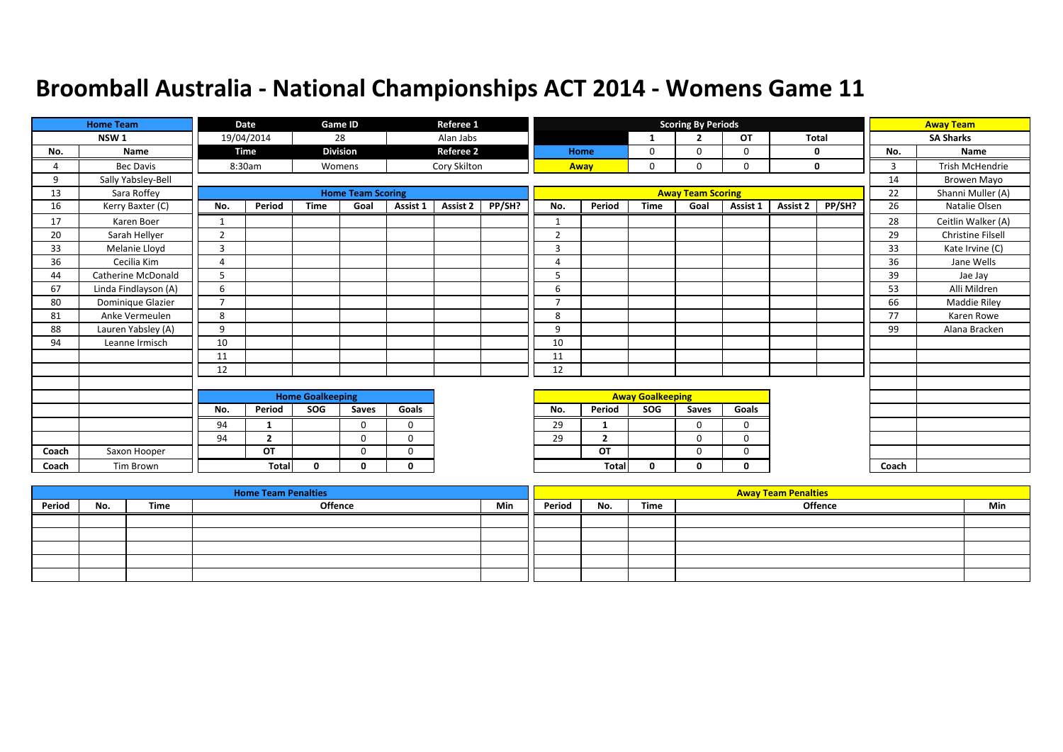# Broomball Australia - National Championships ACT 2014 - Womens Game 11

| Home Team | | Date | Game ID | Referee 1 |
|---|---|---|---|---|
| NSW 1 | | 19/04/2014 | 28 | Alan Jabs |
| | | **Time** | **Division** | **Referee 2** |
| | | 8:30am | Womens | Cory Skilton |

**Scoring By Periods**

| | 1 | 2 | OT | Total |
|---|---|---|---|---|
| Home | 0 | 0 | 0 | 0 |
| Away | 0 | 0 | 0 | 0 |

**Home Team: NSW 1**

| No. | Name |
|---|---|
| 4 | Bec Davis |
| 9 | Sally Yabsley-Bell |
| 13 | Sara Roffey |
| 16 | Kerry Baxter (C) |
| 17 | Karen Boer |
| 20 | Sarah Hellyer |
| 33 | Melanie Lloyd |
| 36 | Cecilia Kim |
| 44 | Catherine McDonald |
| 67 | Linda Findlayson (A) |
| 80 | Dominique Glazier |
| 81 | Anke Vermeulen |
| 88 | Lauren Yabsley (A) |
| 94 | Leanne Irmisch |
| Coach | Saxon Hooper |
| Coach | Tim Brown |

**Away Team: SA Sharks**

| No. | Name |
|---|---|
| 3 | Trish McHendrie |
| 14 | Browen Mayo |
| 22 | Shanni Muller (A) |
| 26 | Natalie Olsen |
| 28 | Ceitlin Walker (A) |
| 29 | Christine Filsell |
| 33 | Kate Irvine (C) |
| 36 | Jane Wells |
| 39 | Jae Jay |
| 53 | Alli Mildren |
| 66 | Maddie Riley |
| 77 | Karen Rowe |
| 99 | Alana Bracken |
| Coach | |

**Home Team Scoring**

| No. | Period | Time | Goal | Assist 1 | Assist 2 | PP/SH? |
|---|---|---|---|---|---|---|
| 1 | | | | | | |
| 2 | | | | | | |
| 3 | | | | | | |
| 4 | | | | | | |
| 5 | | | | | | |
| 6 | | | | | | |
| 7 | | | | | | |
| 8 | | | | | | |
| 9 | | | | | | |
| 10 | | | | | | |
| 11 | | | | | | |
| 12 | | | | | | |

**Away Team Scoring**

| No. | Period | Time | Goal | Assist 1 | Assist 2 | PP/SH? |
|---|---|---|---|---|---|---|
| 1 | | | | | | |
| 2 | | | | | | |
| 3 | | | | | | |
| 4 | | | | | | |
| 5 | | | | | | |
| 6 | | | | | | |
| 7 | | | | | | |
| 8 | | | | | | |
| 9 | | | | | | |
| 10 | | | | | | |
| 11 | | | | | | |
| 12 | | | | | | |

**Home Goalkeeping**

| No. | Period | SOG | Saves | Goals |
|---|---|---|---|---|
| 94 | 1 | | 0 | 0 |
| 94 | 2 | | 0 | 0 |
| | OT | | 0 | 0 |
| | Total | 0 | 0 | 0 |

**Away Goalkeeping**

| No. | Period | SOG | Saves | Goals |
|---|---|---|---|---|
| 29 | 1 | | 0 | 0 |
| 29 | 2 | | 0 | 0 |
| | OT | | 0 | 0 |
| | Total | 0 | 0 | 0 |

**Home Team Penalties**

| Period | No. | Time | Offence | Min |
|---|---|---|---|---|
| | | | | |
| | | | | |
| | | | | |
| | | | | |
| | | | | |

**Away Team Penalties**

| Period | No. | Time | Offence | Min |
|---|---|---|---|---|
| | | | | |
| | | | | |
| | | | | |
| | | | | |
| | | | | |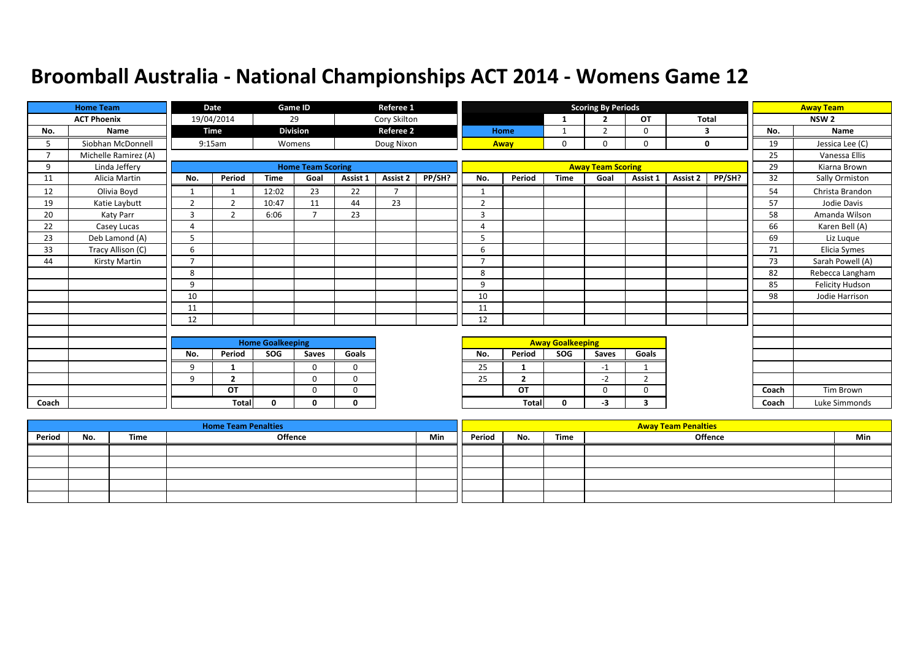# Broomball Australia - National Championships ACT 2014 - Womens Game 12

| Home Team | |
|---|---|
| ACT Phoenix | |
| No. | Name |
| 5 | Siobhan McDonnell |
| 7 | Michelle Ramirez (A) |
| 9 | Linda Jeffery |
| 11 | Alicia Martin |
| 12 | Olivia Boyd |
| 19 | Katie Laybutt |
| 20 | Katy Parr |
| 22 | Casey Lucas |
| 23 | Deb Lamond (A) |
| 33 | Tracy Allison (C) |
| 44 | Kirsty Martin |
| Coach | |

| Date | Game ID | Referee 1 |
|---|---|---|
| 19/04/2014 | 29 | Cory Skilton |
| **Time** | **Division** | **Referee 2** |
| 9:15am | Womens | Doug Nixon |

| Scoring By Periods | 1 | 2 | OT | Total |
|---|---|---|---|---|
| Home | 1 | 2 | 0 | 3 |
| Away | 0 | 0 | 0 | 0 |

| Away Team | |
|---|---|
| NSW 2 | |
| No. | Name |
| 19 | Jessica Lee (C) |
| 25 | Vanessa Ellis |
| 29 | Kiarna Brown |
| 32 | Sally Ormiston |
| 54 | Christa Brandon |
| 57 | Jodie Davis |
| 58 | Amanda Wilson |
| 66 | Karen Bell (A) |
| 69 | Liz Luque |
| 71 | Elicia Symes |
| 73 | Sarah Powell (A) |
| 82 | Rebecca Langham |
| 85 | Felicity Hudson |
| 98 | Jodie Harrison |
| Coach | Tim Brown |
| Coach | Luke Simmonds |

**Home Team Scoring**

| No. | Period | Time | Goal | Assist 1 | Assist 2 | PP/SH? |
|---|---|---|---|---|---|---|
| 1 | 1 | 12:02 | 23 | 22 | 7 | |
| 2 | 2 | 10:47 | 11 | 44 | 23 | |
| 3 | 2 | 6:06 | 7 | 23 | | |
| 4 | | | | | | |
| 5 | | | | | | |
| 6 | | | | | | |
| 7 | | | | | | |
| 8 | | | | | | |
| 9 | | | | | | |
| 10 | | | | | | |
| 11 | | | | | | |
| 12 | | | | | | |

**Away Team Scoring**

| No. | Period | Time | Goal | Assist 1 | Assist 2 | PP/SH? |
|---|---|---|---|---|---|---|
| 1 | | | | | | |
| 2 | | | | | | |
| 3 | | | | | | |
| 4 | | | | | | |
| 5 | | | | | | |
| 6 | | | | | | |
| 7 | | | | | | |
| 8 | | | | | | |
| 9 | | | | | | |
| 10 | | | | | | |
| 11 | | | | | | |
| 12 | | | | | | |

**Home Goalkeeping**

| No. | Period | SOG | Saves | Goals |
|---|---|---|---|---|
| 9 | 1 | | 0 | 0 |
| 9 | 2 | | 0 | 0 |
| | OT | | 0 | 0 |
| | Total | 0 | 0 | 0 |

**Away Goalkeeping**

| No. | Period | SOG | Saves | Goals |
|---|---|---|---|---|
| 25 | 1 | | -1 | 1 |
| 25 | 2 | | -2 | 2 |
| | OT | | 0 | 0 |
| | Total | 0 | -3 | 3 |

**Home Team Penalties**

| Period | No. | Time | Offence | Min |
|---|---|---|---|---|
| | | | | |

**Away Team Penalties**

| Period | No. | Time | Offence | Min |
|---|---|---|---|---|
| | | | | |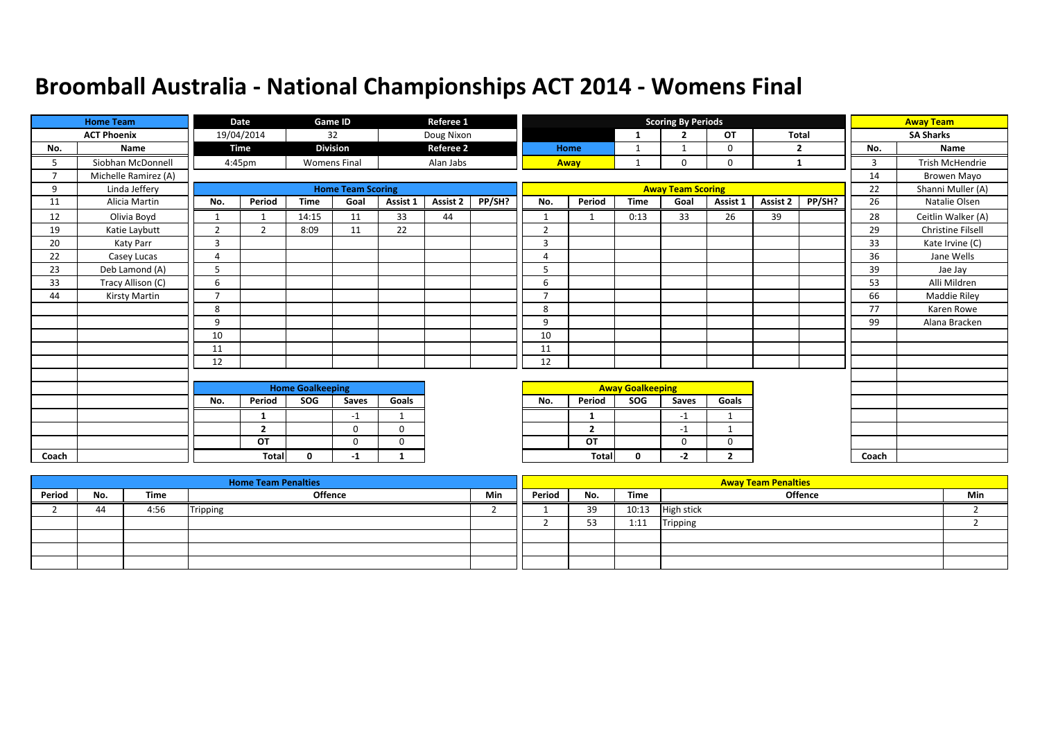# Broomball Australia - National Championships ACT 2014 - Womens Final

| Home Team | | Date | Game ID | Referee 1 |
|---|---|---|---|---|
| ACT Phoenix | | 19/04/2014 | 32 | Doug Nixon |
| | | Time | Division | Referee 2 |
| | | 4:45pm | Womens Final | Alan Jabs |

**Scoring By Periods**

| | 1 | 2 | OT | Total |
|---|---|---|---|---|
| Home | 1 | 1 | 0 | 2 |
| Away | 1 | 0 | 0 | 1 |

**Home Team: ACT Phoenix**

| No. | Name |
|---|---|
| 5 | Siobhan McDonnell |
| 7 | Michelle Ramirez (A) |
| 9 | Linda Jeffery |
| 11 | Alicia Martin |
| 12 | Olivia Boyd |
| 19 | Katie Laybutt |
| 20 | Katy Parr |
| 22 | Casey Lucas |
| 23 | Deb Lamond (A) |
| 33 | Tracy Allison (C) |
| 44 | Kirsty Martin |
| Coach | |

**Away Team: SA Sharks**

| No. | Name |
|---|---|
| 3 | Trish McHendrie |
| 14 | Browen Mayo |
| 22 | Shanni Muller (A) |
| 26 | Natalie Olsen |
| 28 | Ceitlin Walker (A) |
| 29 | Christine Filsell |
| 33 | Kate Irvine (C) |
| 36 | Jane Wells |
| 39 | Jae Jay |
| 53 | Alli Mildren |
| 66 | Maddie Riley |
| 77 | Karen Rowe |
| 99 | Alana Bracken |
| Coach | |

**Home Team Scoring**

| No. | Period | Time | Goal | Assist 1 | Assist 2 | PP/SH? |
|---|---|---|---|---|---|---|
| 1 | 1 | 14:15 | 11 | 33 | 44 | |
| 2 | 2 | 8:09 | 11 | 22 | | |
| 3 | | | | | | |
| 4 | | | | | | |
| 5 | | | | | | |
| 6 | | | | | | |
| 7 | | | | | | |
| 8 | | | | | | |
| 9 | | | | | | |
| 10 | | | | | | |
| 11 | | | | | | |
| 12 | | | | | | |

**Away Team Scoring**

| No. | Period | Time | Goal | Assist 1 | Assist 2 | PP/SH? |
|---|---|---|---|---|---|---|
| 1 | 1 | 0:13 | 33 | 26 | 39 | |
| 2 | | | | | | |
| 3 | | | | | | |
| 4 | | | | | | |
| 5 | | | | | | |
| 6 | | | | | | |
| 7 | | | | | | |
| 8 | | | | | | |
| 9 | | | | | | |
| 10 | | | | | | |
| 11 | | | | | | |
| 12 | | | | | | |

**Home Goalkeeping**

| No. | Period | SOG | Saves | Goals |
|---|---|---|---|---|
| | 1 | | -1 | 1 |
| | 2 | | 0 | 0 |
| | OT | | 0 | 0 |
| | Total | 0 | -1 | 1 |

**Away Goalkeeping**

| No. | Period | SOG | Saves | Goals |
|---|---|---|---|---|
| | 1 | | -1 | 1 |
| | 2 | | -1 | 1 |
| | OT | | 0 | 0 |
| | Total | 0 | -2 | 2 |

**Home Team Penalties**

| Period | No. | Time | Offence | Min |
|---|---|---|---|---|
| 2 | 44 | 4:56 | Tripping | 2 |
| | | | | |
| | | | | |
| | | | | |
| | | | | |

**Away Team Penalties**

| Period | No. | Time | Offence | Min |
|---|---|---|---|---|
| 1 | 39 | 10:13 | High stick | 2 |
| 2 | 53 | 1:11 | Tripping | 2 |
| | | | | |
| | | | | |
| | | | | |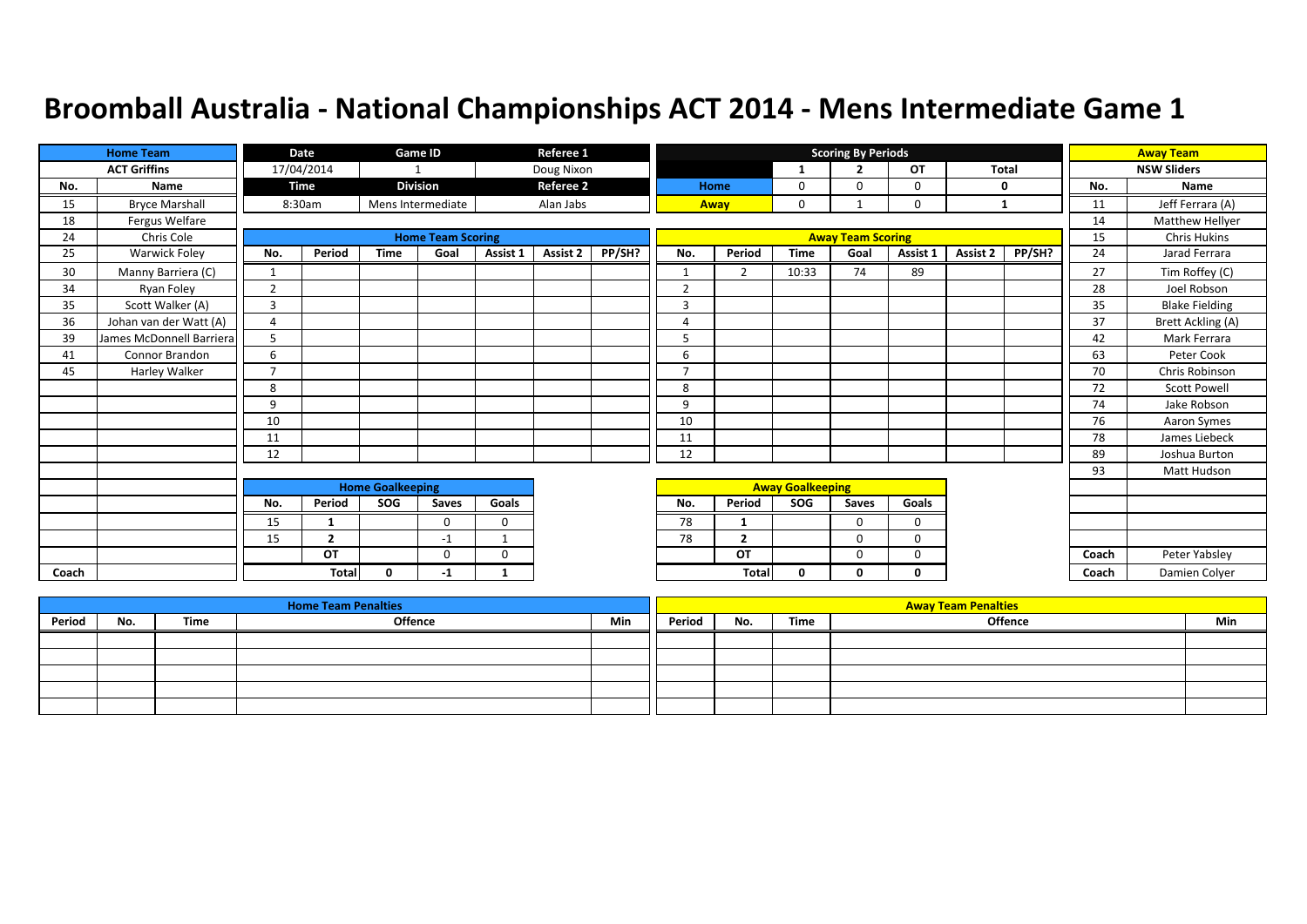# Broomball Australia - National Championships ACT 2014 - Mens Intermediate Game 1

| Home Team | |
|---|---|
| ACT Griffins | |
| No. | Name |
| 15 | Bryce Marshall |
| 18 | Fergus Welfare |
| 24 | Chris Cole |
| 25 | Warwick Foley |
| 30 | Manny Barriera (C) |
| 34 | Ryan Foley |
| 35 | Scott Walker (A) |
| 36 | Johan van der Watt (A) |
| 39 | James McDonnell Barriera |
| 41 | Connor Brandon |
| 45 | Harley Walker |
| Coach | |

| Date | Game ID | Referee 1 |
|---|---|---|
| 17/04/2014 | 1 | Doug Nixon |
| **Time** | **Division** | **Referee 2** |
| 8:30am | Mens Intermediate | Alan Jabs |

| Scoring By Periods | 1 | 2 | OT | Total |
|---|---|---|---|---|
| Home | 0 | 0 | 0 | 0 |
| Away | 0 | 1 | 0 | 1 |

| Away Team | |
|---|---|
| NSW Sliders | |
| No. | Name |
| 11 | Jeff Ferrara (A) |
| 14 | Matthew Hellyer |
| 15 | Chris Hukins |
| 24 | Jarad Ferrara |
| 27 | Tim Roffey (C) |
| 28 | Joel Robson |
| 35 | Blake Fielding |
| 37 | Brett Ackling (A) |
| 42 | Mark Ferrara |
| 63 | Peter Cook |
| 70 | Chris Robinson |
| 72 | Scott Powell |
| 74 | Jake Robson |
| 76 | Aaron Symes |
| 78 | James Liebeck |
| 89 | Joshua Burton |
| 93 | Matt Hudson |
| Coach | Peter Yabsley |
| Coach | Damien Colyer |

## Home Team Scoring

| No. | Period | Time | Goal | Assist 1 | Assist 2 | PP/SH? |
|---|---|---|---|---|---|---|
| 1 | | | | | | |
| 2 | | | | | | |
| 3 | | | | | | |
| 4 | | | | | | |
| 5 | | | | | | |
| 6 | | | | | | |
| 7 | | | | | | |
| 8 | | | | | | |
| 9 | | | | | | |
| 10 | | | | | | |
| 11 | | | | | | |
| 12 | | | | | | |

## Away Team Scoring

| No. | Period | Time | Goal | Assist 1 | Assist 2 | PP/SH? |
|---|---|---|---|---|---|---|
| 1 | 2 | 10:33 | 74 | 89 | | |
| 2 | | | | | | |
| 3 | | | | | | |
| 4 | | | | | | |
| 5 | | | | | | |
| 6 | | | | | | |
| 7 | | | | | | |
| 8 | | | | | | |
| 9 | | | | | | |
| 10 | | | | | | |
| 11 | | | | | | |
| 12 | | | | | | |

## Home Goalkeeping

| No. | Period | SOG | Saves | Goals |
|---|---|---|---|---|
| 15 | 1 | | 0 | 0 |
| 15 | 2 | | -1 | 1 |
| | OT | | 0 | 0 |
| | Total | 0 | -1 | 1 |

## Away Goalkeeping

| No. | Period | SOG | Saves | Goals |
|---|---|---|---|---|
| 78 | 1 | | 0 | 0 |
| 78 | 2 | | 0 | 0 |
| | OT | | 0 | 0 |
| | Total | 0 | 0 | 0 |

## Home Team Penalties

| Period | No. | Time | Offence | Min |
|---|---|---|---|---|
| | | | | |
| | | | | |
| | | | | |
| | | | | |
| | | | | |

## Away Team Penalties

| Period | No. | Time | Offence | Min |
|---|---|---|---|---|
| | | | | |
| | | | | |
| | | | | |
| | | | | |
| | | | | |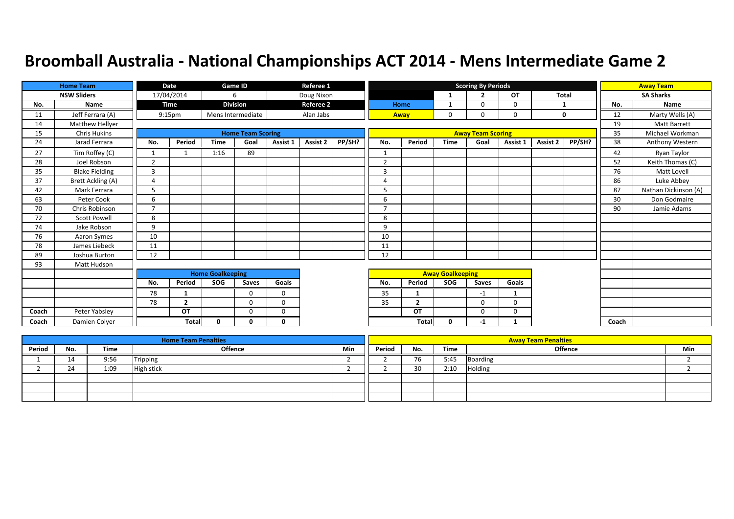# Broomball Australia - National Championships ACT 2014 - Mens Intermediate Game 2

| Home Team | |
|---|---|
| **NSW Sliders** | |
| **No.** | **Name** |
| 11 | Jeff Ferrara (A) |
| 14 | Matthew Hellyer |
| 15 | Chris Hukins |
| 24 | Jarad Ferrara |
| 27 | Tim Roffey (C) |
| 28 | Joel Robson |
| 35 | Blake Fielding |
| 37 | Brett Ackling (A) |
| 42 | Mark Ferrara |
| 63 | Peter Cook |
| 70 | Chris Robinson |
| 72 | Scott Powell |
| 74 | Jake Robson |
| 76 | Aaron Symes |
| 78 | James Liebeck |
| 89 | Joshua Burton |
| 93 | Matt Hudson |
| Coach | Peter Yabsley |
| Coach | Damien Colyer |

| Date | Game ID | Referee 1 |
|---|---|---|
| 17/04/2014 | 6 | Doug Nixon |
| **Time** | **Division** | **Referee 2** |
| 9:15pm | Mens Intermediate | Alan Jabs |

**Scoring By Periods**

| | 1 | 2 | OT | Total |
|---|---|---|---|---|
| Home | 1 | 0 | 0 | 1 |
| Away | 0 | 0 | 0 | 0 |

| Away Team | |
|---|---|
| **SA Sharks** | |
| **No.** | **Name** |
| 12 | Marty Wells (A) |
| 19 | Matt Barrett |
| 35 | Michael Workman |
| 38 | Anthony Western |
| 42 | Ryan Taylor |
| 52 | Keith Thomas (C) |
| 76 | Matt Lovell |
| 86 | Luke Abbey |
| 87 | Nathan Dickinson (A) |
| 30 | Don Godmaire |
| 90 | Jamie Adams |
| Coach | |

**Home Team Scoring**

| No. | Period | Time | Goal | Assist 1 | Assist 2 | PP/SH? |
|---|---|---|---|---|---|---|
| 1 | 1 | 1:16 | 89 | | | |
| 2 | | | | | | |
| 3 | | | | | | |
| 4 | | | | | | |
| 5 | | | | | | |
| 6 | | | | | | |
| 7 | | | | | | |
| 8 | | | | | | |
| 9 | | | | | | |
| 10 | | | | | | |
| 11 | | | | | | |
| 12 | | | | | | |

**Away Team Scoring**

| No. | Period | Time | Goal | Assist 1 | Assist 2 | PP/SH? |
|---|---|---|---|---|---|---|
| 1 | | | | | | |
| 2 | | | | | | |
| 3 | | | | | | |
| 4 | | | | | | |
| 5 | | | | | | |
| 6 | | | | | | |
| 7 | | | | | | |
| 8 | | | | | | |
| 9 | | | | | | |
| 10 | | | | | | |
| 11 | | | | | | |
| 12 | | | | | | |

**Home Goalkeeping**

| No. | Period | SOG | Saves | Goals |
|---|---|---|---|---|
| 78 | 1 | | 0 | 0 |
| 78 | 2 | | 0 | 0 |
| | OT | | 0 | 0 |
| | Total | 0 | 0 | 0 |

**Away Goalkeeping**

| No. | Period | SOG | Saves | Goals |
|---|---|---|---|---|
| 35 | 1 | | -1 | 1 |
| 35 | 2 | | 0 | 0 |
| | OT | | 0 | 0 |
| | Total | 0 | -1 | 1 |

**Home Team Penalties**

| Period | No. | Time | Offence | Min |
|---|---|---|---|---|
| 1 | 14 | 9:56 | Tripping | 2 |
| 2 | 24 | 1:09 | High stick | 2 |

**Away Team Penalties**

| Period | No. | Time | Offence | Min |
|---|---|---|---|---|
| 2 | 76 | 5:45 | Boarding | 2 |
| 2 | 30 | 2:10 | Holding | 2 |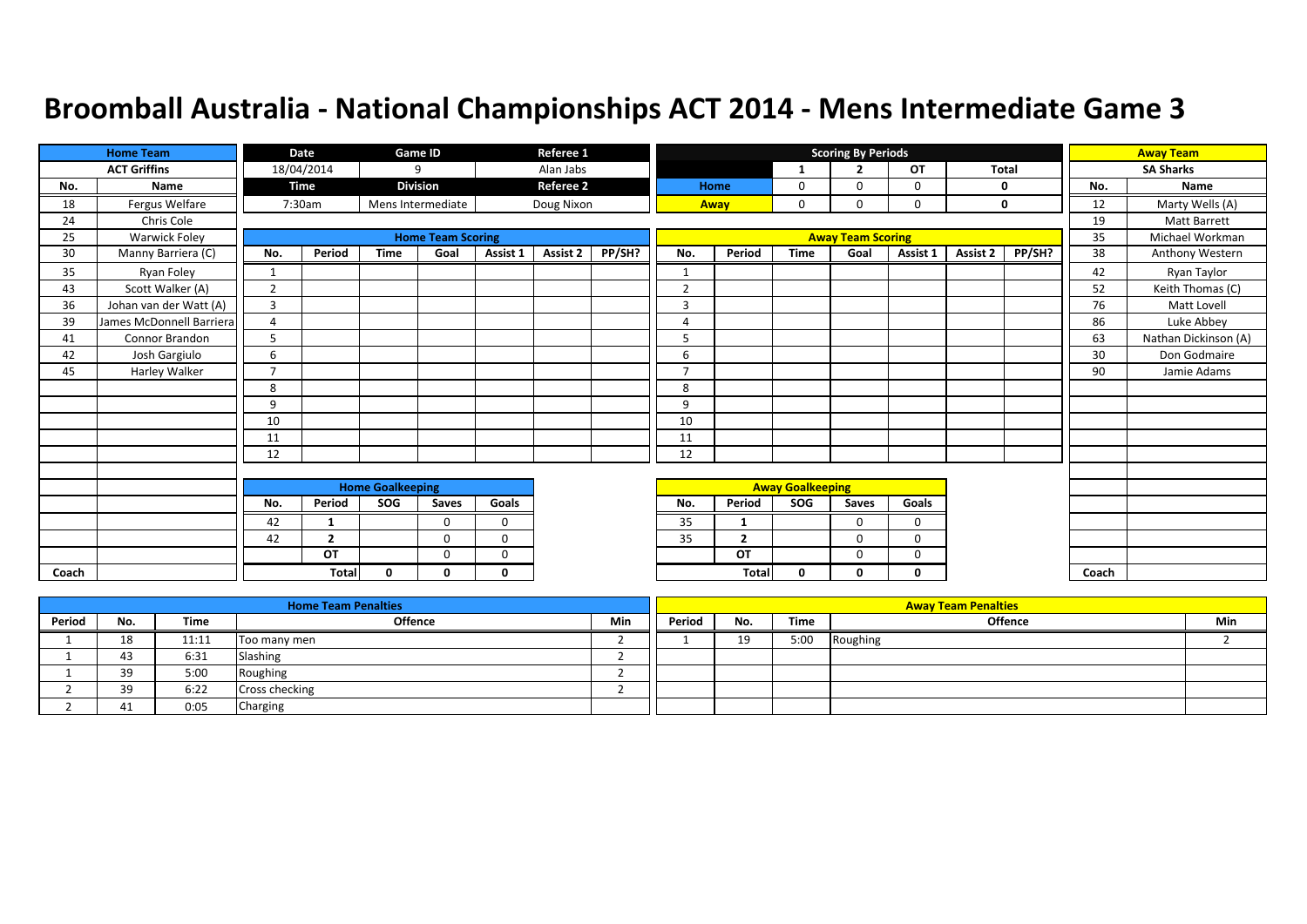# Broomball Australia - National Championships ACT 2014 - Mens Intermediate Game 3

| Home Team | | Date | Game ID | Referee 1 |
|---|---|---|---|---|
| ACT Griffins | | 18/04/2014 | 9 | Alan Jabs |
| **No.** | **Name** | **Time** | **Division** | **Referee 2** |
| 18 | Fergus Welfare | 7:30am | Mens Intermediate | Doug Nixon |
| 24 | Chris Cole | | | |
| 25 | Warwick Foley | | | |
| 30 | Manny Barriera (C) | | | |
| 35 | Ryan Foley | | | |
| 43 | Scott Walker (A) | | | |
| 36 | Johan van der Watt (A) | | | |
| 39 | James McDonnell Barriera | | | |
| 41 | Connor Brandon | | | |
| 42 | Josh Gargiulo | | | |
| 45 | Harley Walker | | | |
| Coach | | | | |

| Scoring By Periods | 1 | 2 | OT | Total |
|---|---|---|---|---|
| Home | 0 | 0 | 0 | 0 |
| Away | 0 | 0 | 0 | 0 |

| Away Team | |
|---|---|
| SA Sharks | |
| **No.** | **Name** |
| 12 | Marty Wells (A) |
| 19 | Matt Barrett |
| 35 | Michael Workman |
| 38 | Anthony Western |
| 42 | Ryan Taylor |
| 52 | Keith Thomas (C) |
| 76 | Matt Lovell |
| 86 | Luke Abbey |
| 63 | Nathan Dickinson (A) |
| 30 | Don Godmaire |
| 90 | Jamie Adams |
| Coach | |

**Home Team Scoring**

| No. | Period | Time | Goal | Assist 1 | Assist 2 | PP/SH? |
|---|---|---|---|---|---|---|
| 1 | | | | | | |
| 2 | | | | | | |
| 3 | | | | | | |
| 4 | | | | | | |
| 5 | | | | | | |
| 6 | | | | | | |
| 7 | | | | | | |
| 8 | | | | | | |
| 9 | | | | | | |
| 10 | | | | | | |
| 11 | | | | | | |
| 12 | | | | | | |

**Away Team Scoring**

| No. | Period | Time | Goal | Assist 1 | Assist 2 | PP/SH? |
|---|---|---|---|---|---|---|
| 1 | | | | | | |
| 2 | | | | | | |
| 3 | | | | | | |
| 4 | | | | | | |
| 5 | | | | | | |
| 6 | | | | | | |
| 7 | | | | | | |
| 8 | | | | | | |
| 9 | | | | | | |
| 10 | | | | | | |
| 11 | | | | | | |
| 12 | | | | | | |

**Home Goalkeeping**

| No. | Period | SOG | Saves | Goals |
|---|---|---|---|---|
| 42 | 1 | | 0 | 0 |
| 42 | 2 | | 0 | 0 |
| | OT | | 0 | 0 |
| | Total | 0 | 0 | 0 |

**Away Goalkeeping**

| No. | Period | SOG | Saves | Goals |
|---|---|---|---|---|
| 35 | 1 | | 0 | 0 |
| 35 | 2 | | 0 | 0 |
| | OT | | 0 | 0 |
| | Total | 0 | 0 | 0 |

**Home Team Penalties**

| Period | No. | Time | Offence | Min |
|---|---|---|---|---|
| 1 | 18 | 11:11 | Too many men | 2 |
| 1 | 43 | 6:31 | Slashing | 2 |
| 1 | 39 | 5:00 | Roughing | 2 |
| 2 | 39 | 6:22 | Cross checking | 2 |
| 2 | 41 | 0:05 | Charging | |

**Away Team Penalties**

| Period | No. | Time | Offence | Min |
|---|---|---|---|---|
| 1 | 19 | 5:00 | Roughing | 2 |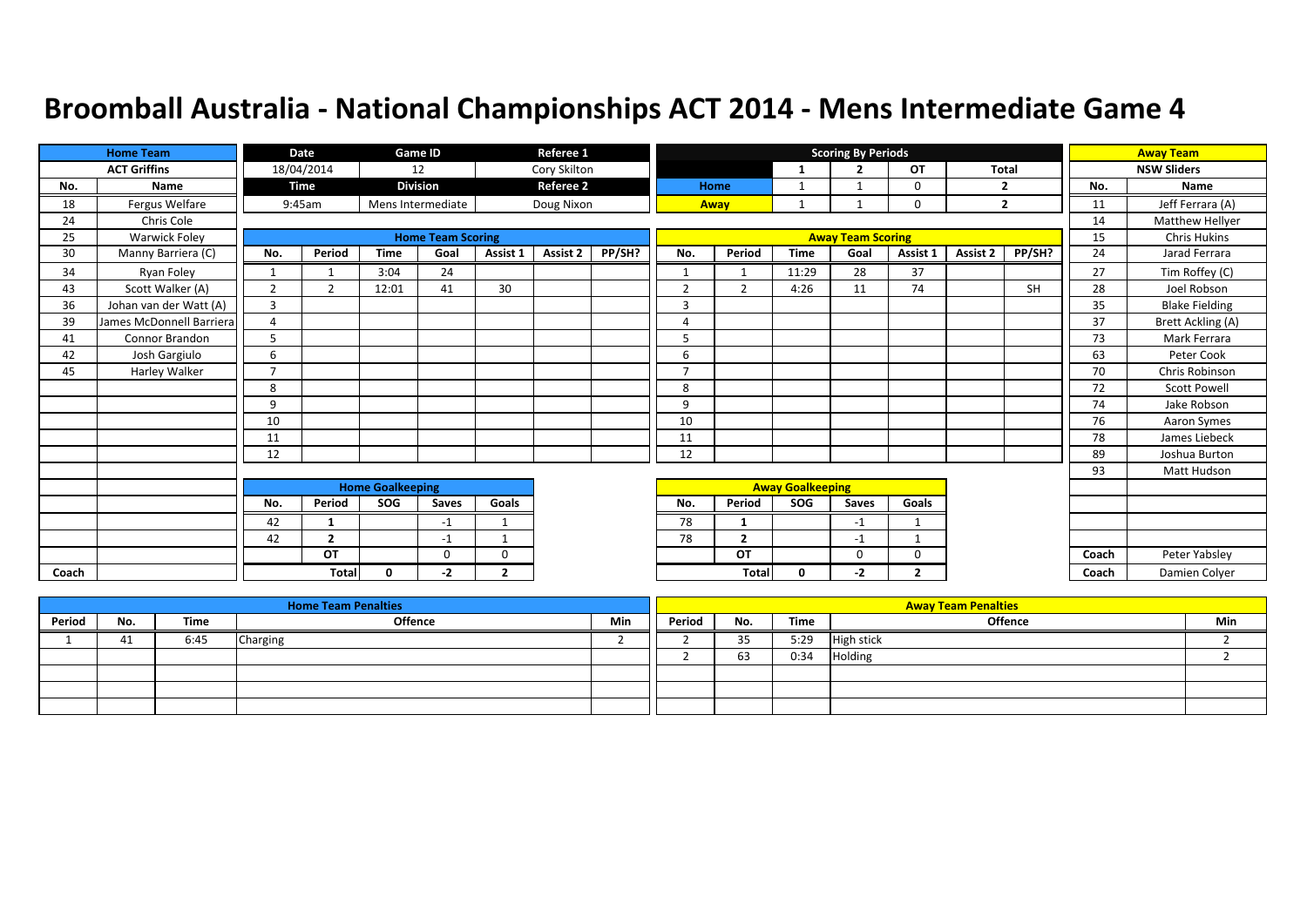# Broomball Australia - National Championships ACT 2014 - Mens Intermediate Game 4

| Date | Game ID | Referee 1 |
|---|---|---|
| 18/04/2014 | 12 | Cory Skilton |
| **Time** | **Division** | **Referee 2** |
| 9:45am | Mens Intermediate | Doug Nixon |

## Scoring By Periods

| | 1 | 2 | OT | Total |
|---|---|---|---|---|
| Home | 1 | 1 | 0 | 2 |
| Away | 1 | 1 | 0 | 2 |

## Home Team: ACT Griffins

| No. | Name |
|---|---|
| 18 | Fergus Welfare |
| 24 | Chris Cole |
| 25 | Warwick Foley |
| 30 | Manny Barriera (C) |
| 34 | Ryan Foley |
| 43 | Scott Walker (A) |
| 36 | Johan van der Watt (A) |
| 39 | James McDonnell Barriera |
| 41 | Connor Brandon |
| 42 | Josh Gargiulo |
| 45 | Harley Walker |
| Coach | |

## Away Team: NSW Sliders

| No. | Name |
|---|---|
| 11 | Jeff Ferrara (A) |
| 14 | Matthew Hellyer |
| 15 | Chris Hukins |
| 24 | Jarad Ferrara |
| 27 | Tim Roffey (C) |
| 28 | Joel Robson |
| 35 | Blake Fielding |
| 37 | Brett Ackling (A) |
| 73 | Mark Ferrara |
| 63 | Peter Cook |
| 70 | Chris Robinson |
| 72 | Scott Powell |
| 74 | Jake Robson |
| 76 | Aaron Symes |
| 78 | James Liebeck |
| 89 | Joshua Burton |
| 93 | Matt Hudson |
| Coach | Peter Yabsley |
| Coach | Damien Colyer |

## Home Team Scoring

| No. | Period | Time | Goal | Assist 1 | Assist 2 | PP/SH? |
|---|---|---|---|---|---|---|
| 1 | 1 | 3:04 | 24 | | | |
| 2 | 2 | 12:01 | 41 | 30 | | |
| 3 | | | | | | |
| 4 | | | | | | |
| 5 | | | | | | |
| 6 | | | | | | |
| 7 | | | | | | |
| 8 | | | | | | |
| 9 | | | | | | |
| 10 | | | | | | |
| 11 | | | | | | |
| 12 | | | | | | |

## Away Team Scoring

| No. | Period | Time | Goal | Assist 1 | Assist 2 | PP/SH? |
|---|---|---|---|---|---|---|
| 1 | 1 | 11:29 | 28 | 37 | | |
| 2 | 2 | 4:26 | 11 | 74 | | SH |
| 3 | | | | | | |
| 4 | | | | | | |
| 5 | | | | | | |
| 6 | | | | | | |
| 7 | | | | | | |
| 8 | | | | | | |
| 9 | | | | | | |
| 10 | | | | | | |
| 11 | | | | | | |
| 12 | | | | | | |

## Home Goalkeeping

| No. | Period | SOG | Saves | Goals |
|---|---|---|---|---|
| 42 | 1 | | -1 | 1 |
| 42 | 2 | | -1 | 1 |
| | OT | | 0 | 0 |
| | Total | 0 | -2 | 2 |

## Away Goalkeeping

| No. | Period | SOG | Saves | Goals |
|---|---|---|---|---|
| 78 | 1 | | -1 | 1 |
| 78 | 2 | | -1 | 1 |
| | OT | | 0 | 0 |
| | Total | 0 | -2 | 2 |

## Home Team Penalties

| Period | No. | Time | Offence | Min |
|---|---|---|---|---|
| 1 | 41 | 6:45 | Charging | 2 |

## Away Team Penalties

| Period | No. | Time | Offence | Min |
|---|---|---|---|---|
| 2 | 35 | 5:29 | High stick | 2 |
| 2 | 63 | 0:34 | Holding | 2 |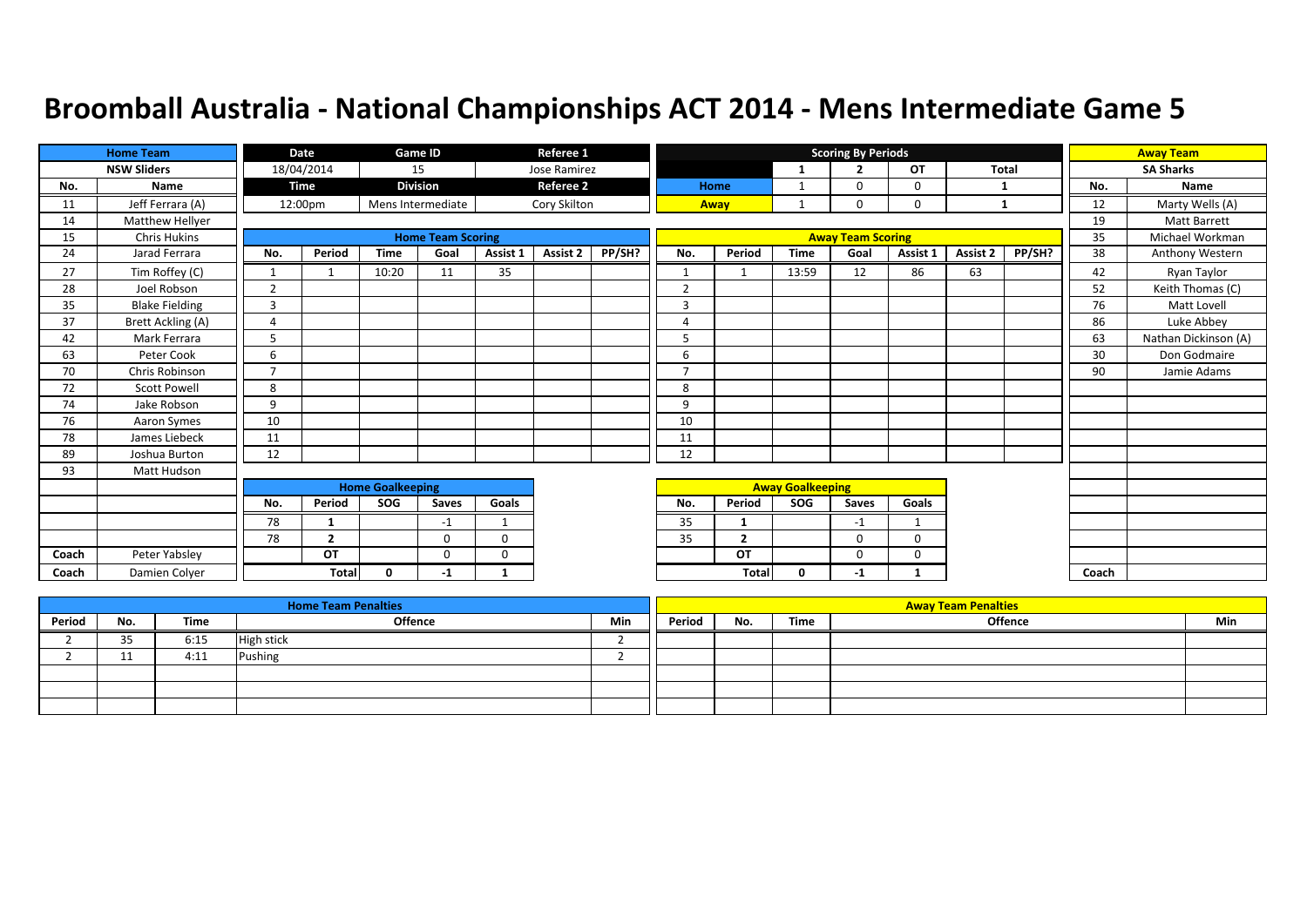# Broomball Australia - National Championships ACT 2014 - Mens Intermediate Game 5

| Home Team | |
|---|---|
| NSW Sliders | |
| No. | Name |
| 11 | Jeff Ferrara (A) |
| 14 | Matthew Hellyer |
| 15 | Chris Hukins |
| 24 | Jarad Ferrara |
| 27 | Tim Roffey (C) |
| 28 | Joel Robson |
| 35 | Blake Fielding |
| 37 | Brett Ackling (A) |
| 42 | Mark Ferrara |
| 63 | Peter Cook |
| 70 | Chris Robinson |
| 72 | Scott Powell |
| 74 | Jake Robson |
| 76 | Aaron Symes |
| 78 | James Liebeck |
| 89 | Joshua Burton |
| 93 | Matt Hudson |
| Coach | Peter Yabsley |
| Coach | Damien Colyer |

| Date | Game ID | Referee 1 |
|---|---|---|
| 18/04/2014 | 15 | Jose Ramirez |
| **Time** | **Division** | **Referee 2** |
| 12:00pm | Mens Intermediate | Cory Skilton |

| Scoring By Periods | 1 | 2 | OT | Total |
|---|---|---|---|---|
| Home | 1 | 0 | 0 | 1 |
| Away | 1 | 0 | 0 | 1 |

| Away Team | |
|---|---|
| SA Sharks | |
| No. | Name |
| 12 | Marty Wells (A) |
| 19 | Matt Barrett |
| 35 | Michael Workman |
| 38 | Anthony Western |
| 42 | Ryan Taylor |
| 52 | Keith Thomas (C) |
| 76 | Matt Lovell |
| 86 | Luke Abbey |
| 63 | Nathan Dickinson (A) |
| 30 | Don Godmaire |
| 90 | Jamie Adams |
| Coach | |

## Home Team Scoring

| No. | Period | Time | Goal | Assist 1 | Assist 2 | PP/SH? |
|---|---|---|---|---|---|---|
| 1 | 1 | 10:20 | 11 | 35 | | |
| 2 | | | | | | |
| 3 | | | | | | |
| 4 | | | | | | |
| 5 | | | | | | |
| 6 | | | | | | |
| 7 | | | | | | |
| 8 | | | | | | |
| 9 | | | | | | |
| 10 | | | | | | |
| 11 | | | | | | |
| 12 | | | | | | |

## Away Team Scoring

| No. | Period | Time | Goal | Assist 1 | Assist 2 | PP/SH? |
|---|---|---|---|---|---|---|
| 1 | 1 | 13:59 | 12 | 86 | 63 | |
| 2 | | | | | | |
| 3 | | | | | | |
| 4 | | | | | | |
| 5 | | | | | | |
| 6 | | | | | | |
| 7 | | | | | | |
| 8 | | | | | | |
| 9 | | | | | | |
| 10 | | | | | | |
| 11 | | | | | | |
| 12 | | | | | | |

## Home Goalkeeping

| No. | Period | SOG | Saves | Goals |
|---|---|---|---|---|
| 78 | 1 | | -1 | 1 |
| 78 | 2 | | 0 | 0 |
| | OT | | 0 | 0 |
| | Total | 0 | -1 | 1 |

## Away Goalkeeping

| No. | Period | SOG | Saves | Goals |
|---|---|---|---|---|
| 35 | 1 | | -1 | 1 |
| 35 | 2 | | 0 | 0 |
| | OT | | 0 | 0 |
| | Total | 0 | -1 | 1 |

## Home Team Penalties

| Period | No. | Time | Offence | Min |
|---|---|---|---|---|
| 2 | 35 | 6:15 | High stick | 2 |
| 2 | 11 | 4:11 | Pushing | 2 |

## Away Team Penalties

| Period | No. | Time | Offence | Min |
|---|---|---|---|---|
| | | | | |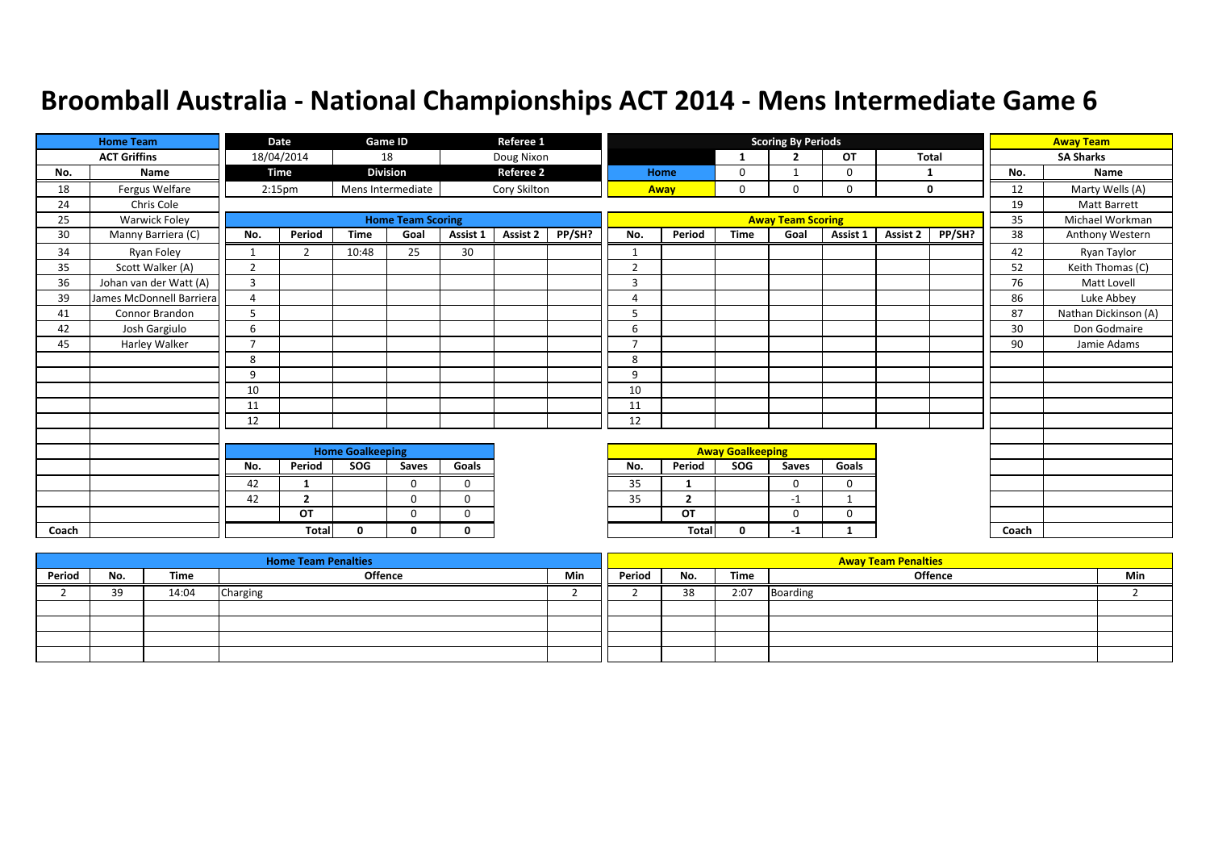# Broomball Australia - National Championships ACT 2014 - Mens Intermediate Game 6

| Home Team | |
|---|---|
| ACT Griffins | |
| No. | Name |
| 18 | Fergus Welfare |
| 24 | Chris Cole |
| 25 | Warwick Foley |
| 30 | Manny Barriera (C) |
| 34 | Ryan Foley |
| 35 | Scott Walker (A) |
| 36 | Johan van der Watt (A) |
| 39 | James McDonnell Barriera |
| 41 | Connor Brandon |
| 42 | Josh Gargiulo |
| 45 | Harley Walker |
| Coach | |

| Date | Game ID | Referee 1 |
|---|---|---|
| 18/04/2014 | 18 | Doug Nixon |
| **Time** | **Division** | **Referee 2** |
| 2:15pm | Mens Intermediate | Cory Skilton |

| Scoring By Periods | 1 | 2 | OT | Total |
|---|---|---|---|---|
| Home | 0 | 1 | 0 | 1 |
| Away | 0 | 0 | 0 | 0 |

| Away Team | |
|---|---|
| SA Sharks | |
| No. | Name |
| 12 | Marty Wells (A) |
| 19 | Matt Barrett |
| 35 | Michael Workman |
| 38 | Anthony Western |
| 42 | Ryan Taylor |
| 52 | Keith Thomas (C) |
| 76 | Matt Lovell |
| 86 | Luke Abbey |
| 87 | Nathan Dickinson (A) |
| 30 | Don Godmaire |
| 90 | Jamie Adams |
| Coach | |

## Home Team Scoring

| No. | Period | Time | Goal | Assist 1 | Assist 2 | PP/SH? |
|---|---|---|---|---|---|---|
| 1 | 2 | 10:48 | 25 | 30 | | |
| 2 | | | | | | |
| 3 | | | | | | |
| 4 | | | | | | |
| 5 | | | | | | |
| 6 | | | | | | |
| 7 | | | | | | |
| 8 | | | | | | |
| 9 | | | | | | |
| 10 | | | | | | |
| 11 | | | | | | |
| 12 | | | | | | |

## Away Team Scoring

| No. | Period | Time | Goal | Assist 1 | Assist 2 | PP/SH? |
|---|---|---|---|---|---|---|
| 1 | | | | | | |
| 2 | | | | | | |
| 3 | | | | | | |
| 4 | | | | | | |
| 5 | | | | | | |
| 6 | | | | | | |
| 7 | | | | | | |
| 8 | | | | | | |
| 9 | | | | | | |
| 10 | | | | | | |
| 11 | | | | | | |
| 12 | | | | | | |

## Home Goalkeeping

| No. | Period | SOG | Saves | Goals |
|---|---|---|---|---|
| 42 | 1 | | 0 | 0 |
| 42 | 2 | | 0 | 0 |
| | OT | | 0 | 0 |
| | Total | 0 | 0 | 0 |

## Away Goalkeeping

| No. | Period | SOG | Saves | Goals |
|---|---|---|---|---|
| 35 | 1 | | 0 | 0 |
| 35 | 2 | | -1 | 1 |
| | OT | | 0 | 0 |
| | Total | 0 | -1 | 1 |

## Home Team Penalties

| Period | No. | Time | Offence | Min |
|---|---|---|---|---|
| 2 | 39 | 14:04 | Charging | 2 |
| | | | | |
| | | | | |
| | | | | |
| | | | | |

## Away Team Penalties

| Period | No. | Time | Offence | Min |
|---|---|---|---|---|
| 2 | 38 | 2:07 | Boarding | 2 |
| | | | | |
| | | | | |
| | | | | |
| | | | | |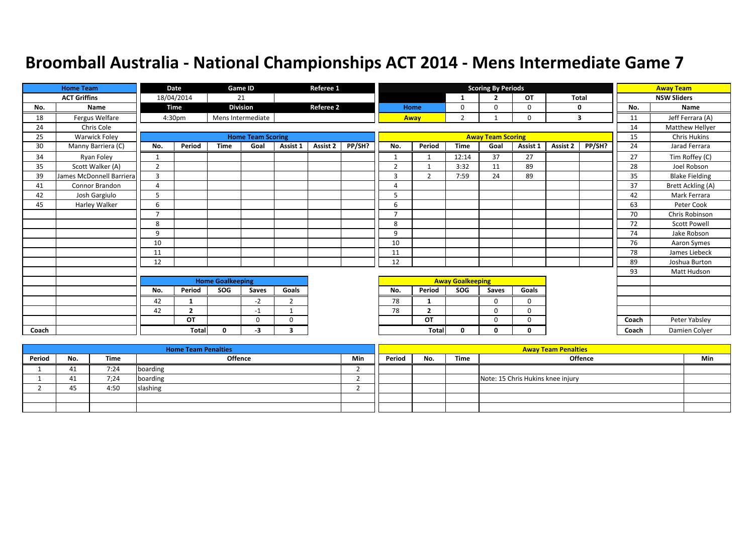# Broomball Australia - National Championships ACT 2014 - Mens Intermediate Game 7

| Home Team | Date | Game ID | Referee 1 |
|---|---|---|---|
| ACT Griffins | 18/04/2014 | 21 | |
| | **Time** | **Division** | **Referee 2** |
| | 4:30pm | Mens Intermediate | |

**Scoring By Periods**

| | 1 | 2 | OT | Total |
|---|---|---|---|---|
| Home | 0 | 0 | 0 | 0 |
| Away | 2 | 1 | 0 | 3 |

**Home Team: ACT Griffins**

| No. | Name |
|---|---|
| 18 | Fergus Welfare |
| 24 | Chris Cole |
| 25 | Warwick Foley |
| 30 | Manny Barriera (C) |
| 34 | Ryan Foley |
| 35 | Scott Walker (A) |
| 39 | James McDonnell Barriera |
| 41 | Connor Brandon |
| 42 | Josh Gargiulo |
| 45 | Harley Walker |
| Coach | |

**Away Team: NSW Sliders**

| No. | Name |
|---|---|
| 11 | Jeff Ferrara (A) |
| 14 | Matthew Hellyer |
| 15 | Chris Hukins |
| 24 | Jarad Ferrara |
| 27 | Tim Roffey (C) |
| 28 | Joel Robson |
| 35 | Blake Fielding |
| 37 | Brett Ackling (A) |
| 42 | Mark Ferrara |
| 63 | Peter Cook |
| 70 | Chris Robinson |
| 72 | Scott Powell |
| 74 | Jake Robson |
| 76 | Aaron Symes |
| 78 | James Liebeck |
| 89 | Joshua Burton |
| 93 | Matt Hudson |
| Coach | Peter Yabsley |
| Coach | Damien Colyer |

**Home Team Scoring**

| No. | Period | Time | Goal | Assist 1 | Assist 2 | PP/SH? |
|---|---|---|---|---|---|---|
| 1 | | | | | | |
| 2 | | | | | | |
| 3 | | | | | | |
| 4 | | | | | | |
| 5 | | | | | | |
| 6 | | | | | | |
| 7 | | | | | | |
| 8 | | | | | | |
| 9 | | | | | | |
| 10 | | | | | | |
| 11 | | | | | | |
| 12 | | | | | | |

**Away Team Scoring**

| No. | Period | Time | Goal | Assist 1 | Assist 2 | PP/SH? |
|---|---|---|---|---|---|---|
| 1 | 1 | 12:14 | 37 | 27 | | |
| 2 | 1 | 3:32 | 11 | 89 | | |
| 3 | 2 | 7:59 | 24 | 89 | | |
| 4 | | | | | | |
| 5 | | | | | | |
| 6 | | | | | | |
| 7 | | | | | | |
| 8 | | | | | | |
| 9 | | | | | | |
| 10 | | | | | | |
| 11 | | | | | | |
| 12 | | | | | | |

**Home Goalkeeping**

| No. | Period | SOG | Saves | Goals |
|---|---|---|---|---|
| 42 | 1 | | -2 | 2 |
| 42 | 2 | | -1 | 1 |
| | OT | | 0 | 0 |
| | Total | 0 | -3 | 3 |

**Away Goalkeeping**

| No. | Period | SOG | Saves | Goals |
|---|---|---|---|---|
| 78 | 1 | | 0 | 0 |
| 78 | 2 | | 0 | 0 |
| | OT | | 0 | 0 |
| | Total | 0 | 0 | 0 |

**Home Team Penalties**

| Period | No. | Time | Offence | Min |
|---|---|---|---|---|
| 1 | 41 | 7:24 | boarding | 2 |
| 1 | 41 | 7;24 | boarding | 2 |
| 2 | 45 | 4:50 | slashing | 2 |
| | | | | |
| | | | | |

**Away Team Penalties**

| Period | No. | Time | Offence | Min |
|---|---|---|---|---|
| | | | | |
| | | | Note: 15 Chris Hukins knee injury | |
| | | | | |
| | | | | |
| | | | | |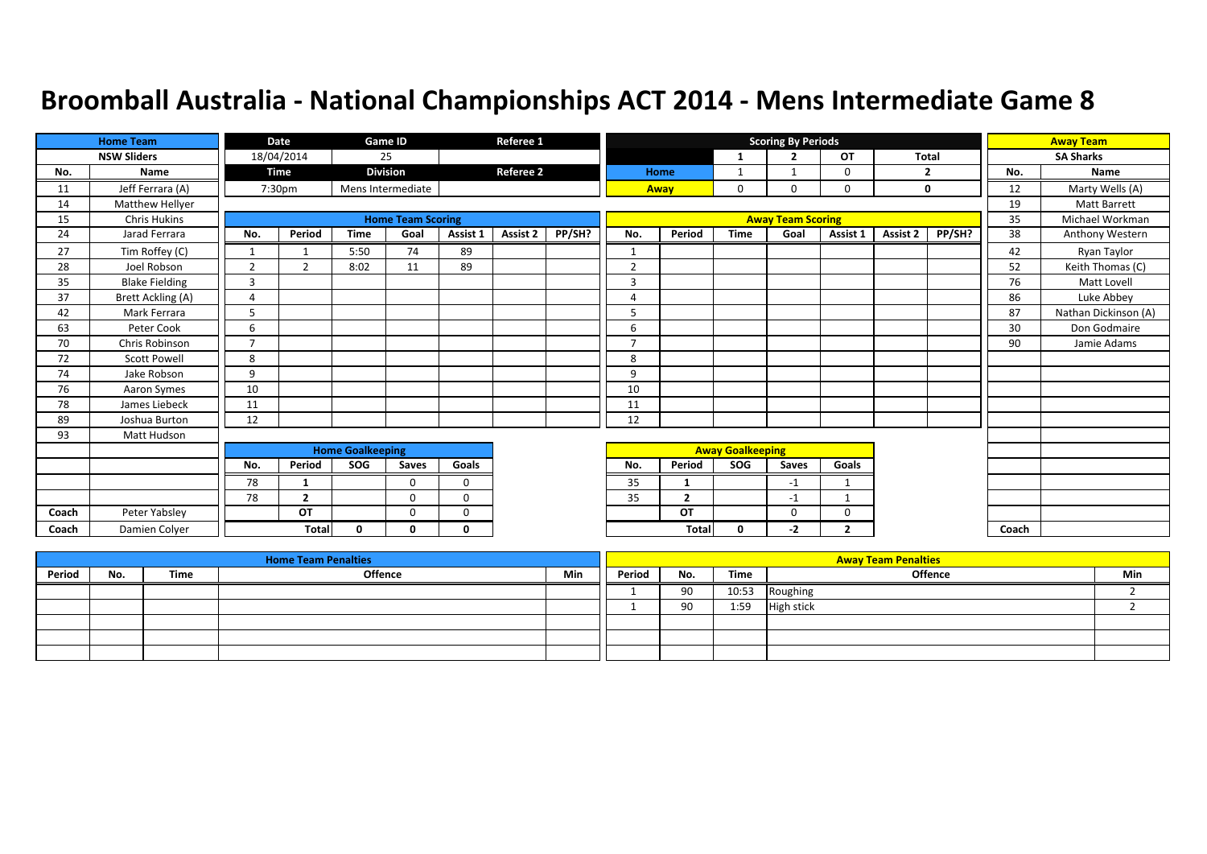# Broomball Australia - National Championships ACT 2014 - Mens Intermediate Game 8

| Home Team | |
|---|---|
| NSW Sliders | |
| No. | Name |
| 11 | Jeff Ferrara (A) |
| 14 | Matthew Hellyer |
| 15 | Chris Hukins |
| 24 | Jarad Ferrara |
| 27 | Tim Roffey (C) |
| 28 | Joel Robson |
| 35 | Blake Fielding |
| 37 | Brett Ackling (A) |
| 42 | Mark Ferrara |
| 63 | Peter Cook |
| 70 | Chris Robinson |
| 72 | Scott Powell |
| 74 | Jake Robson |
| 76 | Aaron Symes |
| 78 | James Liebeck |
| 89 | Joshua Burton |
| 93 | Matt Hudson |
| Coach | Peter Yabsley |
| Coach | Damien Colyer |

| Date | Game ID | Referee 1 |
|---|---|---|
| 18/04/2014 | 25 | |
| **Time** | **Division** | **Referee 2** |
| 7:30pm | Mens Intermediate | |

| Scoring By Periods | 1 | 2 | OT | Total |
|---|---|---|---|---|
| Home | 1 | 1 | 0 | 2 |
| Away | 0 | 0 | 0 | 0 |

| Away Team | |
|---|---|
| SA Sharks | |
| No. | Name |
| 12 | Marty Wells (A) |
| 19 | Matt Barrett |
| 35 | Michael Workman |
| 38 | Anthony Western |
| 42 | Ryan Taylor |
| 52 | Keith Thomas (C) |
| 76 | Matt Lovell |
| 86 | Luke Abbey |
| 87 | Nathan Dickinson (A) |
| 30 | Don Godmaire |
| 90 | Jamie Adams |
| Coach | |

## Home Team Scoring

| No. | Period | Time | Goal | Assist 1 | Assist 2 | PP/SH? |
|---|---|---|---|---|---|---|
| 1 | 1 | 5:50 | 74 | 89 | | |
| 2 | 2 | 8:02 | 11 | 89 | | |
| 3 | | | | | | |
| 4 | | | | | | |
| 5 | | | | | | |
| 6 | | | | | | |
| 7 | | | | | | |
| 8 | | | | | | |
| 9 | | | | | | |
| 10 | | | | | | |
| 11 | | | | | | |
| 12 | | | | | | |

## Away Team Scoring

| No. | Period | Time | Goal | Assist 1 | Assist 2 | PP/SH? |
|---|---|---|---|---|---|---|
| 1 | | | | | | |
| 2 | | | | | | |
| 3 | | | | | | |
| 4 | | | | | | |
| 5 | | | | | | |
| 6 | | | | | | |
| 7 | | | | | | |
| 8 | | | | | | |
| 9 | | | | | | |
| 10 | | | | | | |
| 11 | | | | | | |
| 12 | | | | | | |

## Home Goalkeeping

| No. | Period | SOG | Saves | Goals |
|---|---|---|---|---|
| 78 | 1 | | 0 | 0 |
| 78 | 2 | | 0 | 0 |
| | OT | | 0 | 0 |
| | Total | 0 | 0 | 0 |

## Away Goalkeeping

| No. | Period | SOG | Saves | Goals |
|---|---|---|---|---|
| 35 | 1 | | -1 | 1 |
| 35 | 2 | | -1 | 1 |
| | OT | | 0 | 0 |
| | Total | 0 | -2 | 2 |

## Home Team Penalties

| Period | No. | Time | Offence | Min |
|---|---|---|---|---|
| | | | | |
| | | | | |
| | | | | |
| | | | | |
| | | | | |

## Away Team Penalties

| Period | No. | Time | Offence | Min |
|---|---|---|---|---|
| 1 | 90 | 10:53 | Roughing | 2 |
| 1 | 90 | 1:59 | High stick | 2 |
| | | | | |
| | | | | |
| | | | | |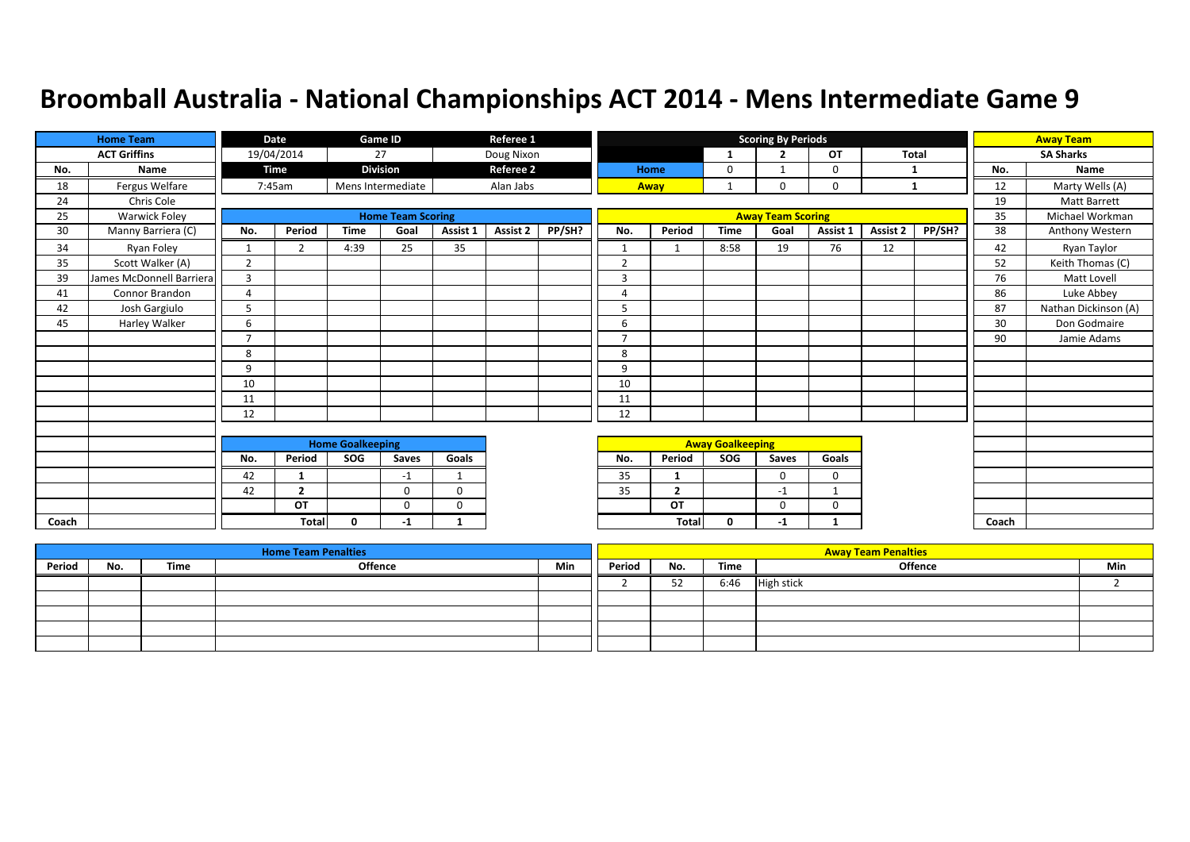# Broomball Australia - National Championships ACT 2014 - Mens Intermediate Game 9

| Home Team | | Date | Game ID | Referee 1 |
|---|---|---|---|---|
| ACT Griffins | | 19/04/2014 | 27 | Doug Nixon |
| | | Time | Division | Referee 2 |
| | | 7:45am | Mens Intermediate | Alan Jabs |

**Scoring By Periods**

| | 1 | 2 | OT | Total |
|---|---|---|---|---|
| Home | 0 | 1 | 0 | 1 |
| Away | 1 | 0 | 0 | 1 |

**Home Team: ACT Griffins**

| No. | Name |
|---|---|
| 18 | Fergus Welfare |
| 24 | Chris Cole |
| 25 | Warwick Foley |
| 30 | Manny Barriera (C) |
| 34 | Ryan Foley |
| 35 | Scott Walker (A) |
| 39 | James McDonnell Barriera |
| 41 | Connor Brandon |
| 42 | Josh Gargiulo |
| 45 | Harley Walker |
| Coach | |

**Away Team: SA Sharks**

| No. | Name |
|---|---|
| 12 | Marty Wells (A) |
| 19 | Matt Barrett |
| 35 | Michael Workman |
| 38 | Anthony Western |
| 42 | Ryan Taylor |
| 52 | Keith Thomas (C) |
| 76 | Matt Lovell |
| 86 | Luke Abbey |
| 87 | Nathan Dickinson (A) |
| 30 | Don Godmaire |
| 90 | Jamie Adams |
| Coach | |

**Home Team Scoring**

| No. | Period | Time | Goal | Assist 1 | Assist 2 | PP/SH? |
|---|---|---|---|---|---|---|
| 1 | 2 | 4:39 | 25 | 35 | | |
| 2 | | | | | | |
| 3 | | | | | | |
| 4 | | | | | | |
| 5 | | | | | | |
| 6 | | | | | | |
| 7 | | | | | | |
| 8 | | | | | | |
| 9 | | | | | | |
| 10 | | | | | | |
| 11 | | | | | | |
| 12 | | | | | | |

**Away Team Scoring**

| No. | Period | Time | Goal | Assist 1 | Assist 2 | PP/SH? |
|---|---|---|---|---|---|---|
| 1 | 1 | 8:58 | 19 | 76 | 12 | |
| 2 | | | | | | |
| 3 | | | | | | |
| 4 | | | | | | |
| 5 | | | | | | |
| 6 | | | | | | |
| 7 | | | | | | |
| 8 | | | | | | |
| 9 | | | | | | |
| 10 | | | | | | |
| 11 | | | | | | |
| 12 | | | | | | |

**Home Goalkeeping**

| No. | Period | SOG | Saves | Goals |
|---|---|---|---|---|
| 42 | 1 | | -1 | 1 |
| 42 | 2 | | 0 | 0 |
| | OT | | 0 | 0 |
| | Total | 0 | -1 | 1 |

**Away Goalkeeping**

| No. | Period | SOG | Saves | Goals |
|---|---|---|---|---|
| 35 | 1 | | 0 | 0 |
| 35 | 2 | | -1 | 1 |
| | OT | | 0 | 0 |
| | Total | 0 | -1 | 1 |

**Home Team Penalties**

| Period | No. | Time | Offence | Min |
|---|---|---|---|---|
| | | | | |

**Away Team Penalties**

| Period | No. | Time | Offence | Min |
|---|---|---|---|---|
| 2 | 52 | 6:46 | High stick | 2 |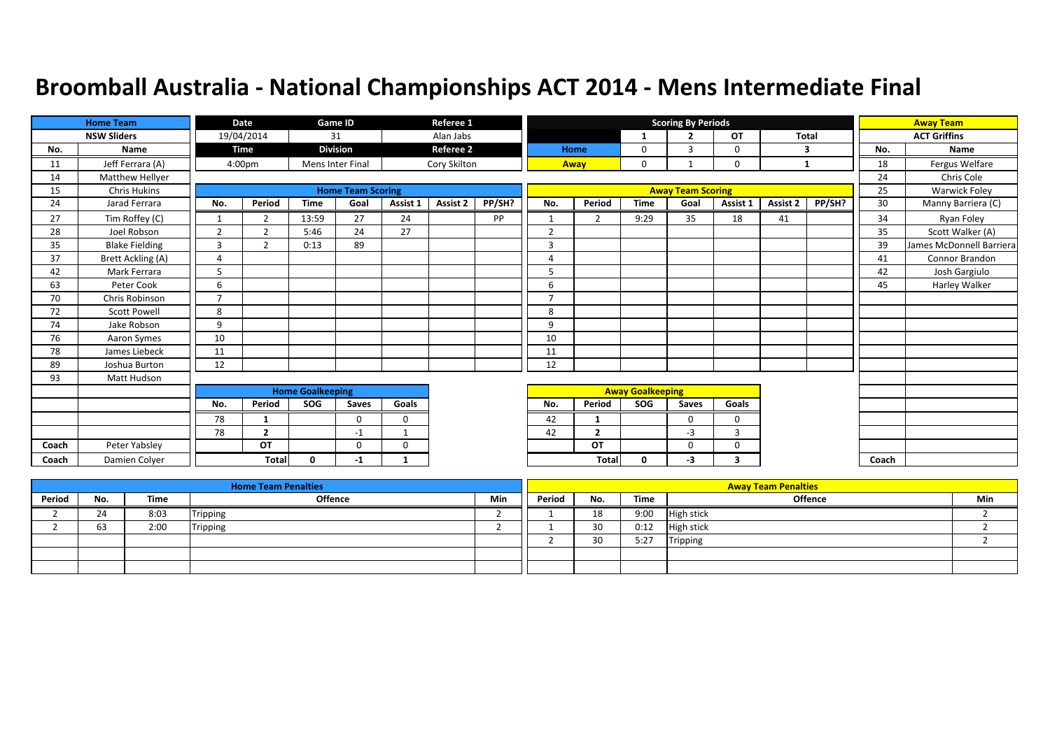# Broomball Australia - National Championships ACT 2014 - Mens Intermediate Final

| Home Team | |
|---|---|
| NSW Sliders | |
| No. | Name |
| 11 | Jeff Ferrara (A) |
| 14 | Matthew Hellyer |
| 15 | Chris Hukins |
| 24 | Jarad Ferrara |
| 27 | Tim Roffey (C) |
| 28 | Joel Robson |
| 35 | Blake Fielding |
| 37 | Brett Ackling (A) |
| 42 | Mark Ferrara |
| 63 | Peter Cook |
| 70 | Chris Robinson |
| 72 | Scott Powell |
| 74 | Jake Robson |
| 76 | Aaron Symes |
| 78 | James Liebeck |
| 89 | Joshua Burton |
| 93 | Matt Hudson |
| Coach | Peter Yabsley |
| Coach | Damien Colyer |

| Date | Game ID | Referee 1 |
|---|---|---|
| 19/04/2014 | 31 | Alan Jabs |
| **Time** | **Division** | **Referee 2** |
| 4:00pm | Mens Inter Final | Cory Skilton |

| Scoring By Periods | 1 | 2 | OT | Total |
|---|---|---|---|---|
| Home | 0 | 3 | 0 | 3 |
| Away | 0 | 1 | 0 | 1 |

| Away Team | |
|---|---|
| ACT Griffins | |
| No. | Name |
| 18 | Fergus Welfare |
| 24 | Chris Cole |
| 25 | Warwick Foley |
| 30 | Manny Barriera (C) |
| 34 | Ryan Foley |
| 35 | Scott Walker (A) |
| 39 | James McDonnell Barriera |
| 41 | Connor Brandon |
| 42 | Josh Gargiulo |
| 45 | Harley Walker |
| Coach | |

**Home Team Scoring**

| No. | Period | Time | Goal | Assist 1 | Assist 2 | PP/SH? |
|---|---|---|---|---|---|---|
| 1 | 2 | 13:59 | 27 | 24 | | PP |
| 2 | 2 | 5:46 | 24 | 27 | | |
| 3 | 2 | 0:13 | 89 | | | |
| 4 | | | | | | |
| 5 | | | | | | |
| 6 | | | | | | |
| 7 | | | | | | |
| 8 | | | | | | |
| 9 | | | | | | |
| 10 | | | | | | |
| 11 | | | | | | |
| 12 | | | | | | |

**Away Team Scoring**

| No. | Period | Time | Goal | Assist 1 | Assist 2 | PP/SH? |
|---|---|---|---|---|---|---|
| 1 | 2 | 9:29 | 35 | 18 | 41 | |
| 2 | | | | | | |
| 3 | | | | | | |
| 4 | | | | | | |
| 5 | | | | | | |
| 6 | | | | | | |
| 7 | | | | | | |
| 8 | | | | | | |
| 9 | | | | | | |
| 10 | | | | | | |
| 11 | | | | | | |
| 12 | | | | | | |

**Home Goalkeeping**

| No. | Period | SOG | Saves | Goals |
|---|---|---|---|---|
| 78 | 1 | | 0 | 0 |
| 78 | 2 | | -1 | 1 |
| | OT | | 0 | 0 |
| | Total | 0 | -1 | 1 |

**Away Goalkeeping**

| No. | Period | SOG | Saves | Goals |
|---|---|---|---|---|
| 42 | 1 | | 0 | 0 |
| 42 | 2 | | -3 | 3 |
| | OT | | 0 | 0 |
| | Total | 0 | -3 | 3 |

**Home Team Penalties**

| Period | No. | Time | Offence | Min |
|---|---|---|---|---|
| 2 | 24 | 8:03 | Tripping | 2 |
| 2 | 63 | 2:00 | Tripping | 2 |
| | | | | |
| | | | | |
| | | | | |

**Away Team Penalties**

| Period | No. | Time | Offence | Min |
|---|---|---|---|---|
| 1 | 18 | 9:00 | High stick | 2 |
| 1 | 30 | 0:12 | High stick | 2 |
| 2 | 30 | 5:27 | Tripping | 2 |
| | | | | |
| | | | | |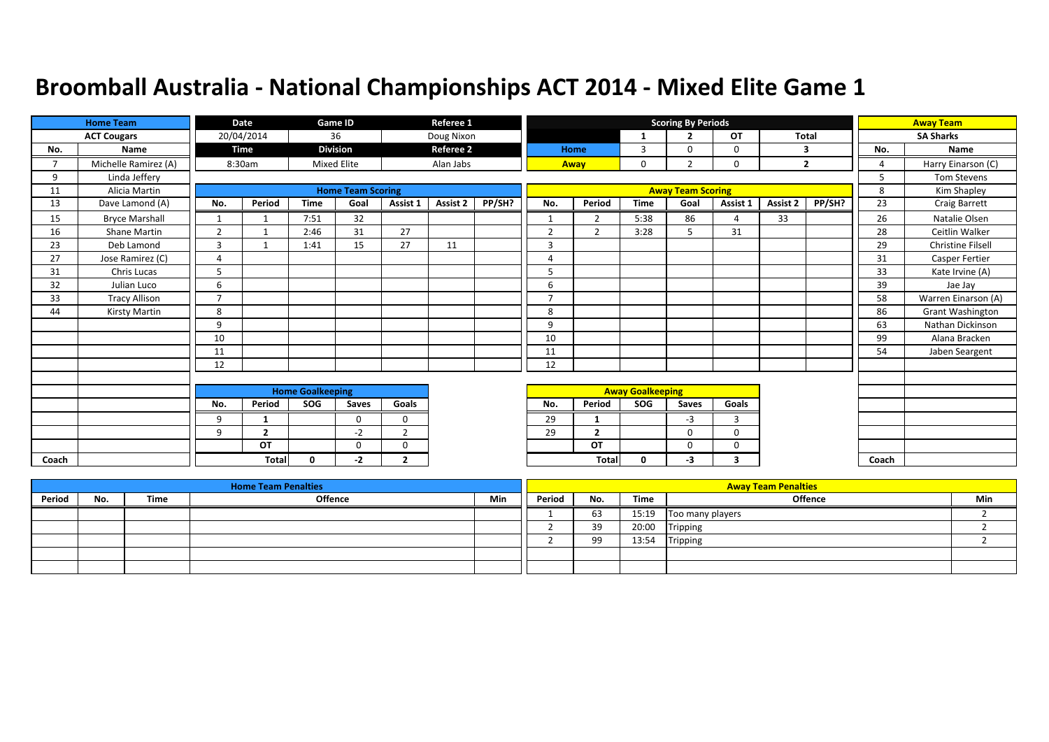# Broomball Australia - National Championships ACT 2014 - Mixed Elite Game 1

| Home Team | |
|---|---|
| ACT Cougars | |
| No. | Name |
| 7 | Michelle Ramirez (A) |
| 9 | Linda Jeffery |
| 11 | Alicia Martin |
| 13 | Dave Lamond (A) |
| 15 | Bryce Marshall |
| 16 | Shane Martin |
| 23 | Deb Lamond |
| 27 | Jose Ramirez (C) |
| 31 | Chris Lucas |
| 32 | Julian Luco |
| 33 | Tracy Allison |
| 44 | Kirsty Martin |
| Coach | |

| Date | Game ID | Referee 1 |
|---|---|---|
| 20/04/2014 | 36 | Doug Nixon |
| **Time** | **Division** | **Referee 2** |
| 8:30am | Mixed Elite | Alan Jabs |

| Scoring By Periods | 1 | 2 | OT | Total |
|---|---|---|---|---|
| Home | 3 | 0 | 0 | 3 |
| Away | 0 | 2 | 0 | 2 |

| Away Team | |
|---|---|
| SA Sharks | |
| No. | Name |
| 4 | Harry Einarson (C) |
| 5 | Tom Stevens |
| 8 | Kim Shapley |
| 23 | Craig Barrett |
| 26 | Natalie Olsen |
| 28 | Ceitlin Walker |
| 29 | Christine Filsell |
| 31 | Casper Fertier |
| 33 | Kate Irvine (A) |
| 39 | Jae Jay |
| 58 | Warren Einarson (A) |
| 86 | Grant Washington |
| 63 | Nathan Dickinson |
| 99 | Alana Bracken |
| 54 | Jaben Seargent |
| Coach | |

**Home Team Scoring**

| No. | Period | Time | Goal | Assist 1 | Assist 2 | PP/SH? |
|---|---|---|---|---|---|---|
| 1 | 1 | 7:51 | 32 | | | |
| 2 | 1 | 2:46 | 31 | 27 | | |
| 3 | 1 | 1:41 | 15 | 27 | 11 | |
| 4 | | | | | | |
| 5 | | | | | | |
| 6 | | | | | | |
| 7 | | | | | | |
| 8 | | | | | | |
| 9 | | | | | | |
| 10 | | | | | | |
| 11 | | | | | | |
| 12 | | | | | | |

**Away Team Scoring**

| No. | Period | Time | Goal | Assist 1 | Assist 2 | PP/SH? |
|---|---|---|---|---|---|---|
| 1 | 2 | 5:38 | 86 | 4 | 33 | |
| 2 | 2 | 3:28 | 5 | 31 | | |
| 3 | | | | | | |
| 4 | | | | | | |
| 5 | | | | | | |
| 6 | | | | | | |
| 7 | | | | | | |
| 8 | | | | | | |
| 9 | | | | | | |
| 10 | | | | | | |
| 11 | | | | | | |
| 12 | | | | | | |

**Home Goalkeeping**

| No. | Period | SOG | Saves | Goals |
|---|---|---|---|---|
| 9 | 1 | | 0 | 0 |
| 9 | 2 | | -2 | 2 |
| | OT | | 0 | 0 |
| | Total | 0 | -2 | 2 |

**Away Goalkeeping**

| No. | Period | SOG | Saves | Goals |
|---|---|---|---|---|
| 29 | 1 | | -3 | 3 |
| 29 | 2 | | 0 | 0 |
| | OT | | 0 | 0 |
| | Total | 0 | -3 | 3 |

**Home Team Penalties**

| Period | No. | Time | Offence | Min |
|---|---|---|---|---|
| | | | | |
| | | | | |
| | | | | |
| | | | | |
| | | | | |

**Away Team Penalties**

| Period | No. | Time | Offence | Min |
|---|---|---|---|---|
| 1 | 63 | 15:19 | Too many players | 2 |
| 2 | 39 | 20:00 | Tripping | 2 |
| 2 | 99 | 13:54 | Tripping | 2 |
| | | | | |
| | | | | |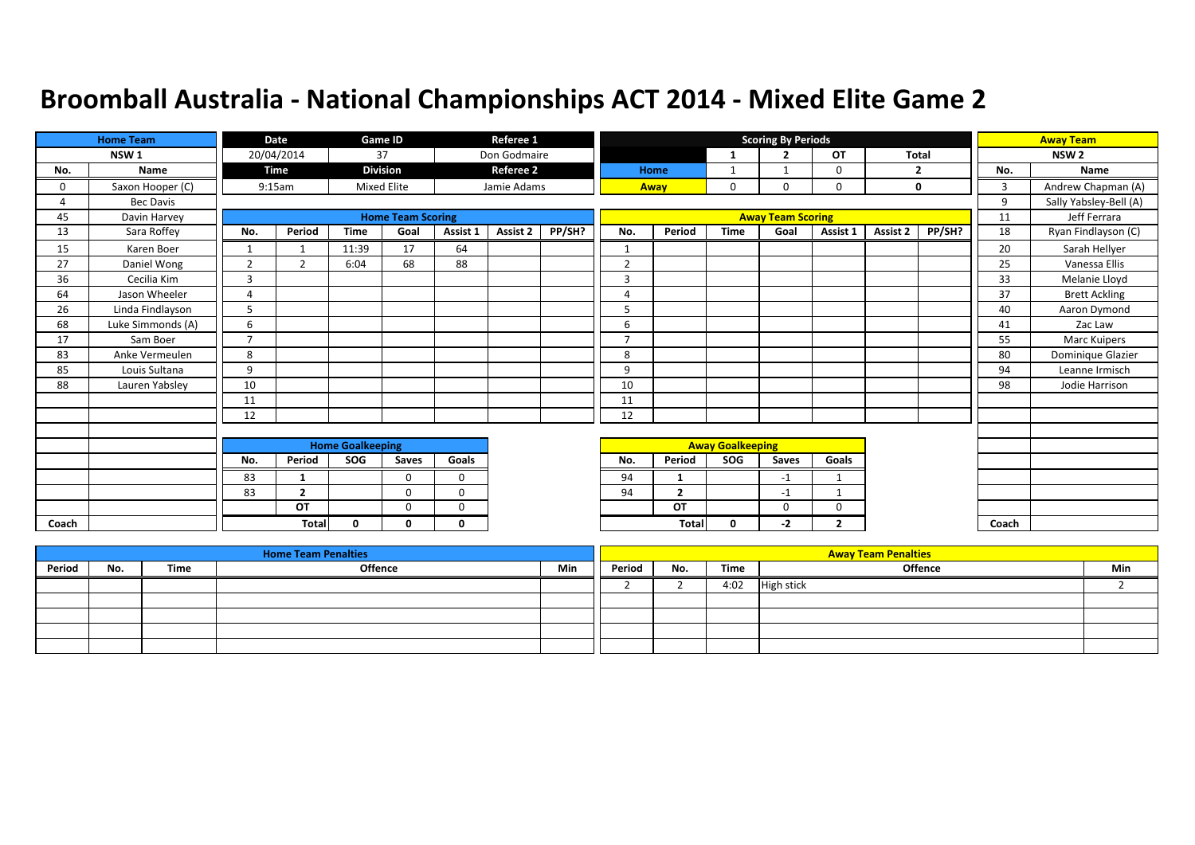# Broomball Australia - National Championships ACT 2014 - Mixed Elite Game 2

| Home Team | | Date | Game ID | Referee 1 |
|---|---|---|---|---|
| NSW 1 | | 20/04/2014 | 37 | Don Godmaire |
| No. | Name | Time | Division | Referee 2 |
| 0 | Saxon Hooper (C) | 9:15am | Mixed Elite | Jamie Adams |
| 4 | Bec Davis | | | |
| 45 | Davin Harvey | | | |
| 13 | Sara Roffey | | | |
| 15 | Karen Boer | | | |
| 27 | Daniel Wong | | | |
| 36 | Cecilia Kim | | | |
| 64 | Jason Wheeler | | | |
| 26 | Linda Findlayson | | | |
| 68 | Luke Simmonds (A) | | | |
| 17 | Sam Boer | | | |
| 83 | Anke Vermeulen | | | |
| 85 | Louis Sultana | | | |
| 88 | Lauren Yabsley | | | |
| Coach | | | | |

| Scoring By Periods | 1 | 2 | OT | Total |
|---|---|---|---|---|
| Home | 1 | 1 | 0 | 2 |
| Away | 0 | 0 | 0 | 0 |

| Away Team | |
|---|---|
| NSW 2 | |
| No. | Name |
| 3 | Andrew Chapman (A) |
| 9 | Sally Yabsley-Bell (A) |
| 11 | Jeff Ferrara |
| 18 | Ryan Findlayson (C) |
| 20 | Sarah Hellyer |
| 25 | Vanessa Ellis |
| 33 | Melanie Lloyd |
| 37 | Brett Ackling |
| 40 | Aaron Dymond |
| 41 | Zac Law |
| 55 | Marc Kuipers |
| 80 | Dominique Glazier |
| 94 | Leanne Irmisch |
| 98 | Jodie Harrison |
| Coach | |

## Home Team Scoring

| No. | Period | Time | Goal | Assist 1 | Assist 2 | PP/SH? |
|---|---|---|---|---|---|---|
| 1 | 1 | 11:39 | 17 | 64 | | |
| 2 | 2 | 6:04 | 68 | 88 | | |
| 3 | | | | | | |
| 4 | | | | | | |
| 5 | | | | | | |
| 6 | | | | | | |
| 7 | | | | | | |
| 8 | | | | | | |
| 9 | | | | | | |
| 10 | | | | | | |
| 11 | | | | | | |
| 12 | | | | | | |

## Away Team Scoring

| No. | Period | Time | Goal | Assist 1 | Assist 2 | PP/SH? |
|---|---|---|---|---|---|---|
| 1 | | | | | | |
| 2 | | | | | | |
| 3 | | | | | | |
| 4 | | | | | | |
| 5 | | | | | | |
| 6 | | | | | | |
| 7 | | | | | | |
| 8 | | | | | | |
| 9 | | | | | | |
| 10 | | | | | | |
| 11 | | | | | | |
| 12 | | | | | | |

## Home Goalkeeping

| No. | Period | SOG | Saves | Goals |
|---|---|---|---|---|
| 83 | 1 | | 0 | 0 |
| 83 | 2 | | 0 | 0 |
| | OT | | 0 | 0 |
| | Total | 0 | 0 | 0 |

## Away Goalkeeping

| No. | Period | SOG | Saves | Goals |
|---|---|---|---|---|
| 94 | 1 | | -1 | 1 |
| 94 | 2 | | -1 | 1 |
| | OT | | 0 | 0 |
| | Total | 0 | -2 | 2 |

## Home Team Penalties

| Period | No. | Time | Offence | Min |
|---|---|---|---|---|
| | | | | |
| | | | | |
| | | | | |
| | | | | |
| | | | | |

## Away Team Penalties

| Period | No. | Time | Offence | Min |
|---|---|---|---|---|
| 2 | 2 | 4:02 | High stick | 2 |
| | | | | |
| | | | | |
| | | | | |
| | | | | |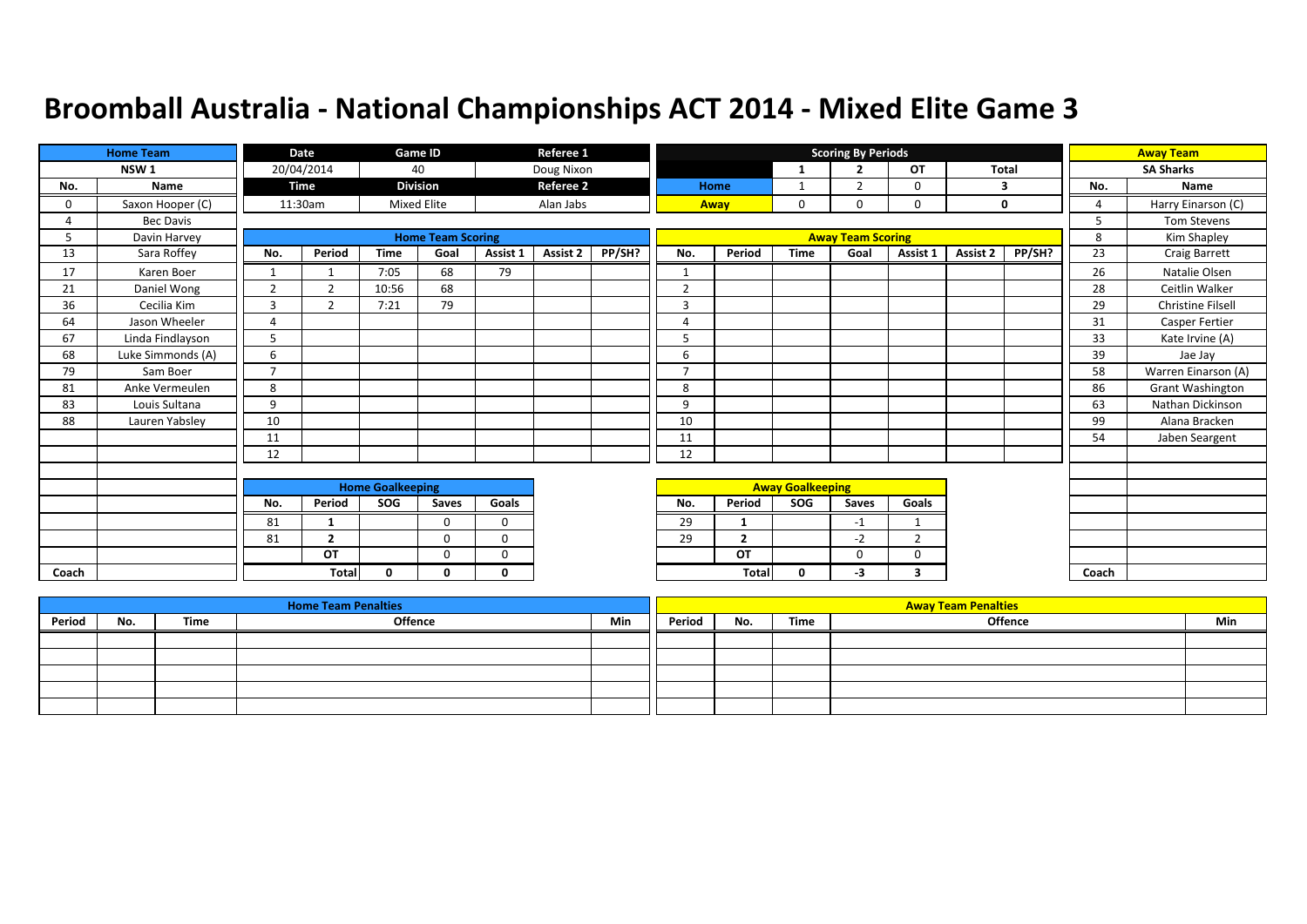# Broomball Australia - National Championships ACT 2014 - Mixed Elite Game 3

| Home Team | | Date | Game ID | Referee 1 |
|---|---|---|---|---|
| NSW 1 | | 20/04/2014 | 40 | Doug Nixon |
| | | Time | Division | Referee 2 |
| | | 11:30am | Mixed Elite | Alan Jabs |

| Scoring By Periods | 1 | 2 | OT | Total |
|---|---|---|---|---|
| Home | 1 | 2 | 0 | 3 |
| Away | 0 | 0 | 0 | 0 |

| Away Team | |
|---|---|
| SA Sharks | |

## Home Team

| No. | Name |
|---|---|
| 0 | Saxon Hooper (C) |
| 4 | Bec Davis |
| 5 | Davin Harvey |
| 13 | Sara Roffey |
| 17 | Karen Boer |
| 21 | Daniel Wong |
| 36 | Cecilia Kim |
| 64 | Jason Wheeler |
| 67 | Linda Findlayson |
| 68 | Luke Simmonds (A) |
| 79 | Sam Boer |
| 81 | Anke Vermeulen |
| 83 | Louis Sultana |
| 88 | Lauren Yabsley |
| Coach | |

## Away Team

| No. | Name |
|---|---|
| 4 | Harry Einarson (C) |
| 5 | Tom Stevens |
| 8 | Kim Shapley |
| 23 | Craig Barrett |
| 26 | Natalie Olsen |
| 28 | Ceitlin Walker |
| 29 | Christine Filsell |
| 31 | Casper Fertier |
| 33 | Kate Irvine (A) |
| 39 | Jae Jay |
| 58 | Warren Einarson (A) |
| 86 | Grant Washington |
| 63 | Nathan Dickinson |
| 99 | Alana Bracken |
| 54 | Jaben Seargent |
| Coach | |

## Home Team Scoring

| No. | Period | Time | Goal | Assist 1 | Assist 2 | PP/SH? |
|---|---|---|---|---|---|---|
| 1 | 1 | 7:05 | 68 | 79 | | |
| 2 | 2 | 10:56 | 68 | | | |
| 3 | 2 | 7:21 | 79 | | | |
| 4 | | | | | | |
| 5 | | | | | | |
| 6 | | | | | | |
| 7 | | | | | | |
| 8 | | | | | | |
| 9 | | | | | | |
| 10 | | | | | | |
| 11 | | | | | | |
| 12 | | | | | | |

## Away Team Scoring

| No. | Period | Time | Goal | Assist 1 | Assist 2 | PP/SH? |
|---|---|---|---|---|---|---|
| 1 | | | | | | |
| 2 | | | | | | |
| 3 | | | | | | |
| 4 | | | | | | |
| 5 | | | | | | |
| 6 | | | | | | |
| 7 | | | | | | |
| 8 | | | | | | |
| 9 | | | | | | |
| 10 | | | | | | |
| 11 | | | | | | |
| 12 | | | | | | |

## Home Goalkeeping

| No. | Period | SOG | Saves | Goals |
|---|---|---|---|---|
| 81 | 1 | | 0 | 0 |
| 81 | 2 | | 0 | 0 |
| | OT | | 0 | 0 |
| | Total | 0 | 0 | 0 |

## Away Goalkeeping

| No. | Period | SOG | Saves | Goals |
|---|---|---|---|---|
| 29 | 1 | | -1 | 1 |
| 29 | 2 | | -2 | 2 |
| | OT | | 0 | 0 |
| | Total | 0 | -3 | 3 |

## Home Team Penalties

| Period | No. | Time | Offence | Min |
|---|---|---|---|---|
| | | | | |
| | | | | |
| | | | | |
| | | | | |
| | | | | |

## Away Team Penalties

| Period | No. | Time | Offence | Min |
|---|---|---|---|---|
| | | | | |
| | | | | |
| | | | | |
| | | | | |
| | | | | |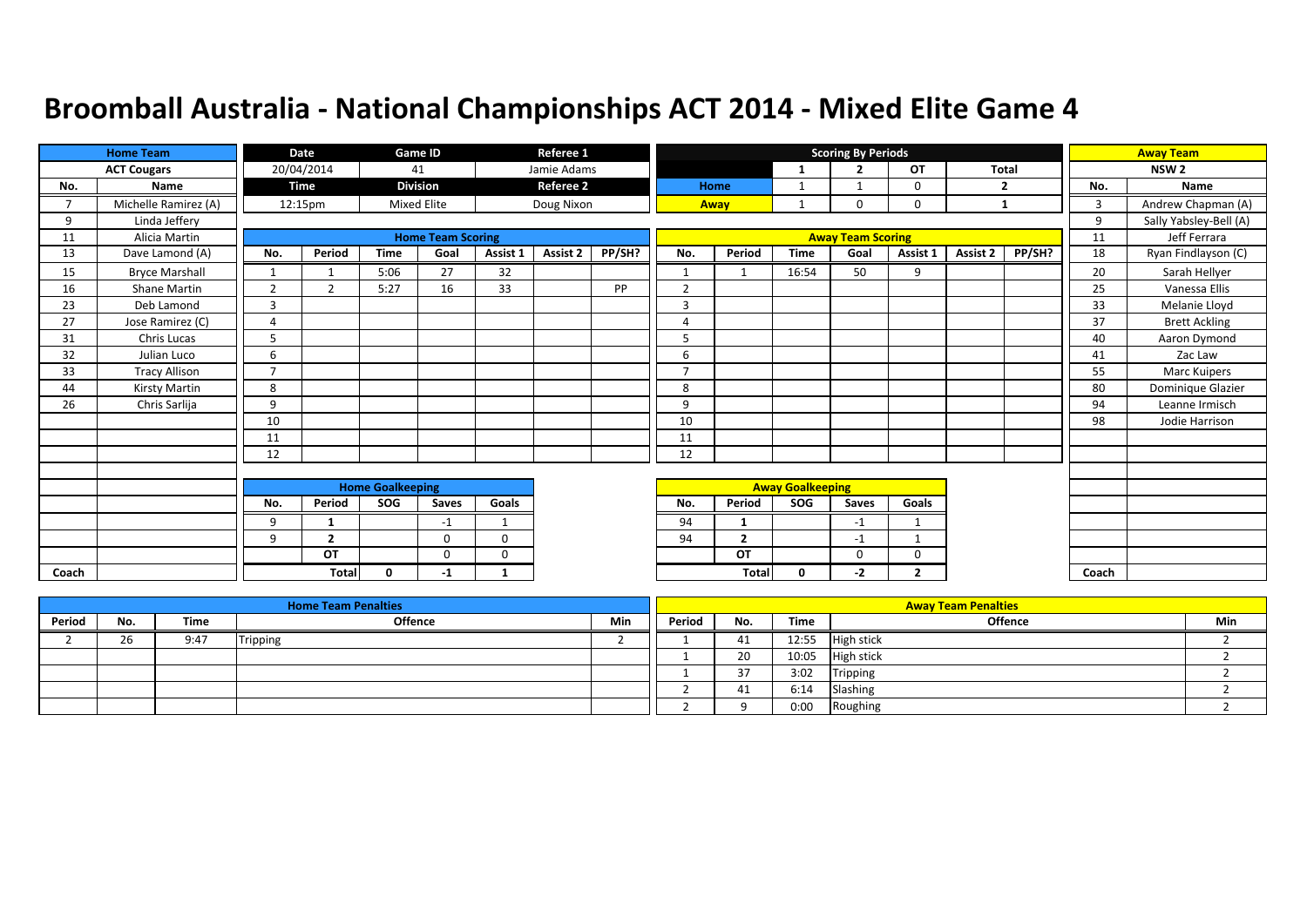# Broomball Australia - National Championships ACT 2014 - Mixed Elite Game 4

| Home Team | | Date | Game ID | Referee 1 |
|---|---|---|---|---|
| ACT Cougars | | 20/04/2014 | 41 | Jamie Adams |
| | | **Time** | **Division** | **Referee 2** |
| | | 12:15pm | Mixed Elite | Doug Nixon |

**Scoring By Periods**

| | 1 | 2 | OT | Total |
|---|---|---|---|---|
| Home | 1 | 1 | 0 | 2 |
| Away | 1 | 0 | 0 | 1 |

**Home Team: ACT Cougars**

| No. | Name |
|---|---|
| 7 | Michelle Ramirez (A) |
| 9 | Linda Jeffery |
| 11 | Alicia Martin |
| 13 | Dave Lamond (A) |
| 15 | Bryce Marshall |
| 16 | Shane Martin |
| 23 | Deb Lamond |
| 27 | Jose Ramirez (C) |
| 31 | Chris Lucas |
| 32 | Julian Luco |
| 33 | Tracy Allison |
| 44 | Kirsty Martin |
| 26 | Chris Sarlija |
| Coach | |

**Away Team: NSW 2**

| No. | Name |
|---|---|
| 3 | Andrew Chapman (A) |
| 9 | Sally Yabsley-Bell (A) |
| 11 | Jeff Ferrara |
| 18 | Ryan Findlayson (C) |
| 20 | Sarah Hellyer |
| 25 | Vanessa Ellis |
| 33 | Melanie Lloyd |
| 37 | Brett Ackling |
| 40 | Aaron Dymond |
| 41 | Zac Law |
| 55 | Marc Kuipers |
| 80 | Dominique Glazier |
| 94 | Leanne Irmisch |
| 98 | Jodie Harrison |
| Coach | |

**Home Team Scoring**

| No. | Period | Time | Goal | Assist 1 | Assist 2 | PP/SH? |
|---|---|---|---|---|---|---|
| 1 | 1 | 5:06 | 27 | 32 | | |
| 2 | 2 | 5:27 | 16 | 33 | | PP |
| 3 | | | | | | |
| 4 | | | | | | |
| 5 | | | | | | |
| 6 | | | | | | |
| 7 | | | | | | |
| 8 | | | | | | |
| 9 | | | | | | |
| 10 | | | | | | |
| 11 | | | | | | |
| 12 | | | | | | |

**Away Team Scoring**

| No. | Period | Time | Goal | Assist 1 | Assist 2 | PP/SH? |
|---|---|---|---|---|---|---|
| 1 | 1 | 16:54 | 50 | 9 | | |
| 2 | | | | | | |
| 3 | | | | | | |
| 4 | | | | | | |
| 5 | | | | | | |
| 6 | | | | | | |
| 7 | | | | | | |
| 8 | | | | | | |
| 9 | | | | | | |
| 10 | | | | | | |
| 11 | | | | | | |
| 12 | | | | | | |

**Home Goalkeeping**

| No. | Period | SOG | Saves | Goals |
|---|---|---|---|---|
| 9 | 1 | | -1 | 1 |
| 9 | 2 | | 0 | 0 |
| | OT | | 0 | 0 |
| | Total | 0 | -1 | 1 |

**Away Goalkeeping**

| No. | Period | SOG | Saves | Goals |
|---|---|---|---|---|
| 94 | 1 | | -1 | 1 |
| 94 | 2 | | -1 | 1 |
| | OT | | 0 | 0 |
| | Total | 0 | -2 | 2 |

**Home Team Penalties**

| Period | No. | Time | Offence | Min |
|---|---|---|---|---|
| 2 | 26 | 9:47 | Tripping | 2 |

**Away Team Penalties**

| Period | No. | Time | Offence | Min |
|---|---|---|---|---|
| 1 | 41 | 12:55 | High stick | 2 |
| 1 | 20 | 10:05 | High stick | 2 |
| 1 | 37 | 3:02 | Tripping | 2 |
| 2 | 41 | 6:14 | Slashing | 2 |
| 2 | 9 | 0:00 | Roughing | 2 |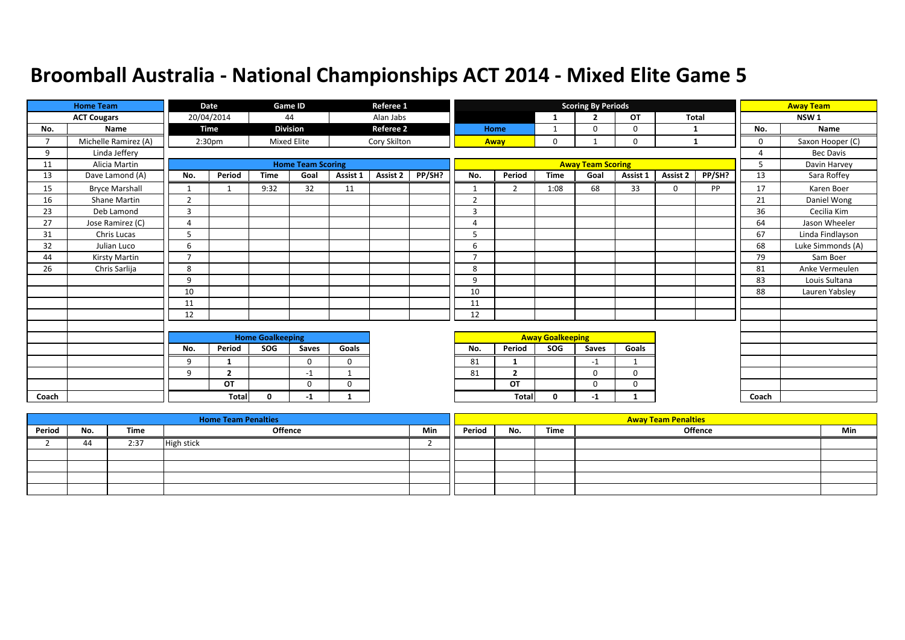# Broomball Australia - National Championships ACT 2014 - Mixed Elite Game 5

| Home Team | | Date | Game ID | Referee 1 |
|---|---|---|---|---|
| ACT Cougars | | 20/04/2014 | 44 | Alan Jabs |
| | | Time | Division | Referee 2 |
| | | 2:30pm | Mixed Elite | Cory Skilton |

**Scoring By Periods**

| | 1 | 2 | OT | Total |
|---|---|---|---|---|
| Home | 1 | 0 | 0 | 1 |
| Away | 0 | 1 | 0 | 1 |

**Home Team: ACT Cougars**

| No. | Name |
|---|---|
| 7 | Michelle Ramirez (A) |
| 9 | Linda Jeffery |
| 11 | Alicia Martin |
| 13 | Dave Lamond (A) |
| 15 | Bryce Marshall |
| 16 | Shane Martin |
| 23 | Deb Lamond |
| 27 | Jose Ramirez (C) |
| 31 | Chris Lucas |
| 32 | Julian Luco |
| 44 | Kirsty Martin |
| 26 | Chris Sarlija |
| Coach | |

**Away Team: NSW 1**

| No. | Name |
|---|---|
| 0 | Saxon Hooper (C) |
| 4 | Bec Davis |
| 5 | Davin Harvey |
| 13 | Sara Roffey |
| 17 | Karen Boer |
| 21 | Daniel Wong |
| 36 | Cecilia Kim |
| 64 | Jason Wheeler |
| 67 | Linda Findlayson |
| 68 | Luke Simmonds (A) |
| 79 | Sam Boer |
| 81 | Anke Vermeulen |
| 83 | Louis Sultana |
| 88 | Lauren Yabsley |
| Coach | |

**Home Team Scoring**

| No. | Period | Time | Goal | Assist 1 | Assist 2 | PP/SH? |
|---|---|---|---|---|---|---|
| 1 | 1 | 9:32 | 32 | 11 | | |
| 2 | | | | | | |
| 3 | | | | | | |
| 4 | | | | | | |
| 5 | | | | | | |
| 6 | | | | | | |
| 7 | | | | | | |
| 8 | | | | | | |
| 9 | | | | | | |
| 10 | | | | | | |
| 11 | | | | | | |
| 12 | | | | | | |

**Away Team Scoring**

| No. | Period | Time | Goal | Assist 1 | Assist 2 | PP/SH? |
|---|---|---|---|---|---|---|
| 1 | 2 | 1:08 | 68 | 33 | 0 | PP |
| 2 | | | | | | |
| 3 | | | | | | |
| 4 | | | | | | |
| 5 | | | | | | |
| 6 | | | | | | |
| 7 | | | | | | |
| 8 | | | | | | |
| 9 | | | | | | |
| 10 | | | | | | |
| 11 | | | | | | |
| 12 | | | | | | |

**Home Goalkeeping**

| No. | Period | SOG | Saves | Goals |
|---|---|---|---|---|
| 9 | 1 | | 0 | 0 |
| 9 | 2 | | -1 | 1 |
| | OT | | 0 | 0 |
| | Total | 0 | -1 | 1 |

**Away Goalkeeping**

| No. | Period | SOG | Saves | Goals |
|---|---|---|---|---|
| 81 | 1 | | -1 | 1 |
| 81 | 2 | | 0 | 0 |
| | OT | | 0 | 0 |
| | Total | 0 | -1 | 1 |

**Home Team Penalties**

| Period | No. | Time | Offence | Min |
|---|---|---|---|---|
| 2 | 44 | 2:37 | High stick | 2 |
| | | | | |
| | | | | |
| | | | | |
| | | | | |

**Away Team Penalties**

| Period | No. | Time | Offence | Min |
|---|---|---|---|---|
| | | | | |
| | | | | |
| | | | | |
| | | | | |
| | | | | |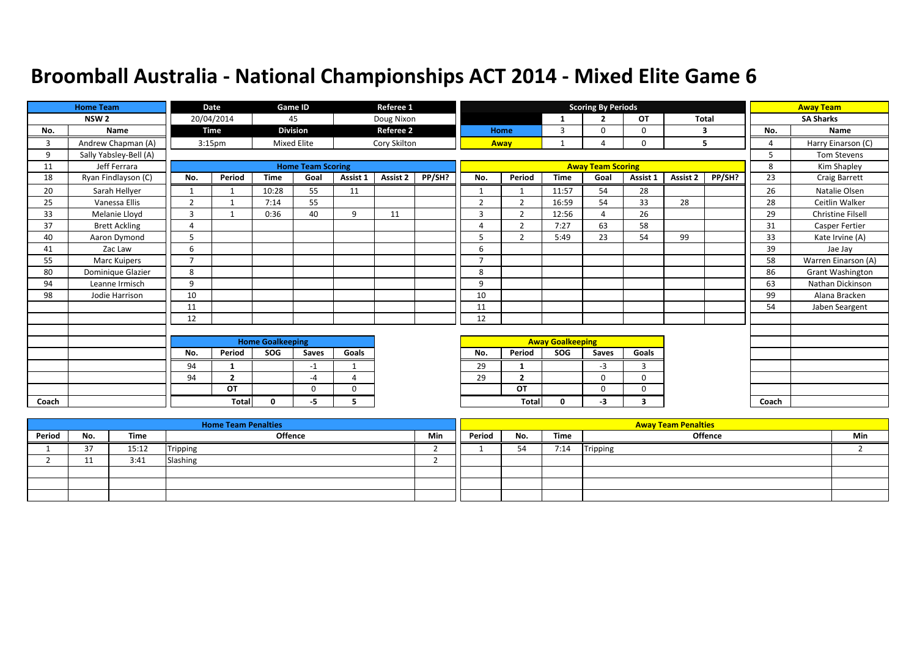# Broomball Australia - National Championships ACT 2014 - Mixed Elite Game 6

| Home Team | | Date | Game ID | Referee 1 |
|---|---|---|---|---|
| NSW 2 | | 20/04/2014 | 45 | Doug Nixon |
| | | Time | Division | Referee 2 |
| | | 3:15pm | Mixed Elite | Cory Skilton |

**Scoring By Periods**

| | 1 | 2 | OT | Total |
|---|---|---|---|---|
| Home | 3 | 0 | 0 | 3 |
| Away | 1 | 4 | 0 | 5 |

**Home Team (NSW 2)**

| No. | Name |
|---|---|
| 3 | Andrew Chapman (A) |
| 9 | Sally Yabsley-Bell (A) |
| 11 | Jeff Ferrara |
| 18 | Ryan Findlayson (C) |
| 20 | Sarah Hellyer |
| 25 | Vanessa Ellis |
| 33 | Melanie Lloyd |
| 37 | Brett Ackling |
| 40 | Aaron Dymond |
| 41 | Zac Law |
| 55 | Marc Kuipers |
| 80 | Dominique Glazier |
| 94 | Leanne Irmisch |
| 98 | Jodie Harrison |
| Coach | |

**Away Team (SA Sharks)**

| No. | Name |
|---|---|
| 4 | Harry Einarson (C) |
| 5 | Tom Stevens |
| 8 | Kim Shapley |
| 23 | Craig Barrett |
| 26 | Natalie Olsen |
| 28 | Ceitlin Walker |
| 29 | Christine Filsell |
| 31 | Casper Fertier |
| 33 | Kate Irvine (A) |
| 39 | Jae Jay |
| 58 | Warren Einarson (A) |
| 86 | Grant Washington |
| 63 | Nathan Dickinson |
| 99 | Alana Bracken |
| 54 | Jaben Seargent |
| Coach | |

**Home Team Scoring**

| No. | Period | Time | Goal | Assist 1 | Assist 2 | PP/SH? |
|---|---|---|---|---|---|---|
| 1 | 1 | 10:28 | 55 | 11 | | |
| 2 | 1 | 7:14 | 55 | | | |
| 3 | 1 | 0:36 | 40 | 9 | 11 | |
| 4 | | | | | | |
| 5 | | | | | | |
| 6 | | | | | | |
| 7 | | | | | | |
| 8 | | | | | | |
| 9 | | | | | | |
| 10 | | | | | | |
| 11 | | | | | | |
| 12 | | | | | | |

**Away Team Scoring**

| No. | Period | Time | Goal | Assist 1 | Assist 2 | PP/SH? |
|---|---|---|---|---|---|---|
| 1 | 1 | 11:57 | 54 | 28 | | |
| 2 | 2 | 16:59 | 54 | 33 | 28 | |
| 3 | 2 | 12:56 | 4 | 26 | | |
| 4 | 2 | 7:27 | 63 | 58 | | |
| 5 | 2 | 5:49 | 23 | 54 | 99 | |
| 6 | | | | | | |
| 7 | | | | | | |
| 8 | | | | | | |
| 9 | | | | | | |
| 10 | | | | | | |
| 11 | | | | | | |
| 12 | | | | | | |

**Home Goalkeeping**

| No. | Period | SOG | Saves | Goals |
|---|---|---|---|---|
| 94 | 1 | | -1 | 1 |
| 94 | 2 | | -4 | 4 |
| | OT | | 0 | 0 |
| | Total | 0 | -5 | 5 |

**Away Goalkeeping**

| No. | Period | SOG | Saves | Goals |
|---|---|---|---|---|
| 29 | 1 | | -3 | 3 |
| 29 | 2 | | 0 | 0 |
| | OT | | 0 | 0 |
| | Total | 0 | -3 | 3 |

**Home Team Penalties**

| Period | No. | Time | Offence | Min |
|---|---|---|---|---|
| 1 | 37 | 15:12 | Tripping | 2 |
| 2 | 11 | 3:41 | Slashing | 2 |

**Away Team Penalties**

| Period | No. | Time | Offence | Min |
|---|---|---|---|---|
| 1 | 54 | 7:14 | Tripping | 2 |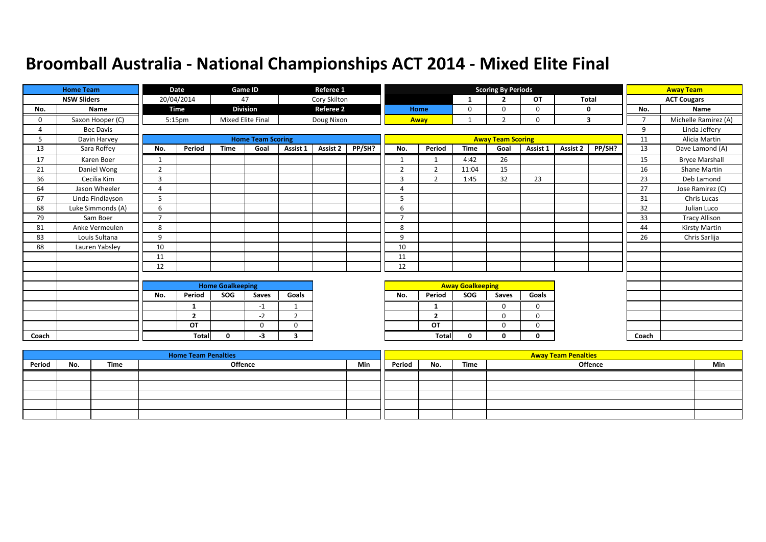# Broomball Australia - National Championships ACT 2014 - Mixed Elite Final

| Date | Game ID | Referee 1 |
|---|---|---|
| 20/04/2014 | 47 | Cory Skilton |
| **Time** | **Division** | **Referee 2** |
| 5:15pm | Mixed Elite Final | Doug Nixon |

**Scoring By Periods**

| | 1 | 2 | OT | Total |
|---|---|---|---|---|
| Home | 0 | 0 | 0 | 0 |
| Away | 1 | 2 | 0 | 3 |

**Home Team: NSW Sliders**

| No. | Name |
|---|---|
| 0 | Saxon Hooper (C) |
| 4 | Bec Davis |
| 5 | Davin Harvey |
| 13 | Sara Roffey |
| 17 | Karen Boer |
| 21 | Daniel Wong |
| 36 | Cecilia Kim |
| 64 | Jason Wheeler |
| 67 | Linda Findlayson |
| 68 | Luke Simmonds (A) |
| 79 | Sam Boer |
| 81 | Anke Vermeulen |
| 83 | Louis Sultana |
| 88 | Lauren Yabsley |
| Coach | |

**Away Team: ACT Cougars**

| No. | Name |
|---|---|
| 7 | Michelle Ramirez (A) |
| 9 | Linda Jeffery |
| 11 | Alicia Martin |
| 13 | Dave Lamond (A) |
| 15 | Bryce Marshall |
| 16 | Shane Martin |
| 23 | Deb Lamond |
| 27 | Jose Ramirez (C) |
| 31 | Chris Lucas |
| 32 | Julian Luco |
| 33 | Tracy Allison |
| 44 | Kirsty Martin |
| 26 | Chris Sarlija |
| Coach | |

**Home Team Scoring**

| No. | Period | Time | Goal | Assist 1 | Assist 2 | PP/SH? |
|---|---|---|---|---|---|---|
| 1 | | | | | | |
| 2 | | | | | | |
| 3 | | | | | | |
| 4 | | | | | | |
| 5 | | | | | | |
| 6 | | | | | | |
| 7 | | | | | | |
| 8 | | | | | | |
| 9 | | | | | | |
| 10 | | | | | | |
| 11 | | | | | | |
| 12 | | | | | | |

**Away Team Scoring**

| No. | Period | Time | Goal | Assist 1 | Assist 2 | PP/SH? |
|---|---|---|---|---|---|---|
| 1 | 1 | 4:42 | 26 | | | |
| 2 | 2 | 11:04 | 15 | | | |
| 3 | 2 | 1:45 | 32 | 23 | | |
| 4 | | | | | | |
| 5 | | | | | | |
| 6 | | | | | | |
| 7 | | | | | | |
| 8 | | | | | | |
| 9 | | | | | | |
| 10 | | | | | | |
| 11 | | | | | | |
| 12 | | | | | | |

**Home Goalkeeping**

| No. | Period | SOG | Saves | Goals |
|---|---|---|---|---|
| | 1 | | -1 | 1 |
| | 2 | | -2 | 2 |
| | OT | | 0 | 0 |
| | Total | 0 | -3 | 3 |

**Away Goalkeeping**

| No. | Period | SOG | Saves | Goals |
|---|---|---|---|---|
| | 1 | | 0 | 0 |
| | 2 | | 0 | 0 |
| | OT | | 0 | 0 |
| | Total | 0 | 0 | 0 |

**Home Team Penalties**

| Period | No. | Time | Offence | Min |
|---|---|---|---|---|
| | | | | |
| | | | | |
| | | | | |
| | | | | |
| | | | | |

**Away Team Penalties**

| Period | No. | Time | Offence | Min |
|---|---|---|---|---|
| | | | | |
| | | | | |
| | | | | |
| | | | | |
| | | | | |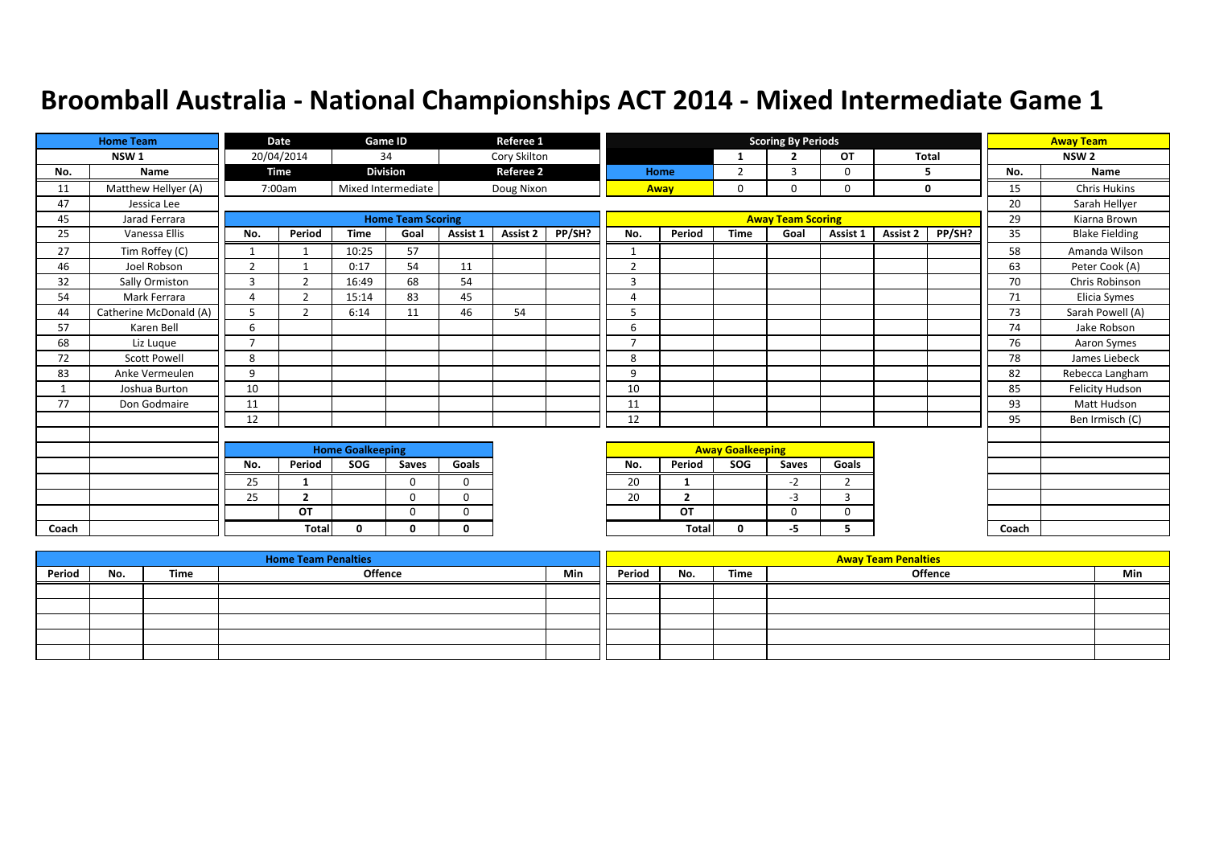# Broomball Australia - National Championships ACT 2014 - Mixed Intermediate Game 1

| Home Team | |
|---|---|
| NSW 1 | |
| No. | Name |
| 11 | Matthew Hellyer (A) |
| 47 | Jessica Lee |
| 45 | Jarad Ferrara |
| 25 | Vanessa Ellis |
| 27 | Tim Roffey (C) |
| 46 | Joel Robson |
| 32 | Sally Ormiston |
| 54 | Mark Ferrara |
| 44 | Catherine McDonald (A) |
| 57 | Karen Bell |
| 68 | Liz Luque |
| 72 | Scott Powell |
| 83 | Anke Vermeulen |
| 1 | Joshua Burton |
| 77 | Don Godmaire |
| Coach | |

| Date | Game ID | Referee 1 |
|---|---|---|
| 20/04/2014 | 34 | Cory Skilton |
| **Time** | **Division** | **Referee 2** |
| 7:00am | Mixed Intermediate | Doug Nixon |

**Scoring By Periods**

| | 1 | 2 | OT | Total |
|---|---|---|---|---|
| Home | 2 | 3 | 0 | 5 |
| Away | 0 | 0 | 0 | 0 |

| Away Team | |
|---|---|
| NSW 2 | |
| No. | Name |
| 15 | Chris Hukins |
| 20 | Sarah Hellyer |
| 29 | Kiarna Brown |
| 35 | Blake Fielding |
| 58 | Amanda Wilson |
| 63 | Peter Cook (A) |
| 70 | Chris Robinson |
| 71 | Elicia Symes |
| 73 | Sarah Powell (A) |
| 74 | Jake Robson |
| 76 | Aaron Symes |
| 78 | James Liebeck |
| 82 | Rebecca Langham |
| 85 | Felicity Hudson |
| 93 | Matt Hudson |
| 95 | Ben Irmisch (C) |
| Coach | |

**Home Team Scoring**

| No. | Period | Time | Goal | Assist 1 | Assist 2 | PP/SH? |
|---|---|---|---|---|---|---|
| 1 | 1 | 10:25 | 57 | | | |
| 2 | 1 | 0:17 | 54 | 11 | | |
| 3 | 2 | 16:49 | 68 | 54 | | |
| 4 | 2 | 15:14 | 83 | 45 | | |
| 5 | 2 | 6:14 | 11 | 46 | 54 | |
| 6 | | | | | | |
| 7 | | | | | | |
| 8 | | | | | | |
| 9 | | | | | | |
| 10 | | | | | | |
| 11 | | | | | | |
| 12 | | | | | | |

**Away Team Scoring**

| No. | Period | Time | Goal | Assist 1 | Assist 2 | PP/SH? |
|---|---|---|---|---|---|---|
| 1 | | | | | | |
| 2 | | | | | | |
| 3 | | | | | | |
| 4 | | | | | | |
| 5 | | | | | | |
| 6 | | | | | | |
| 7 | | | | | | |
| 8 | | | | | | |
| 9 | | | | | | |
| 10 | | | | | | |
| 11 | | | | | | |
| 12 | | | | | | |

**Home Goalkeeping**

| No. | Period | SOG | Saves | Goals |
|---|---|---|---|---|
| 25 | 1 | | 0 | 0 |
| 25 | 2 | | 0 | 0 |
| | OT | | 0 | 0 |
| | Total | 0 | 0 | 0 |

**Away Goalkeeping**

| No. | Period | SOG | Saves | Goals |
|---|---|---|---|---|
| 20 | 1 | | -2 | 2 |
| 20 | 2 | | -3 | 3 |
| | OT | | 0 | 0 |
| | Total | 0 | -5 | 5 |

**Home Team Penalties**

| Period | No. | Time | Offence | Min |
|---|---|---|---|---|
| | | | | |
| | | | | |
| | | | | |
| | | | | |
| | | | | |

**Away Team Penalties**

| Period | No. | Time | Offence | Min |
|---|---|---|---|---|
| | | | | |
| | | | | |
| | | | | |
| | | | | |
| | | | | |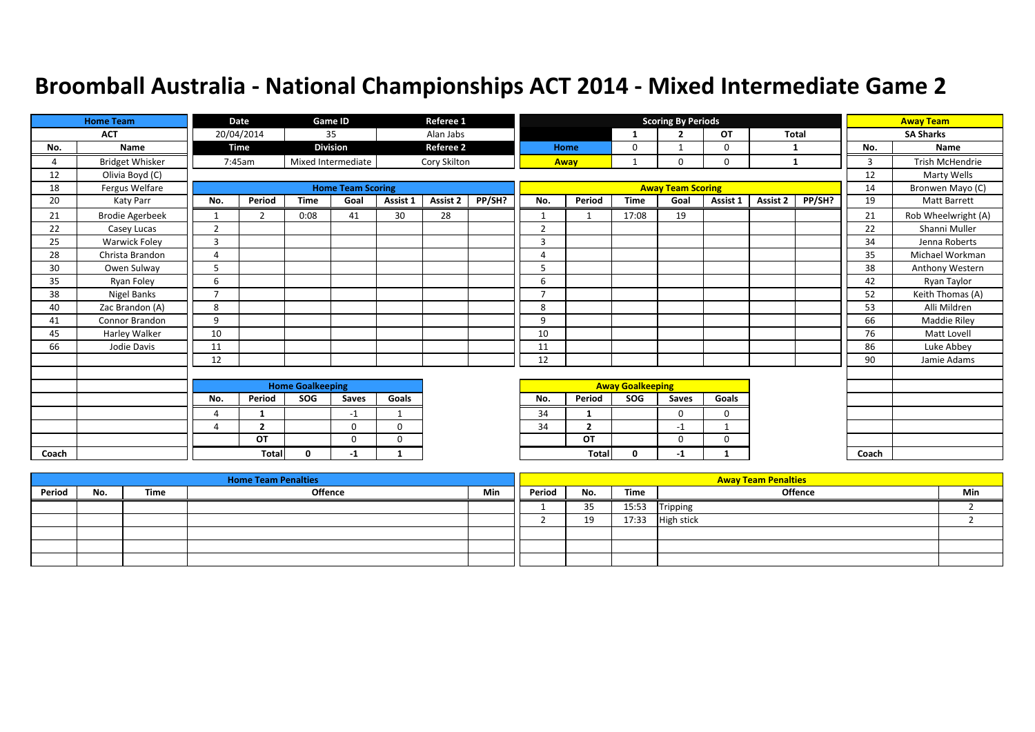# Broomball Australia - National Championships ACT 2014 - Mixed Intermediate Game 2

| Home Team | |
|---|---|
| ACT | |
| No. | Name |
| 4 | Bridget Whisker |
| 12 | Olivia Boyd (C) |
| 18 | Fergus Welfare |
| 20 | Katy Parr |
| 21 | Brodie Agerbeek |
| 22 | Casey Lucas |
| 25 | Warwick Foley |
| 28 | Christa Brandon |
| 30 | Owen Sulway |
| 35 | Ryan Foley |
| 38 | Nigel Banks |
| 40 | Zac Brandon (A) |
| 41 | Connor Brandon |
| 45 | Harley Walker |
| 66 | Jodie Davis |
| Coach | |

| Date | Game ID | Referee 1 |
|---|---|---|
| 20/04/2014 | 35 | Alan Jabs |
| **Time** | **Division** | **Referee 2** |
| 7:45am | Mixed Intermediate | Cory Skilton |

| Scoring By Periods | 1 | 2 | OT | Total |
|---|---|---|---|---|
| Home | 0 | 1 | 0 | 1 |
| Away | 1 | 0 | 0 | 1 |

| Away Team | |
|---|---|
| SA Sharks | |
| No. | Name |
| 3 | Trish McHendrie |
| 12 | Marty Wells |
| 14 | Bronwen Mayo (C) |
| 19 | Matt Barrett |
| 21 | Rob Wheelwright (A) |
| 22 | Shanni Muller |
| 34 | Jenna Roberts |
| 35 | Michael Workman |
| 38 | Anthony Western |
| 42 | Ryan Taylor |
| 52 | Keith Thomas (A) |
| 53 | Alli Mildren |
| 66 | Maddie Riley |
| 76 | Matt Lovell |
| 86 | Luke Abbey |
| 90 | Jamie Adams |
| Coach | |

## Home Team Scoring

| No. | Period | Time | Goal | Assist 1 | Assist 2 | PP/SH? |
|---|---|---|---|---|---|---|
| 1 | 2 | 0:08 | 41 | 30 | 28 | |
| 2 | | | | | | |
| 3 | | | | | | |
| 4 | | | | | | |
| 5 | | | | | | |
| 6 | | | | | | |
| 7 | | | | | | |
| 8 | | | | | | |
| 9 | | | | | | |
| 10 | | | | | | |
| 11 | | | | | | |
| 12 | | | | | | |

## Away Team Scoring

| No. | Period | Time | Goal | Assist 1 | Assist 2 | PP/SH? |
|---|---|---|---|---|---|---|
| 1 | 1 | 17:08 | 19 | | | |
| 2 | | | | | | |
| 3 | | | | | | |
| 4 | | | | | | |
| 5 | | | | | | |
| 6 | | | | | | |
| 7 | | | | | | |
| 8 | | | | | | |
| 9 | | | | | | |
| 10 | | | | | | |
| 11 | | | | | | |
| 12 | | | | | | |

## Home Goalkeeping

| No. | Period | SOG | Saves | Goals |
|---|---|---|---|---|
| 4 | 1 | | -1 | 1 |
| 4 | 2 | | 0 | 0 |
| | OT | | 0 | 0 |
| | Total | 0 | -1 | 1 |

## Away Goalkeeping

| No. | Period | SOG | Saves | Goals |
|---|---|---|---|---|
| 34 | 1 | | 0 | 0 |
| 34 | 2 | | -1 | 1 |
| | OT | | 0 | 0 |
| | Total | 0 | -1 | 1 |

## Home Team Penalties

| Period | No. | Time | Offence | Min |
|---|---|---|---|---|
| | | | | |
| | | | | |
| | | | | |
| | | | | |
| | | | | |

## Away Team Penalties

| Period | No. | Time | Offence | Min |
|---|---|---|---|---|
| 1 | 35 | 15:53 | Tripping | 2 |
| 2 | 19 | 17:33 | High stick | 2 |
| | | | | |
| | | | | |
| | | | | |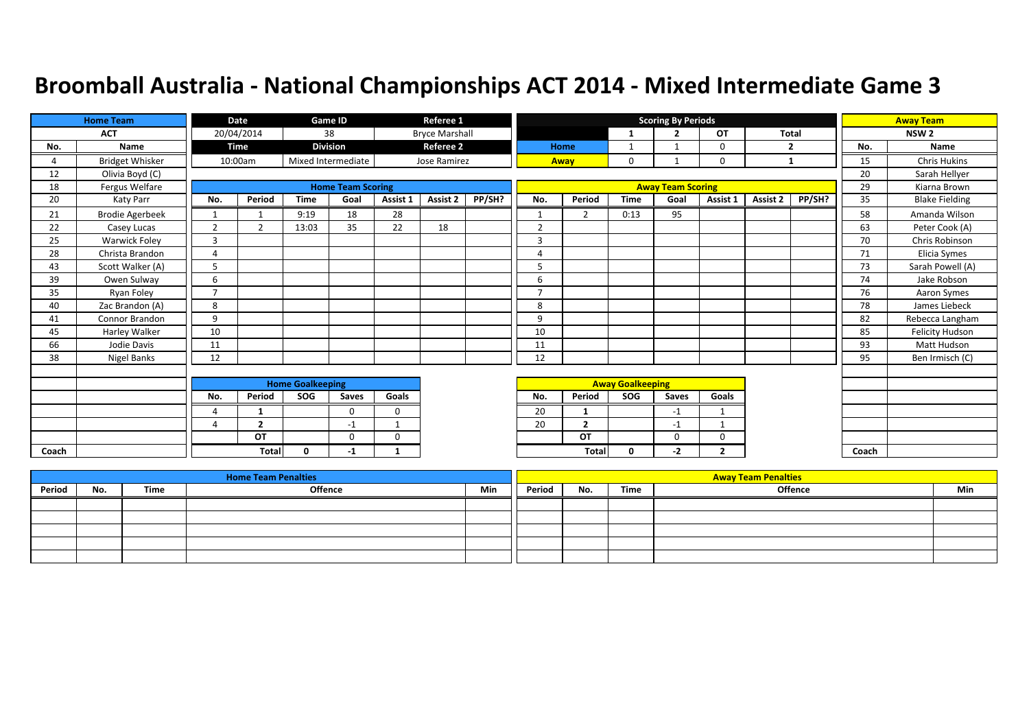# Broomball Australia - National Championships ACT 2014 - Mixed Intermediate Game 3

| Home Team | |
|---|---|
| ACT | |
| No. | Name |
| 4 | Bridget Whisker |
| 12 | Olivia Boyd (C) |
| 18 | Fergus Welfare |
| 20 | Katy Parr |
| 21 | Brodie Agerbeek |
| 22 | Casey Lucas |
| 25 | Warwick Foley |
| 28 | Christa Brandon |
| 43 | Scott Walker (A) |
| 39 | Owen Sulway |
| 35 | Ryan Foley |
| 40 | Zac Brandon (A) |
| 41 | Connor Brandon |
| 45 | Harley Walker |
| 66 | Jodie Davis |
| 38 | Nigel Banks |
| Coach | |

| Date | Game ID | Referee 1 |
|---|---|---|
| 20/04/2014 | 38 | Bryce Marshall |
| **Time** | **Division** | **Referee 2** |
| 10:00am | Mixed Intermediate | Jose Ramirez |

| Scoring By Periods | 1 | 2 | OT | Total |
|---|---|---|---|---|
| Home | 1 | 1 | 0 | 2 |
| Away | 0 | 1 | 0 | 1 |

| Away Team | |
|---|---|
| NSW 2 | |
| No. | Name |
| 15 | Chris Hukins |
| 20 | Sarah Hellyer |
| 29 | Kiarna Brown |
| 35 | Blake Fielding |
| 58 | Amanda Wilson |
| 63 | Peter Cook (A) |
| 70 | Chris Robinson |
| 71 | Elicia Symes |
| 73 | Sarah Powell (A) |
| 74 | Jake Robson |
| 76 | Aaron Symes |
| 78 | James Liebeck |
| 82 | Rebecca Langham |
| 85 | Felicity Hudson |
| 93 | Matt Hudson |
| 95 | Ben Irmisch (C) |
| Coach | |

## Home Team Scoring

| No. | Period | Time | Goal | Assist 1 | Assist 2 | PP/SH? |
|---|---|---|---|---|---|---|
| 1 | 1 | 9:19 | 18 | 28 | | |
| 2 | 2 | 13:03 | 35 | 22 | 18 | |
| 3 | | | | | | |
| 4 | | | | | | |
| 5 | | | | | | |
| 6 | | | | | | |
| 7 | | | | | | |
| 8 | | | | | | |
| 9 | | | | | | |
| 10 | | | | | | |
| 11 | | | | | | |
| 12 | | | | | | |

## Away Team Scoring

| No. | Period | Time | Goal | Assist 1 | Assist 2 | PP/SH? |
|---|---|---|---|---|---|---|
| 1 | 2 | 0:13 | 95 | | | |
| 2 | | | | | | |
| 3 | | | | | | |
| 4 | | | | | | |
| 5 | | | | | | |
| 6 | | | | | | |
| 7 | | | | | | |
| 8 | | | | | | |
| 9 | | | | | | |
| 10 | | | | | | |
| 11 | | | | | | |
| 12 | | | | | | |

## Home Goalkeeping

| No. | Period | SOG | Saves | Goals |
|---|---|---|---|---|
| 4 | 1 | | 0 | 0 |
| 4 | 2 | | -1 | 1 |
| | OT | | 0 | 0 |
| | Total | 0 | -1 | 1 |

## Away Goalkeeping

| No. | Period | SOG | Saves | Goals |
|---|---|---|---|---|
| 20 | 1 | | -1 | 1 |
| 20 | 2 | | -1 | 1 |
| | OT | | 0 | 0 |
| | Total | 0 | -2 | 2 |

## Home Team Penalties

| Period | No. | Time | Offence | Min |
|---|---|---|---|---|
| | | | | |
| | | | | |
| | | | | |
| | | | | |
| | | | | |

## Away Team Penalties

| Period | No. | Time | Offence | Min |
|---|---|---|---|---|
| | | | | |
| | | | | |
| | | | | |
| | | | | |
| | | | | |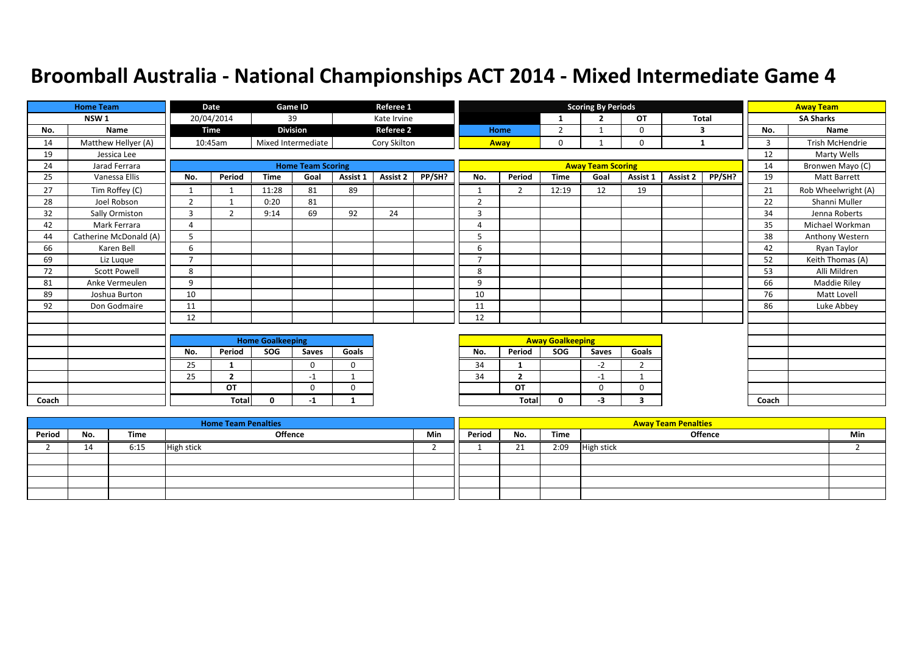# Broomball Australia - National Championships ACT 2014 - Mixed Intermediate Game 4

| Date | Game ID | Referee 1 |
|---|---|---|
| 20/04/2014 | 39 | Kate Irvine |
| **Time** | **Division** | **Referee 2** |
| 10:45am | Mixed Intermediate | Cory Skilton |

## Scoring By Periods

| | 1 | 2 | OT | Total |
|---|---|---|---|---|
| Home | 2 | 1 | 0 | 3 |
| Away | 0 | 1 | 0 | 1 |

## Home Team: NSW 1

| No. | Name |
|---|---|
| 14 | Matthew Hellyer (A) |
| 19 | Jessica Lee |
| 24 | Jarad Ferrara |
| 25 | Vanessa Ellis |
| 27 | Tim Roffey (C) |
| 28 | Joel Robson |
| 32 | Sally Ormiston |
| 42 | Mark Ferrara |
| 44 | Catherine McDonald (A) |
| 66 | Karen Bell |
| 69 | Liz Luque |
| 72 | Scott Powell |
| 81 | Anke Vermeulen |
| 89 | Joshua Burton |
| 92 | Don Godmaire |
| Coach | |

## Away Team: SA Sharks

| No. | Name |
|---|---|
| 3 | Trish McHendrie |
| 12 | Marty Wells |
| 14 | Bronwen Mayo (C) |
| 19 | Matt Barrett |
| 21 | Rob Wheelwright (A) |
| 22 | Shanni Muller |
| 34 | Jenna Roberts |
| 35 | Michael Workman |
| 38 | Anthony Western |
| 42 | Ryan Taylor |
| 52 | Keith Thomas (A) |
| 53 | Alli Mildren |
| 66 | Maddie Riley |
| 76 | Matt Lovell |
| 86 | Luke Abbey |
| Coach | |

## Home Team Scoring

| No. | Period | Time | Goal | Assist 1 | Assist 2 | PP/SH? |
|---|---|---|---|---|---|---|
| 1 | 1 | 11:28 | 81 | 89 | | |
| 2 | 1 | 0:20 | 81 | | | |
| 3 | 2 | 9:14 | 69 | 92 | 24 | |
| 4 | | | | | | |
| 5 | | | | | | |
| 6 | | | | | | |
| 7 | | | | | | |
| 8 | | | | | | |
| 9 | | | | | | |
| 10 | | | | | | |
| 11 | | | | | | |
| 12 | | | | | | |

## Away Team Scoring

| No. | Period | Time | Goal | Assist 1 | Assist 2 | PP/SH? |
|---|---|---|---|---|---|---|
| 1 | 2 | 12:19 | 12 | 19 | | |
| 2 | | | | | | |
| 3 | | | | | | |
| 4 | | | | | | |
| 5 | | | | | | |
| 6 | | | | | | |
| 7 | | | | | | |
| 8 | | | | | | |
| 9 | | | | | | |
| 10 | | | | | | |
| 11 | | | | | | |
| 12 | | | | | | |

## Home Goalkeeping

| No. | Period | SOG | Saves | Goals |
|---|---|---|---|---|
| 25 | 1 | | 0 | 0 |
| 25 | 2 | | -1 | 1 |
| | OT | | 0 | 0 |
| | Total | 0 | -1 | 1 |

## Away Goalkeeping

| No. | Period | SOG | Saves | Goals |
|---|---|---|---|---|
| 34 | 1 | | -2 | 2 |
| 34 | 2 | | -1 | 1 |
| | OT | | 0 | 0 |
| | Total | 0 | -3 | 3 |

## Home Team Penalties

| Period | No. | Time | Offence | Min |
|---|---|---|---|---|
| 2 | 14 | 6:15 | High stick | 2 |

## Away Team Penalties

| Period | No. | Time | Offence | Min |
|---|---|---|---|---|
| 1 | 21 | 2:09 | High stick | 2 |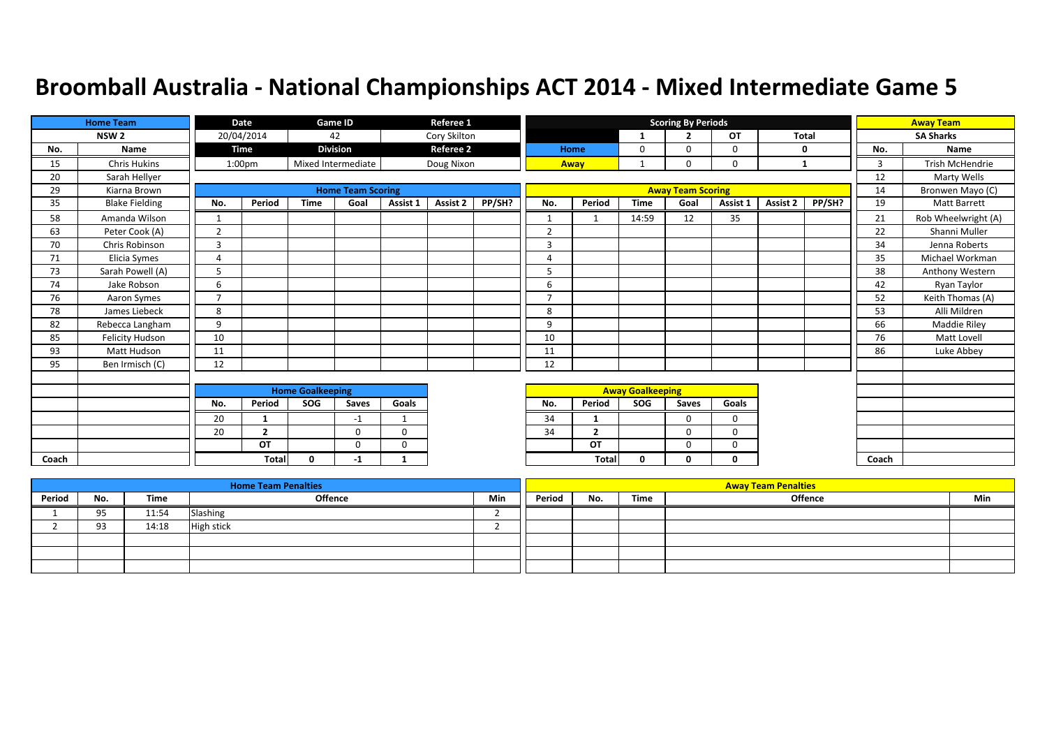# Broomball Australia - National Championships ACT 2014 - Mixed Intermediate Game 5

| Date | Game ID | Referee 1 |
|---|---|---|
| 20/04/2014 | 42 | Cory Skilton |
| **Time** | **Division** | **Referee 2** |
| 1:00pm | Mixed Intermediate | Doug Nixon |

**Scoring By Periods**

| | 1 | 2 | OT | Total |
|---|---|---|---|---|
| Home | 0 | 0 | 0 | 0 |
| Away | 1 | 0 | 0 | 1 |

**Home Team: NSW 2**

| No. | Name |
|---|---|
| 15 | Chris Hukins |
| 20 | Sarah Hellyer |
| 29 | Kiarna Brown |
| 35 | Blake Fielding |
| 58 | Amanda Wilson |
| 63 | Peter Cook (A) |
| 70 | Chris Robinson |
| 71 | Elicia Symes |
| 73 | Sarah Powell (A) |
| 74 | Jake Robson |
| 76 | Aaron Symes |
| 78 | James Liebeck |
| 82 | Rebecca Langham |
| 85 | Felicity Hudson |
| 93 | Matt Hudson |
| 95 | Ben Irmisch (C) |
| Coach | |

**Away Team: SA Sharks**

| No. | Name |
|---|---|
| 3 | Trish McHendrie |
| 12 | Marty Wells |
| 14 | Bronwen Mayo (C) |
| 19 | Matt Barrett |
| 21 | Rob Wheelwright (A) |
| 22 | Shanni Muller |
| 34 | Jenna Roberts |
| 35 | Michael Workman |
| 38 | Anthony Western |
| 42 | Ryan Taylor |
| 52 | Keith Thomas (A) |
| 53 | Alli Mildren |
| 66 | Maddie Riley |
| 76 | Matt Lovell |
| 86 | Luke Abbey |
| Coach | |

**Home Team Scoring**

| No. | Period | Time | Goal | Assist 1 | Assist 2 | PP/SH? |
|---|---|---|---|---|---|---|
| 1 | | | | | | |
| 2 | | | | | | |
| 3 | | | | | | |
| 4 | | | | | | |
| 5 | | | | | | |
| 6 | | | | | | |
| 7 | | | | | | |
| 8 | | | | | | |
| 9 | | | | | | |
| 10 | | | | | | |
| 11 | | | | | | |
| 12 | | | | | | |

**Away Team Scoring**

| No. | Period | Time | Goal | Assist 1 | Assist 2 | PP/SH? |
|---|---|---|---|---|---|---|
| 1 | 1 | 14:59 | 12 | 35 | | |
| 2 | | | | | | |
| 3 | | | | | | |
| 4 | | | | | | |
| 5 | | | | | | |
| 6 | | | | | | |
| 7 | | | | | | |
| 8 | | | | | | |
| 9 | | | | | | |
| 10 | | | | | | |
| 11 | | | | | | |
| 12 | | | | | | |

**Home Goalkeeping**

| No. | Period | SOG | Saves | Goals |
|---|---|---|---|---|
| 20 | 1 | | -1 | 1 |
| 20 | 2 | | 0 | 0 |
| | OT | | 0 | 0 |
| | Total | 0 | -1 | 1 |

**Away Goalkeeping**

| No. | Period | SOG | Saves | Goals |
|---|---|---|---|---|
| 34 | 1 | | 0 | 0 |
| 34 | 2 | | 0 | 0 |
| | OT | | 0 | 0 |
| | Total | 0 | 0 | 0 |

**Home Team Penalties**

| Period | No. | Time | Offence | Min |
|---|---|---|---|---|
| 1 | 95 | 11:54 | Slashing | 2 |
| 2 | 93 | 14:18 | High stick | 2 |

**Away Team Penalties**

| Period | No. | Time | Offence | Min |
|---|---|---|---|---|
| | | | | |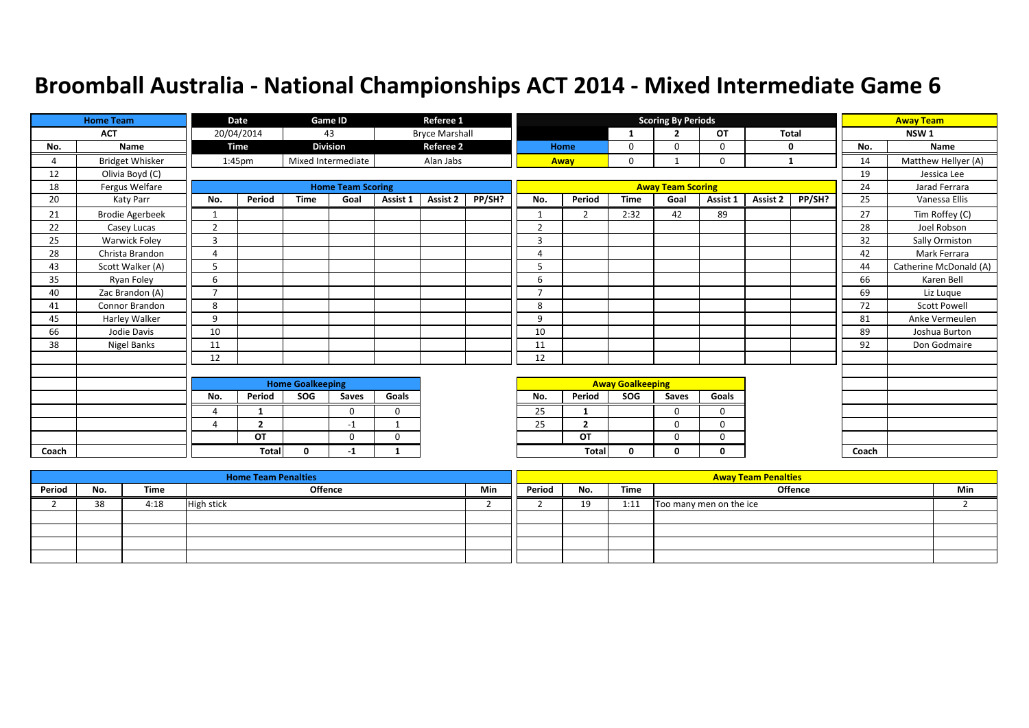# Broomball Australia - National Championships ACT 2014 - Mixed Intermediate Game 6

| Home Team | |
|---|---|
| ACT | |
| No. | Name |
| 4 | Bridget Whisker |
| 12 | Olivia Boyd (C) |
| 18 | Fergus Welfare |
| 20 | Katy Parr |
| 21 | Brodie Agerbeek |
| 22 | Casey Lucas |
| 25 | Warwick Foley |
| 28 | Christa Brandon |
| 43 | Scott Walker (A) |
| 35 | Ryan Foley |
| 40 | Zac Brandon (A) |
| 41 | Connor Brandon |
| 45 | Harley Walker |
| 66 | Jodie Davis |
| 38 | Nigel Banks |
| Coach | |

| Date | Game ID | Referee 1 |
|---|---|---|
| 20/04/2014 | 43 | Bryce Marshall |
| **Time** | **Division** | **Referee 2** |
| 1:45pm | Mixed Intermediate | Alan Jabs |

| Scoring By Periods | 1 | 2 | OT | Total |
|---|---|---|---|---|
| Home | 0 | 0 | 0 | 0 |
| Away | 0 | 1 | 0 | 1 |

| Away Team | |
|---|---|
| NSW 1 | |
| No. | Name |
| 14 | Matthew Hellyer (A) |
| 19 | Jessica Lee |
| 24 | Jarad Ferrara |
| 25 | Vanessa Ellis |
| 27 | Tim Roffey (C) |
| 28 | Joel Robson |
| 32 | Sally Ormiston |
| 42 | Mark Ferrara |
| 44 | Catherine McDonald (A) |
| 66 | Karen Bell |
| 69 | Liz Luque |
| 72 | Scott Powell |
| 81 | Anke Vermeulen |
| 89 | Joshua Burton |
| 92 | Don Godmaire |
| Coach | |

## Home Team Scoring

| No. | Period | Time | Goal | Assist 1 | Assist 2 | PP/SH? |
|---|---|---|---|---|---|---|
| 1 | | | | | | |
| 2 | | | | | | |
| 3 | | | | | | |
| 4 | | | | | | |
| 5 | | | | | | |
| 6 | | | | | | |
| 7 | | | | | | |
| 8 | | | | | | |
| 9 | | | | | | |
| 10 | | | | | | |
| 11 | | | | | | |
| 12 | | | | | | |

## Away Team Scoring

| No. | Period | Time | Goal | Assist 1 | Assist 2 | PP/SH? |
|---|---|---|---|---|---|---|
| 1 | 2 | 2:32 | 42 | 89 | | |
| 2 | | | | | | |
| 3 | | | | | | |
| 4 | | | | | | |
| 5 | | | | | | |
| 6 | | | | | | |
| 7 | | | | | | |
| 8 | | | | | | |
| 9 | | | | | | |
| 10 | | | | | | |
| 11 | | | | | | |
| 12 | | | | | | |

## Home Goalkeeping

| No. | Period | SOG | Saves | Goals |
|---|---|---|---|---|
| 4 | 1 | | 0 | 0 |
| 4 | 2 | | -1 | 1 |
| | OT | | 0 | 0 |
| | Total | 0 | -1 | 1 |

## Away Goalkeeping

| No. | Period | SOG | Saves | Goals |
|---|---|---|---|---|
| 25 | 1 | | 0 | 0 |
| 25 | 2 | | 0 | 0 |
| | OT | | 0 | 0 |
| | Total | 0 | 0 | 0 |

## Home Team Penalties

| Period | No. | Time | Offence | Min |
|---|---|---|---|---|
| 2 | 38 | 4:18 | High stick | 2 |
| | | | | |
| | | | | |
| | | | | |
| | | | | |

## Away Team Penalties

| Period | No. | Time | Offence | Min |
|---|---|---|---|---|
| 2 | 19 | 1:11 | Too many men on the ice | 2 |
| | | | | |
| | | | | |
| | | | | |
| | | | | |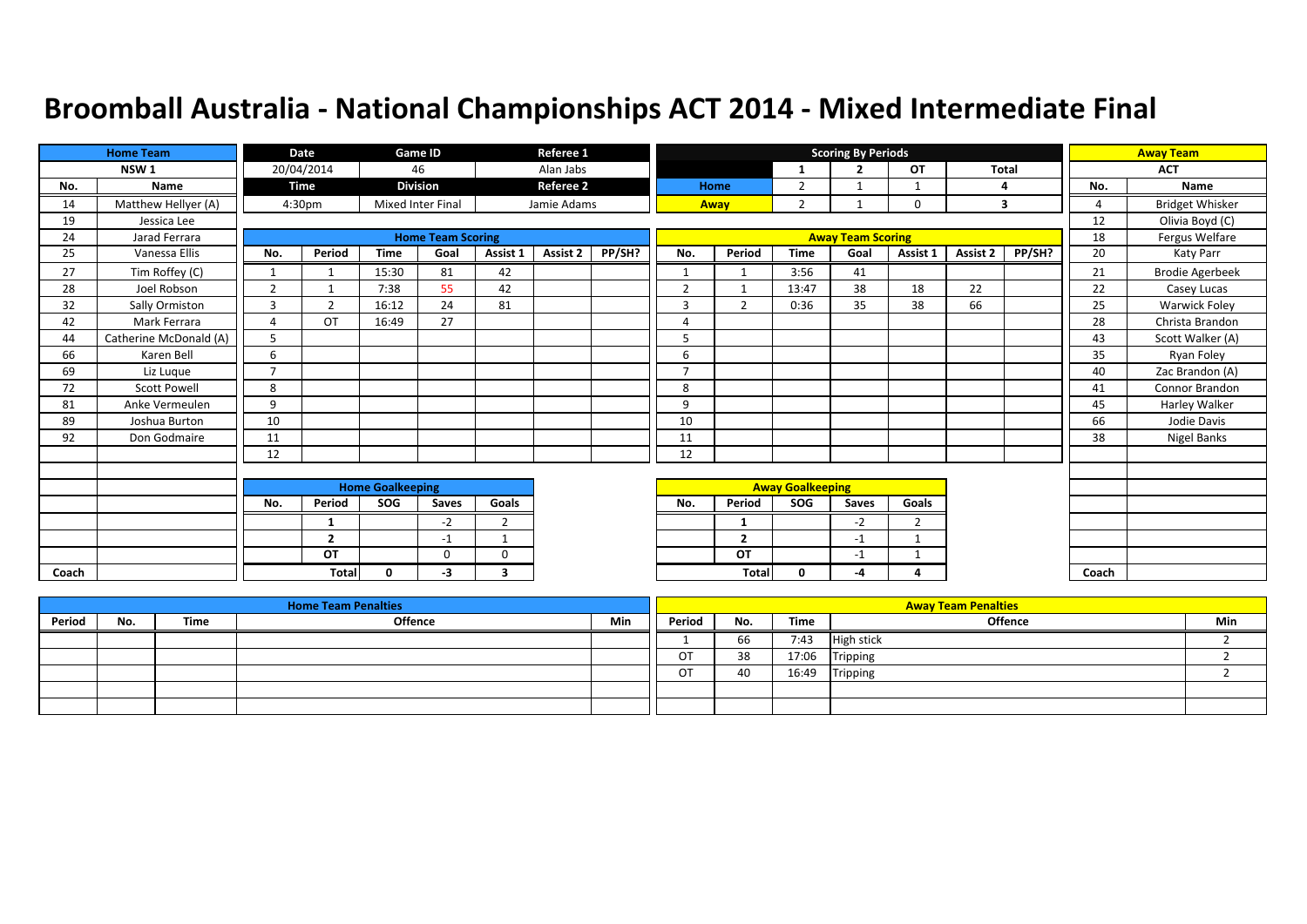# Broomball Australia - National Championships ACT 2014 - Mixed Intermediate Final

| Home Team | | Date | Game ID | Referee 1 |
|---|---|---|---|---|
| NSW 1 | | 20/04/2014 | 46 | Alan Jabs |
| No. | Name | Time | Division | Referee 2 |
| 14 | Matthew Hellyer (A) | 4:30pm | Mixed Inter Final | Jamie Adams |
| 19 | Jessica Lee | | | |
| 24 | Jarad Ferrara | | | |
| 25 | Vanessa Ellis | | | |
| 27 | Tim Roffey (C) | | | |
| 28 | Joel Robson | | | |
| 32 | Sally Ormiston | | | |
| 42 | Mark Ferrara | | | |
| 44 | Catherine McDonald (A) | | | |
| 66 | Karen Bell | | | |
| 69 | Liz Luque | | | |
| 72 | Scott Powell | | | |
| 81 | Anke Vermeulen | | | |
| 89 | Joshua Burton | | | |
| 92 | Don Godmaire | | | |
| Coach | | | | |

**Scoring By Periods**

| | 1 | 2 | OT | Total |
|---|---|---|---|---|
| Home | 2 | 1 | 1 | 4 |
| Away | 2 | 1 | 0 | 3 |

| Away Team | |
|---|---|
| ACT | |
| No. | Name |
| 4 | Bridget Whisker |
| 12 | Olivia Boyd (C) |
| 18 | Fergus Welfare |
| 20 | Katy Parr |
| 21 | Brodie Agerbeek |
| 22 | Casey Lucas |
| 25 | Warwick Foley |
| 28 | Christa Brandon |
| 43 | Scott Walker (A) |
| 35 | Ryan Foley |
| 40 | Zac Brandon (A) |
| 41 | Connor Brandon |
| 45 | Harley Walker |
| 66 | Jodie Davis |
| 38 | Nigel Banks |
| Coach | |

**Home Team Scoring**

| No. | Period | Time | Goal | Assist 1 | Assist 2 | PP/SH? |
|---|---|---|---|---|---|---|
| 1 | 1 | 15:30 | 81 | 42 | | |
| 2 | 1 | 7:38 | 55 | 42 | | |
| 3 | 2 | 16:12 | 24 | 81 | | |
| 4 | OT | 16:49 | 27 | | | |
| 5 | | | | | | |
| 6 | | | | | | |
| 7 | | | | | | |
| 8 | | | | | | |
| 9 | | | | | | |
| 10 | | | | | | |
| 11 | | | | | | |
| 12 | | | | | | |

**Away Team Scoring**

| No. | Period | Time | Goal | Assist 1 | Assist 2 | PP/SH? |
|---|---|---|---|---|---|---|
| 1 | 1 | 3:56 | 41 | | | |
| 2 | 1 | 13:47 | 38 | 18 | 22 | |
| 3 | 2 | 0:36 | 35 | 38 | 66 | |
| 4 | | | | | | |
| 5 | | | | | | |
| 6 | | | | | | |
| 7 | | | | | | |
| 8 | | | | | | |
| 9 | | | | | | |
| 10 | | | | | | |
| 11 | | | | | | |
| 12 | | | | | | |

**Home Goalkeeping**

| No. | Period | SOG | Saves | Goals |
|---|---|---|---|---|
| | 1 | | -2 | 2 |
| | 2 | | -1 | 1 |
| | OT | | 0 | 0 |
| | Total | 0 | -3 | 3 |

**Away Goalkeeping**

| No. | Period | SOG | Saves | Goals |
|---|---|---|---|---|
| | 1 | | -2 | 2 |
| | 2 | | -1 | 1 |
| | OT | | -1 | 1 |
| | Total | 0 | -4 | 4 |

**Home Team Penalties**

| Period | No. | Time | Offence | Min |
|---|---|---|---|---|
| | | | | |
| | | | | |
| | | | | |
| | | | | |
| | | | | |

**Away Team Penalties**

| Period | No. | Time | Offence | Min |
|---|---|---|---|---|
| 1 | 66 | 7:43 | High stick | 2 |
| OT | 38 | 17:06 | Tripping | 2 |
| OT | 40 | 16:49 | Tripping | 2 |
| | | | | |
| | | | | |